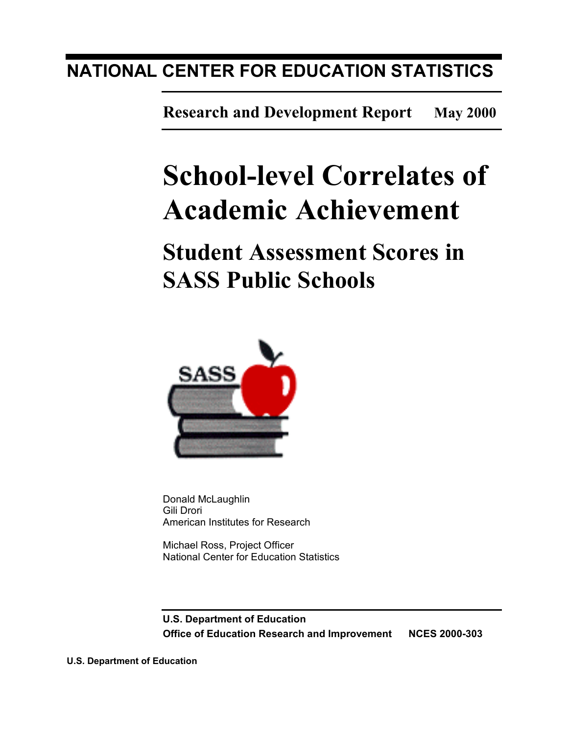# NATIONAL CENTER FOR EDUCATION STATISTICS

**Research and Development Report** **May 2000**

# School-level Correlates of Academic Achievement

## Student Assessment Scores in SASS Public Schools

Donald McLaughlin
Gili Drori
American Institutes for Research

Michael Ross, Project Officer
National Center for Education Statistics

**U.S. Department of Education**
**Office of Education Research and Improvement** **NCES 2000-303**

**U.S. Department of Education**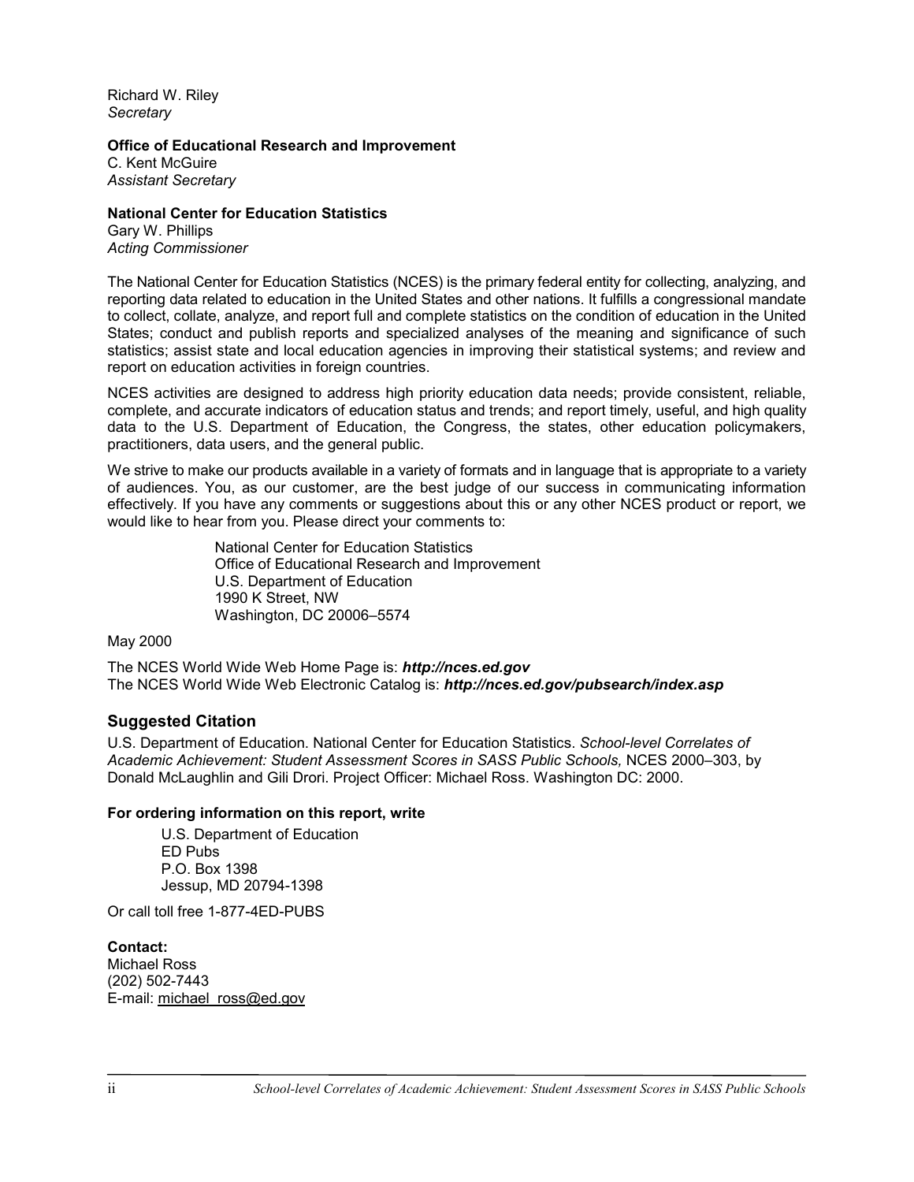Richard W. Riley
*Secretary*

**Office of Educational Research and Improvement**
C. Kent McGuire
*Assistant Secretary*

**National Center for Education Statistics**
Gary W. Phillips
*Acting Commissioner*

The National Center for Education Statistics (NCES) is the primary federal entity for collecting, analyzing, and reporting data related to education in the United States and other nations. It fulfills a congressional mandate to collect, collate, analyze, and report full and complete statistics on the condition of education in the United States; conduct and publish reports and specialized analyses of the meaning and significance of such statistics; assist state and local education agencies in improving their statistical systems; and review and report on education activities in foreign countries.

NCES activities are designed to address high priority education data needs; provide consistent, reliable, complete, and accurate indicators of education status and trends; and report timely, useful, and high quality data to the U.S. Department of Education, the Congress, the states, other education policymakers, practitioners, data users, and the general public.

We strive to make our products available in a variety of formats and in language that is appropriate to a variety of audiences. You, as our customer, are the best judge of our success in communicating information effectively. If you have any comments or suggestions about this or any other NCES product or report, we would like to hear from you. Please direct your comments to:

> National Center for Education Statistics
> Office of Educational Research and Improvement
> U.S. Department of Education
> 1990 K Street, NW
> Washington, DC 20006–5574

May 2000

The NCES World Wide Web Home Page is: ***http://nces.ed.gov***
The NCES World Wide Web Electronic Catalog is: ***http://nces.ed.gov/pubsearch/index.asp***

## Suggested Citation

U.S. Department of Education. National Center for Education Statistics. *School-level Correlates of Academic Achievement: Student Assessment Scores in SASS Public Schools,* NCES 2000–303, by Donald McLaughlin and Gili Drori. Project Officer: Michael Ross. Washington DC: 2000.

**For ordering information on this report, write**

> U.S. Department of Education
> ED Pubs
> P.O. Box 1398
> Jessup, MD 20794-1398

Or call toll free 1-877-4ED-PUBS

**Contact:**
Michael Ross
(202) 502-7443
E-mail: michael_ross@ed.gov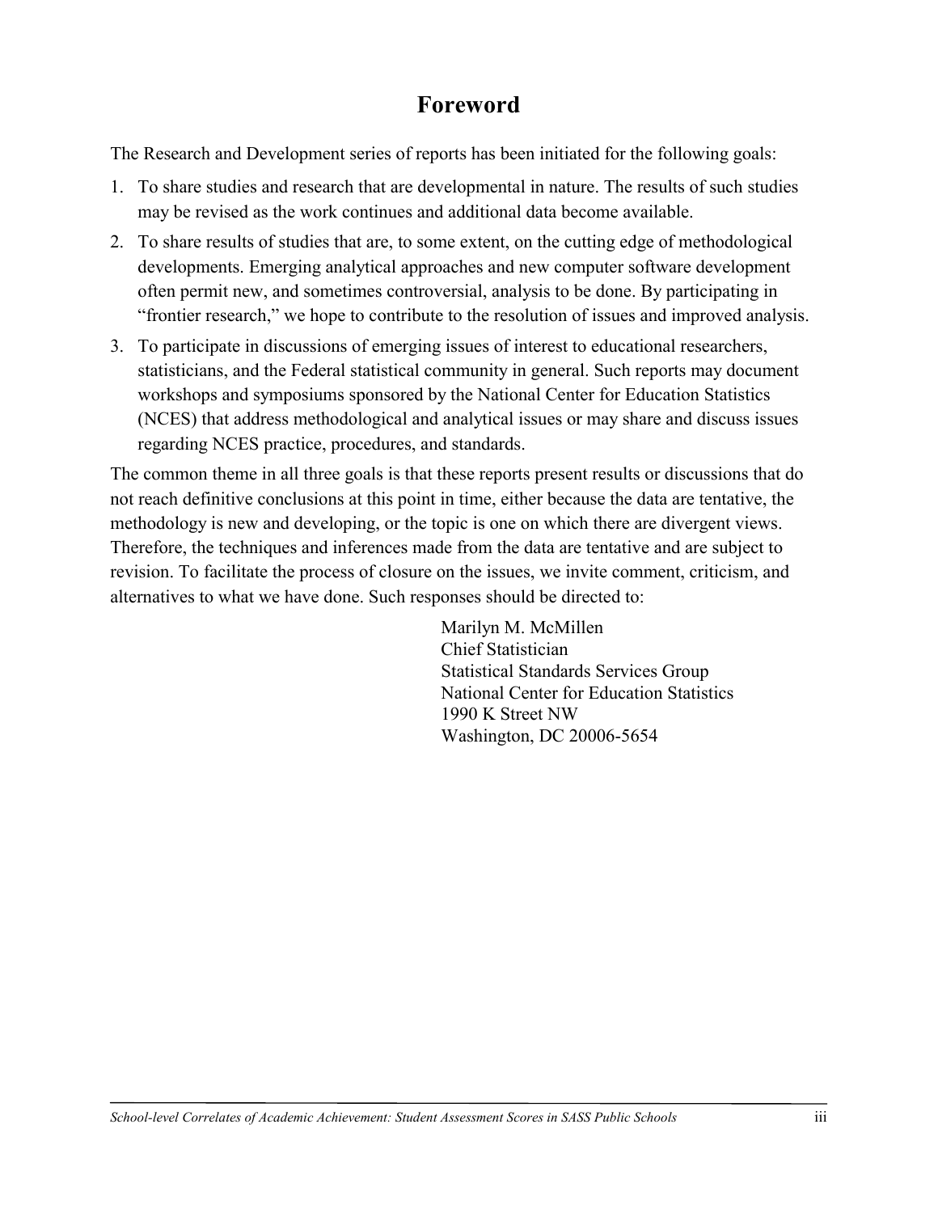# Foreword

The Research and Development series of reports has been initiated for the following goals:

1. To share studies and research that are developmental in nature. The results of such studies may be revised as the work continues and additional data become available.
2. To share results of studies that are, to some extent, on the cutting edge of methodological developments. Emerging analytical approaches and new computer software development often permit new, and sometimes controversial, analysis to be done. By participating in "frontier research," we hope to contribute to the resolution of issues and improved analysis.
3. To participate in discussions of emerging issues of interest to educational researchers, statisticians, and the Federal statistical community in general. Such reports may document workshops and symposiums sponsored by the National Center for Education Statistics (NCES) that address methodological and analytical issues or may share and discuss issues regarding NCES practice, procedures, and standards.

The common theme in all three goals is that these reports present results or discussions that do not reach definitive conclusions at this point in time, either because the data are tentative, the methodology is new and developing, or the topic is one on which there are divergent views. Therefore, the techniques and inferences made from the data are tentative and are subject to revision. To facilitate the process of closure on the issues, we invite comment, criticism, and alternatives to what we have done. Such responses should be directed to:

Marilyn M. McMillen
Chief Statistician
Statistical Standards Services Group
National Center for Education Statistics
1990 K Street NW
Washington, DC 20006-5654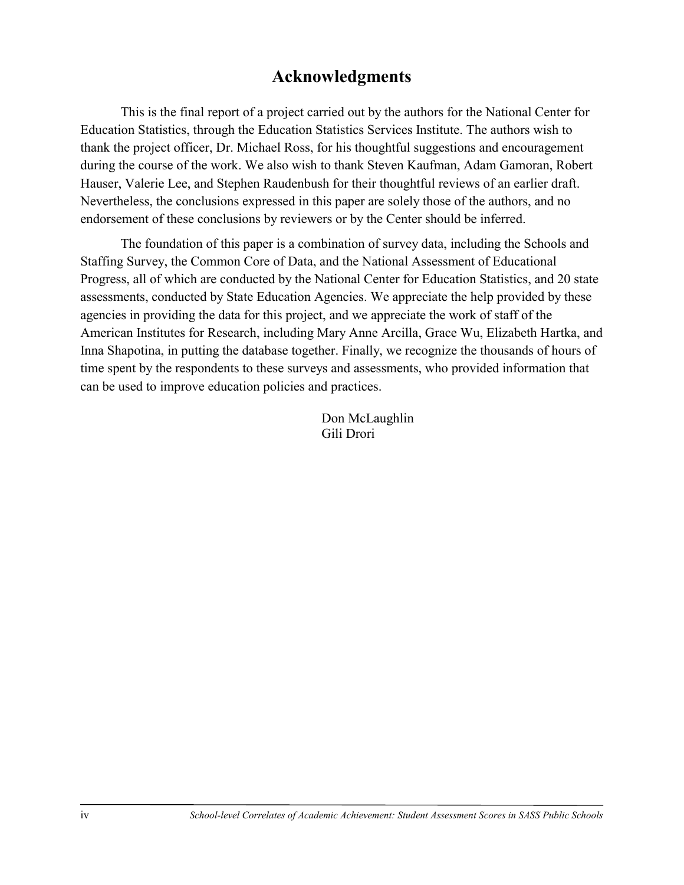# Acknowledgments

This is the final report of a project carried out by the authors for the National Center for Education Statistics, through the Education Statistics Services Institute. The authors wish to thank the project officer, Dr. Michael Ross, for his thoughtful suggestions and encouragement during the course of the work. We also wish to thank Steven Kaufman, Adam Gamoran, Robert Hauser, Valerie Lee, and Stephen Raudenbush for their thoughtful reviews of an earlier draft. Nevertheless, the conclusions expressed in this paper are solely those of the authors, and no endorsement of these conclusions by reviewers or by the Center should be inferred.

The foundation of this paper is a combination of survey data, including the Schools and Staffing Survey, the Common Core of Data, and the National Assessment of Educational Progress, all of which are conducted by the National Center for Education Statistics, and 20 state assessments, conducted by State Education Agencies. We appreciate the help provided by these agencies in providing the data for this project, and we appreciate the work of staff of the American Institutes for Research, including Mary Anne Arcilla, Grace Wu, Elizabeth Hartka, and Inna Shapotina, in putting the database together. Finally, we recognize the thousands of hours of time spent by the respondents to these surveys and assessments, who provided information that can be used to improve education policies and practices.

Don McLaughlin
Gili Drori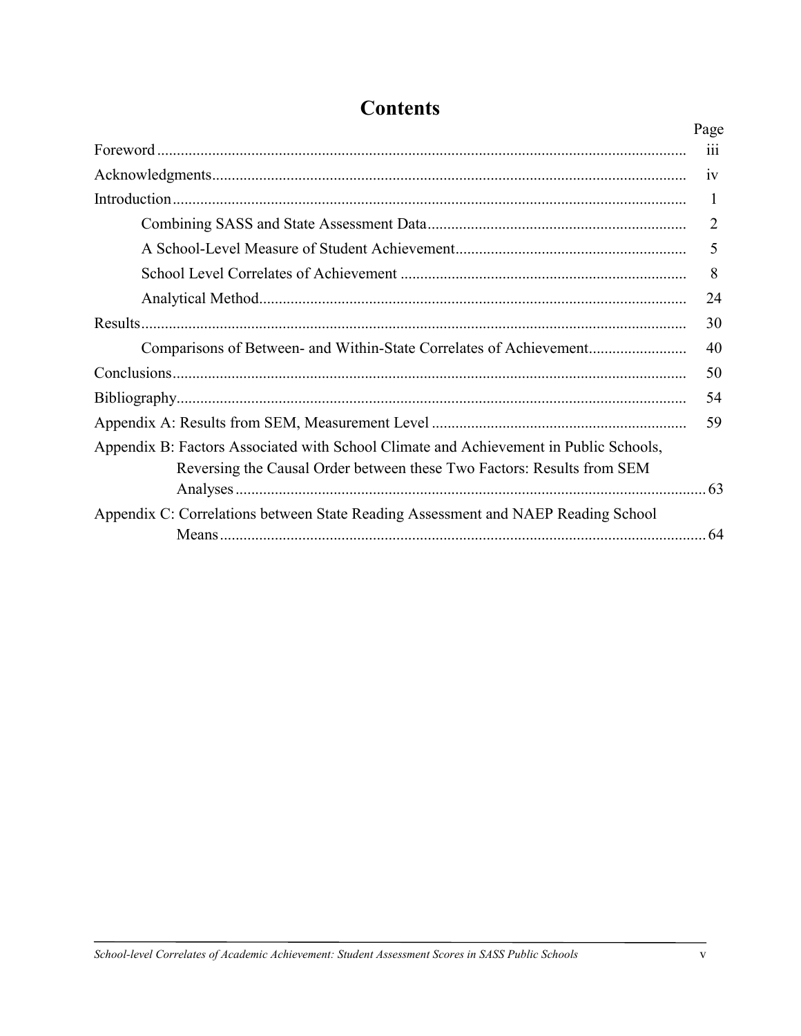# Contents

| | Page |
|---|---|
| Foreword | iii |
| Acknowledgments | iv |
| Introduction | 1 |
| Combining SASS and State Assessment Data | 2 |
| A School-Level Measure of Student Achievement | 5 |
| School Level Correlates of Achievement | 8 |
| Analytical Method | 24 |
| Results | 30 |
| Comparisons of Between- and Within-State Correlates of Achievement | 40 |
| Conclusions | 50 |
| Bibliography | 54 |
| Appendix A: Results from SEM, Measurement Level | 59 |
| Appendix B: Factors Associated with School Climate and Achievement in Public Schools, Reversing the Causal Order between these Two Factors: Results from SEM Analyses | 63 |
| Appendix C: Correlations between State Reading Assessment and NAEP Reading School Means | 64 |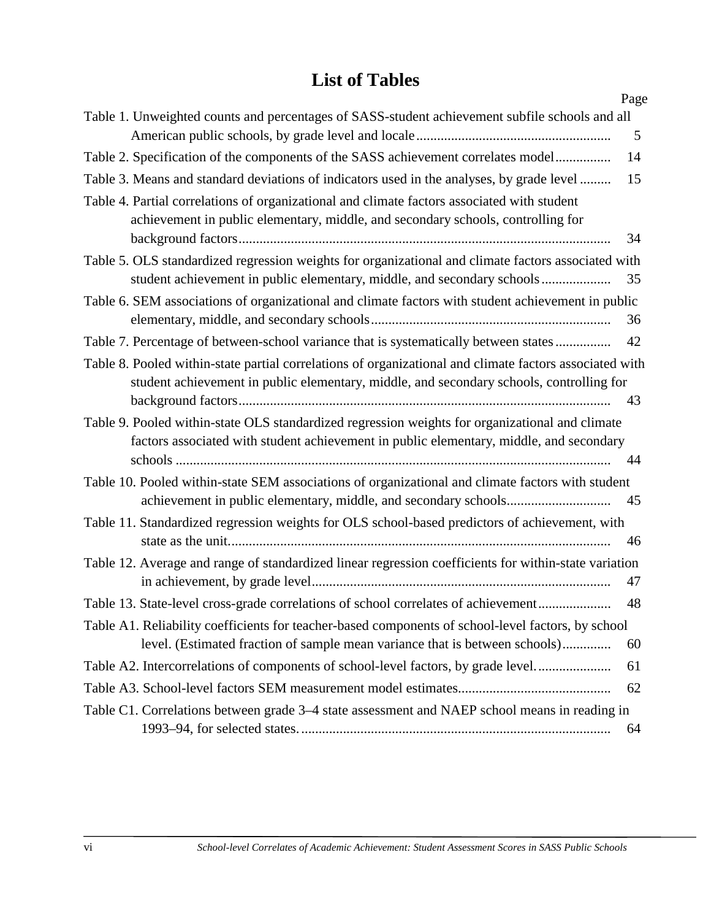# List of Tables

| | Page |
|---|---|
| Table 1. Unweighted counts and percentages of SASS-student achievement subfile schools and all American public schools, by grade level and locale | 5 |
| Table 2. Specification of the components of the SASS achievement correlates model | 14 |
| Table 3. Means and standard deviations of indicators used in the analyses, by grade level | 15 |
| Table 4. Partial correlations of organizational and climate factors associated with student achievement in public elementary, middle, and secondary schools, controlling for background factors | 34 |
| Table 5. OLS standardized regression weights for organizational and climate factors associated with student achievement in public elementary, middle, and secondary schools | 35 |
| Table 6. SEM associations of organizational and climate factors with student achievement in public elementary, middle, and secondary schools | 36 |
| Table 7. Percentage of between-school variance that is systematically between states | 42 |
| Table 8. Pooled within-state partial correlations of organizational and climate factors associated with student achievement in public elementary, middle, and secondary schools, controlling for background factors | 43 |
| Table 9. Pooled within-state OLS standardized regression weights for organizational and climate factors associated with student achievement in public elementary, middle, and secondary schools | 44 |
| Table 10. Pooled within-state SEM associations of organizational and climate factors with student achievement in public elementary, middle, and secondary schools | 45 |
| Table 11. Standardized regression weights for OLS school-based predictors of achievement, with state as the unit | 46 |
| Table 12. Average and range of standardized linear regression coefficients for within-state variation in achievement, by grade level | 47 |
| Table 13. State-level cross-grade correlations of school correlates of achievement | 48 |
| Table A1. Reliability coefficients for teacher-based components of school-level factors, by school level. (Estimated fraction of sample mean variance that is between schools) | 60 |
| Table A2. Intercorrelations of components of school-level factors, by grade level. | 61 |
| Table A3. School-level factors SEM measurement model estimates | 62 |
| Table C1. Correlations between grade 3–4 state assessment and NAEP school means in reading in 1993–94, for selected states. | 64 |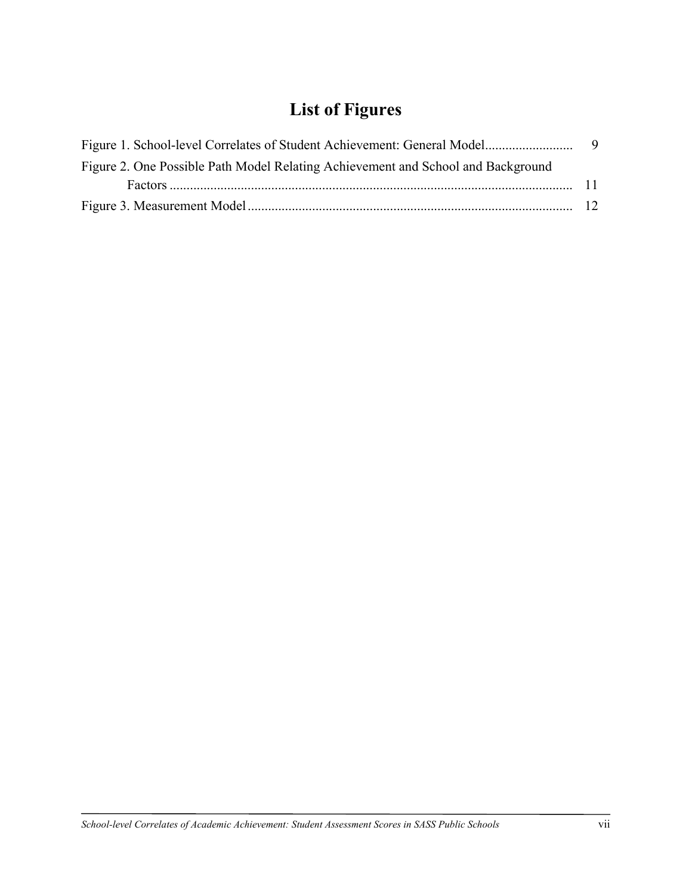# List of Figures

Figure 1. School-level Correlates of Student Achievement: General Model .......................... 9

Figure 2. One Possible Path Model Relating Achievement and School and Background Factors ........................................................................................................................ 11

Figure 3. Measurement Model ................................................................................................ 12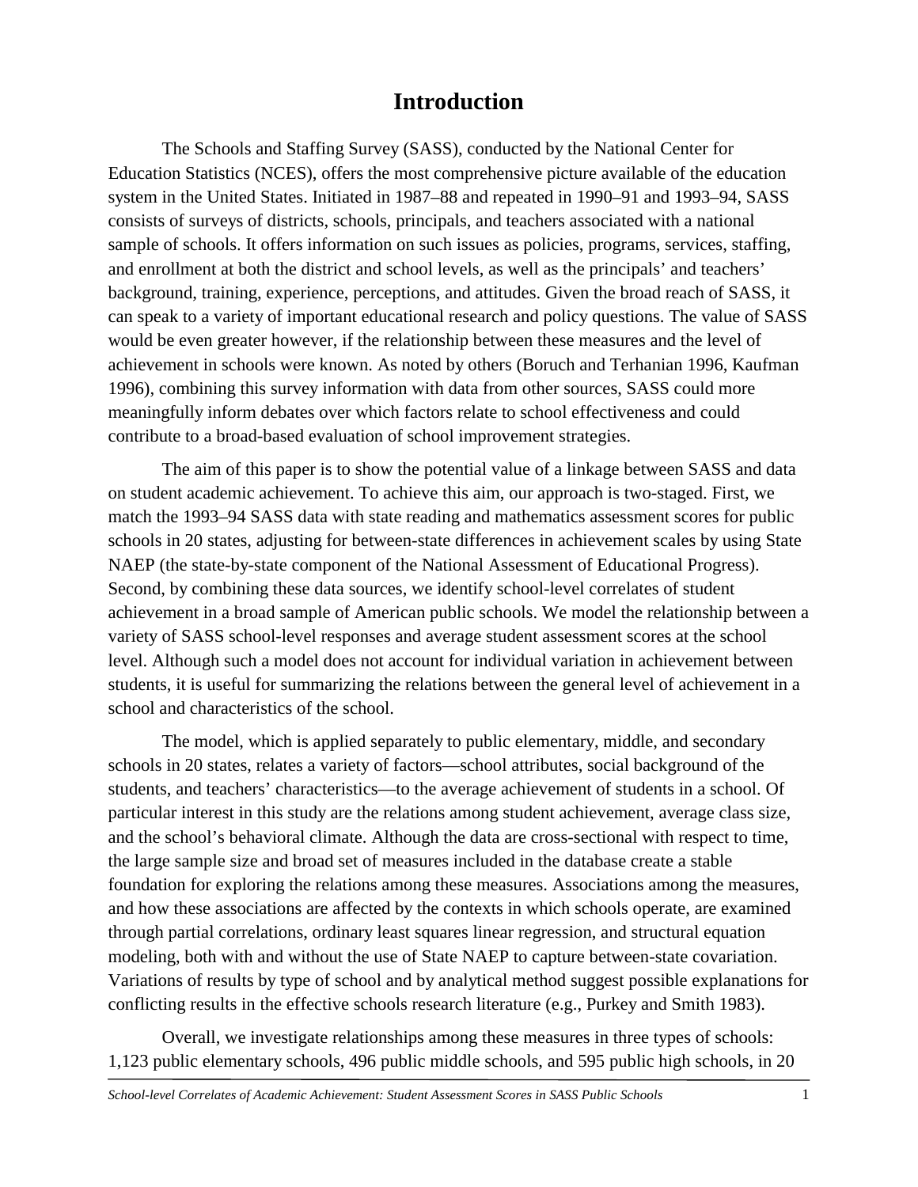# Introduction

The Schools and Staffing Survey (SASS), conducted by the National Center for Education Statistics (NCES), offers the most comprehensive picture available of the education system in the United States. Initiated in 1987–88 and repeated in 1990–91 and 1993–94, SASS consists of surveys of districts, schools, principals, and teachers associated with a national sample of schools. It offers information on such issues as policies, programs, services, staffing, and enrollment at both the district and school levels, as well as the principals' and teachers' background, training, experience, perceptions, and attitudes. Given the broad reach of SASS, it can speak to a variety of important educational research and policy questions. The value of SASS would be even greater however, if the relationship between these measures and the level of achievement in schools were known. As noted by others (Boruch and Terhanian 1996, Kaufman 1996), combining this survey information with data from other sources, SASS could more meaningfully inform debates over which factors relate to school effectiveness and could contribute to a broad-based evaluation of school improvement strategies.

The aim of this paper is to show the potential value of a linkage between SASS and data on student academic achievement. To achieve this aim, our approach is two-staged. First, we match the 1993–94 SASS data with state reading and mathematics assessment scores for public schools in 20 states, adjusting for between-state differences in achievement scales by using State NAEP (the state-by-state component of the National Assessment of Educational Progress). Second, by combining these data sources, we identify school-level correlates of student achievement in a broad sample of American public schools. We model the relationship between a variety of SASS school-level responses and average student assessment scores at the school level. Although such a model does not account for individual variation in achievement between students, it is useful for summarizing the relations between the general level of achievement in a school and characteristics of the school.

The model, which is applied separately to public elementary, middle, and secondary schools in 20 states, relates a variety of factors—school attributes, social background of the students, and teachers' characteristics—to the average achievement of students in a school. Of particular interest in this study are the relations among student achievement, average class size, and the school's behavioral climate. Although the data are cross-sectional with respect to time, the large sample size and broad set of measures included in the database create a stable foundation for exploring the relations among these measures. Associations among the measures, and how these associations are affected by the contexts in which schools operate, are examined through partial correlations, ordinary least squares linear regression, and structural equation modeling, both with and without the use of State NAEP to capture between-state covariation. Variations of results by type of school and by analytical method suggest possible explanations for conflicting results in the effective schools research literature (e.g., Purkey and Smith 1983).

Overall, we investigate relationships among these measures in three types of schools: 1,123 public elementary schools, 496 public middle schools, and 595 public high schools, in 20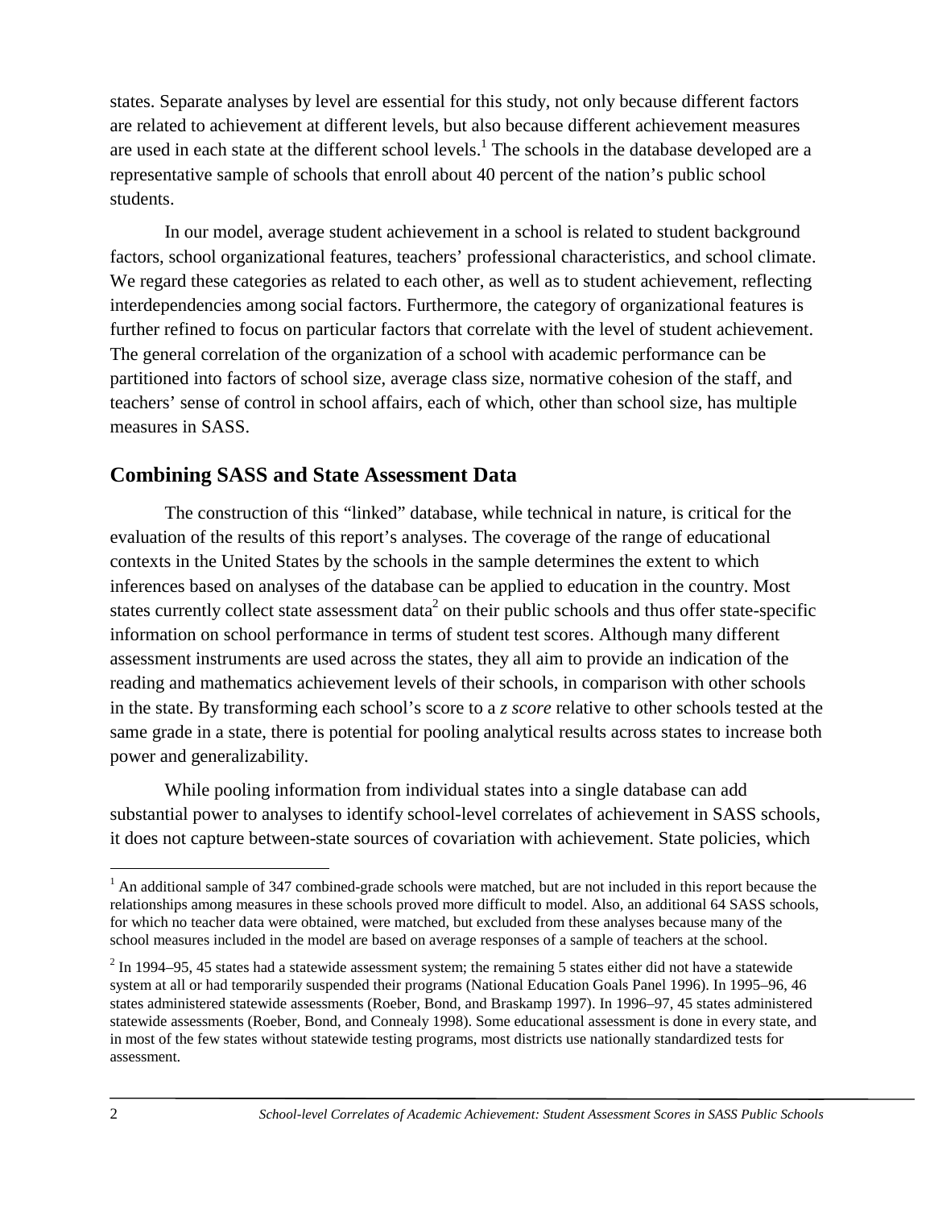states. Separate analyses by level are essential for this study, not only because different factors are related to achievement at different levels, but also because different achievement measures are used in each state at the different school levels.[1] The schools in the database developed are a representative sample of schools that enroll about 40 percent of the nation's public school students.

In our model, average student achievement in a school is related to student background factors, school organizational features, teachers' professional characteristics, and school climate. We regard these categories as related to each other, as well as to student achievement, reflecting interdependencies among social factors. Furthermore, the category of organizational features is further refined to focus on particular factors that correlate with the level of student achievement. The general correlation of the organization of a school with academic performance can be partitioned into factors of school size, average class size, normative cohesion of the staff, and teachers' sense of control in school affairs, each of which, other than school size, has multiple measures in SASS.

## Combining SASS and State Assessment Data

The construction of this "linked" database, while technical in nature, is critical for the evaluation of the results of this report's analyses. The coverage of the range of educational contexts in the United States by the schools in the sample determines the extent to which inferences based on analyses of the database can be applied to education in the country. Most states currently collect state assessment data[2] on their public schools and thus offer state-specific information on school performance in terms of student test scores. Although many different assessment instruments are used across the states, they all aim to provide an indication of the reading and mathematics achievement levels of their schools, in comparison with other schools in the state. By transforming each school's score to a *z score* relative to other schools tested at the same grade in a state, there is potential for pooling analytical results across states to increase both power and generalizability.

While pooling information from individual states into a single database can add substantial power to analyses to identify school-level correlates of achievement in SASS schools, it does not capture between-state sources of covariation with achievement. State policies, which

---

[1] An additional sample of 347 combined-grade schools were matched, but are not included in this report because the relationships among measures in these schools proved more difficult to model. Also, an additional 64 SASS schools, for which no teacher data were obtained, were matched, but excluded from these analyses because many of the school measures included in the model are based on average responses of a sample of teachers at the school.

[2] In 1994–95, 45 states had a statewide assessment system; the remaining 5 states either did not have a statewide system at all or had temporarily suspended their programs (National Education Goals Panel 1996). In 1995–96, 46 states administered statewide assessments (Roeber, Bond, and Braskamp 1997). In 1996–97, 45 states administered statewide assessments (Roeber, Bond, and Connealy 1998). Some educational assessment is done in every state, and in most of the few states without statewide testing programs, most districts use nationally standardized tests for assessment.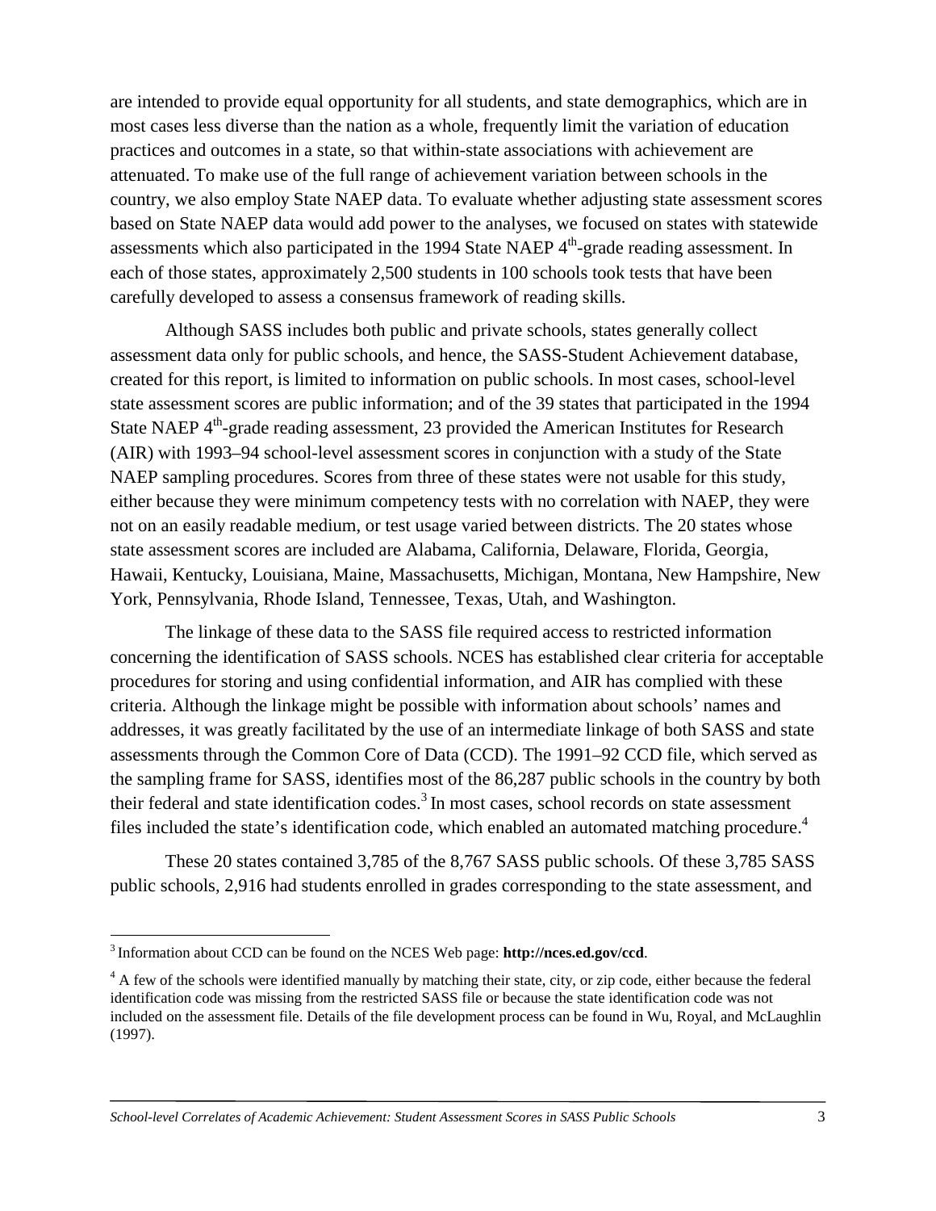are intended to provide equal opportunity for all students, and state demographics, which are in most cases less diverse than the nation as a whole, frequently limit the variation of education practices and outcomes in a state, so that within-state associations with achievement are attenuated. To make use of the full range of achievement variation between schools in the country, we also employ State NAEP data. To evaluate whether adjusting state assessment scores based on State NAEP data would add power to the analyses, we focused on states with statewide assessments which also participated in the 1994 State NAEP 4th-grade reading assessment. In each of those states, approximately 2,500 students in 100 schools took tests that have been carefully developed to assess a consensus framework of reading skills.

Although SASS includes both public and private schools, states generally collect assessment data only for public schools, and hence, the SASS-Student Achievement database, created for this report, is limited to information on public schools. In most cases, school-level state assessment scores are public information; and of the 39 states that participated in the 1994 State NAEP 4th-grade reading assessment, 23 provided the American Institutes for Research (AIR) with 1993–94 school-level assessment scores in conjunction with a study of the State NAEP sampling procedures. Scores from three of these states were not usable for this study, either because they were minimum competency tests with no correlation with NAEP, they were not on an easily readable medium, or test usage varied between districts. The 20 states whose state assessment scores are included are Alabama, California, Delaware, Florida, Georgia, Hawaii, Kentucky, Louisiana, Maine, Massachusetts, Michigan, Montana, New Hampshire, New York, Pennsylvania, Rhode Island, Tennessee, Texas, Utah, and Washington.

The linkage of these data to the SASS file required access to restricted information concerning the identification of SASS schools. NCES has established clear criteria for acceptable procedures for storing and using confidential information, and AIR has complied with these criteria. Although the linkage might be possible with information about schools' names and addresses, it was greatly facilitated by the use of an intermediate linkage of both SASS and state assessments through the Common Core of Data (CCD). The 1991–92 CCD file, which served as the sampling frame for SASS, identifies most of the 86,287 public schools in the country by both their federal and state identification codes.[3] In most cases, school records on state assessment files included the state's identification code, which enabled an automated matching procedure.[4]

These 20 states contained 3,785 of the 8,767 SASS public schools. Of these 3,785 SASS public schools, 2,916 had students enrolled in grades corresponding to the state assessment, and

---

[3] Information about CCD can be found on the NCES Web page: **http://nces.ed.gov/ccd**.

[4] A few of the schools were identified manually by matching their state, city, or zip code, either because the federal identification code was missing from the restricted SASS file or because the state identification code was not included on the assessment file. Details of the file development process can be found in Wu, Royal, and McLaughlin (1997).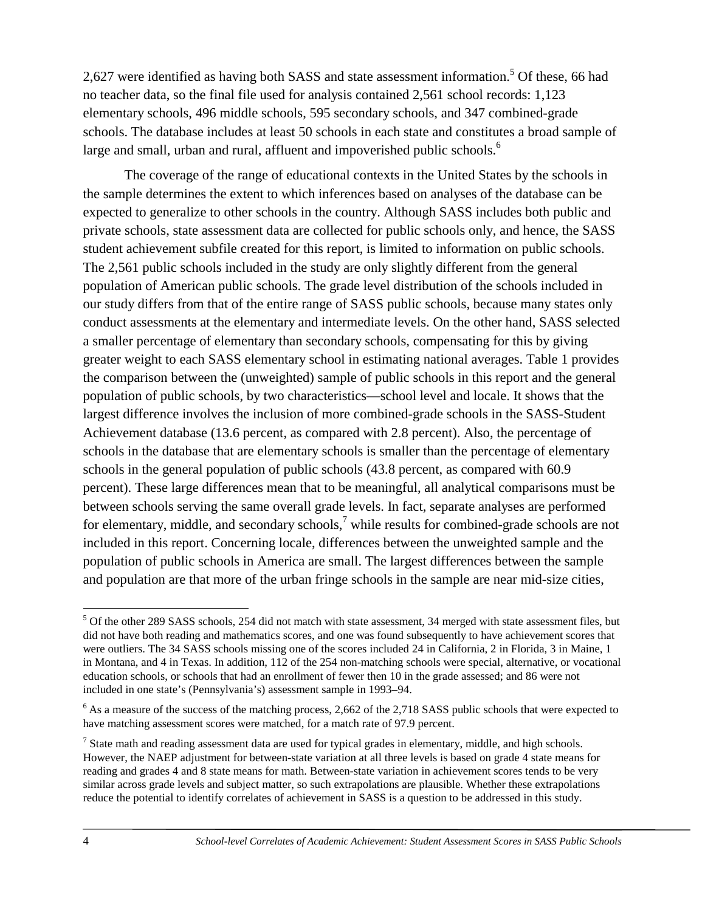2,627 were identified as having both SASS and state assessment information.[5] Of these, 66 had no teacher data, so the final file used for analysis contained 2,561 school records: 1,123 elementary schools, 496 middle schools, 595 secondary schools, and 347 combined-grade schools. The database includes at least 50 schools in each state and constitutes a broad sample of large and small, urban and rural, affluent and impoverished public schools.[6]

The coverage of the range of educational contexts in the United States by the schools in the sample determines the extent to which inferences based on analyses of the database can be expected to generalize to other schools in the country. Although SASS includes both public and private schools, state assessment data are collected for public schools only, and hence, the SASS student achievement subfile created for this report, is limited to information on public schools. The 2,561 public schools included in the study are only slightly different from the general population of American public schools. The grade level distribution of the schools included in our study differs from that of the entire range of SASS public schools, because many states only conduct assessments at the elementary and intermediate levels. On the other hand, SASS selected a smaller percentage of elementary than secondary schools, compensating for this by giving greater weight to each SASS elementary school in estimating national averages. Table 1 provides the comparison between the (unweighted) sample of public schools in this report and the general population of public schools, by two characteristics—school level and locale. It shows that the largest difference involves the inclusion of more combined-grade schools in the SASS-Student Achievement database (13.6 percent, as compared with 2.8 percent). Also, the percentage of schools in the database that are elementary schools is smaller than the percentage of elementary schools in the general population of public schools (43.8 percent, as compared with 60.9 percent). These large differences mean that to be meaningful, all analytical comparisons must be between schools serving the same overall grade levels. In fact, separate analyses are performed for elementary, middle, and secondary schools,[7] while results for combined-grade schools are not included in this report. Concerning locale, differences between the unweighted sample and the population of public schools in America are small. The largest differences between the sample and population are that more of the urban fringe schools in the sample are near mid-size cities,

---

[5] Of the other 289 SASS schools, 254 did not match with state assessment, 34 merged with state assessment files, but did not have both reading and mathematics scores, and one was found subsequently to have achievement scores that were outliers. The 34 SASS schools missing one of the scores included 24 in California, 2 in Florida, 3 in Maine, 1 in Montana, and 4 in Texas. In addition, 112 of the 254 non-matching schools were special, alternative, or vocational education schools, or schools that had an enrollment of fewer then 10 in the grade assessed; and 86 were not included in one state's (Pennsylvania's) assessment sample in 1993–94.

[6] As a measure of the success of the matching process, 2,662 of the 2,718 SASS public schools that were expected to have matching assessment scores were matched, for a match rate of 97.9 percent.

[7] State math and reading assessment data are used for typical grades in elementary, middle, and high schools. However, the NAEP adjustment for between-state variation at all three levels is based on grade 4 state means for reading and grades 4 and 8 state means for math. Between-state variation in achievement scores tends to be very similar across grade levels and subject matter, so such extrapolations are plausible. Whether these extrapolations reduce the potential to identify correlates of achievement in SASS is a question to be addressed in this study.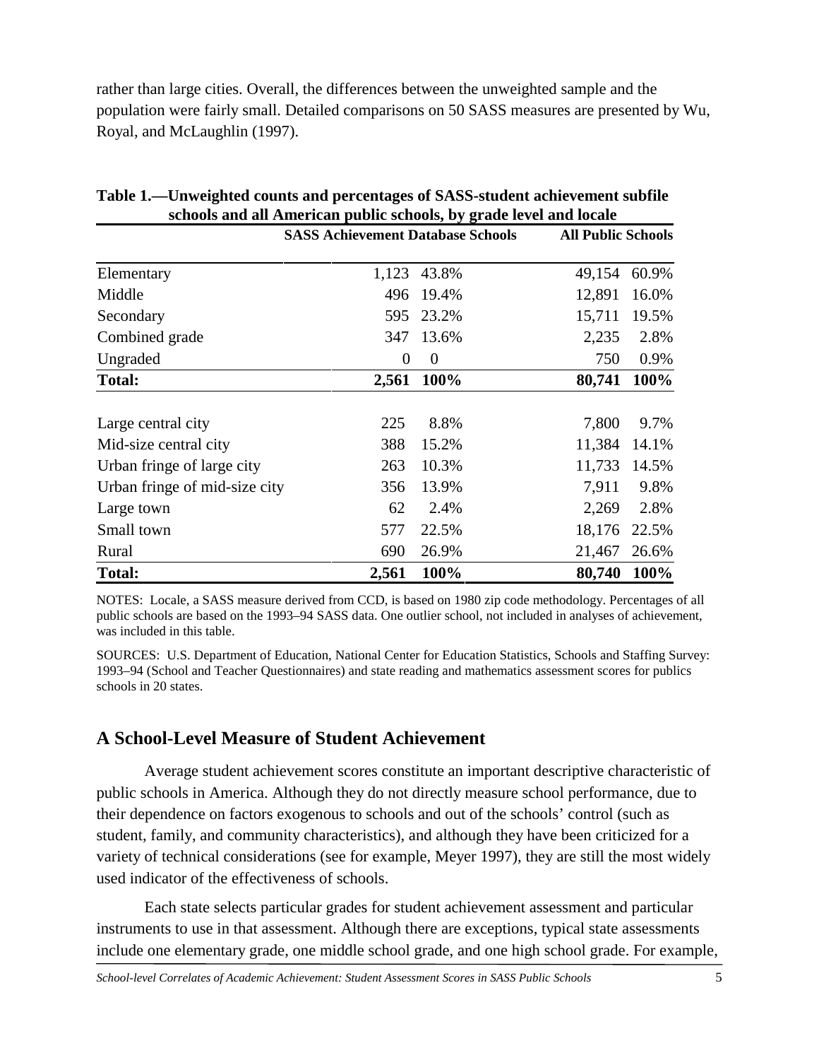rather than large cities. Overall, the differences between the unweighted sample and the population were fairly small. Detailed comparisons on 50 SASS measures are presented by Wu, Royal, and McLaughlin (1997).

**Table 1.—Unweighted counts and percentages of SASS-student achievement subfile schools and all American public schools, by grade level and locale**

| | SASS Achievement Database Schools | | All Public Schools | |
|---|---|---|---|---|
| Elementary | 1,123 | 43.8% | 49,154 | 60.9% |
| Middle | 496 | 19.4% | 12,891 | 16.0% |
| Secondary | 595 | 23.2% | 15,711 | 19.5% |
| Combined grade | 347 | 13.6% | 2,235 | 2.8% |
| Ungraded | 0 | 0 | 750 | 0.9% |
| **Total:** | **2,561** | **100%** | **80,741** | **100%** |
| | | | | |
| Large central city | 225 | 8.8% | 7,800 | 9.7% |
| Mid-size central city | 388 | 15.2% | 11,384 | 14.1% |
| Urban fringe of large city | 263 | 10.3% | 11,733 | 14.5% |
| Urban fringe of mid-size city | 356 | 13.9% | 7,911 | 9.8% |
| Large town | 62 | 2.4% | 2,269 | 2.8% |
| Small town | 577 | 22.5% | 18,176 | 22.5% |
| Rural | 690 | 26.9% | 21,467 | 26.6% |
| **Total:** | **2,561** | **100%** | **80,740** | **100%** |

NOTES: Locale, a SASS measure derived from CCD, is based on 1980 zip code methodology. Percentages of all public schools are based on the 1993–94 SASS data. One outlier school, not included in analyses of achievement, was included in this table.

SOURCES: U.S. Department of Education, National Center for Education Statistics, Schools and Staffing Survey: 1993–94 (School and Teacher Questionnaires) and state reading and mathematics assessment scores for publics schools in 20 states.

## A School-Level Measure of Student Achievement

Average student achievement scores constitute an important descriptive characteristic of public schools in America. Although they do not directly measure school performance, due to their dependence on factors exogenous to schools and out of the schools' control (such as student, family, and community characteristics), and although they have been criticized for a variety of technical considerations (see for example, Meyer 1997), they are still the most widely used indicator of the effectiveness of schools.

Each state selects particular grades for student achievement assessment and particular instruments to use in that assessment. Although there are exceptions, typical state assessments include one elementary grade, one middle school grade, and one high school grade. For example,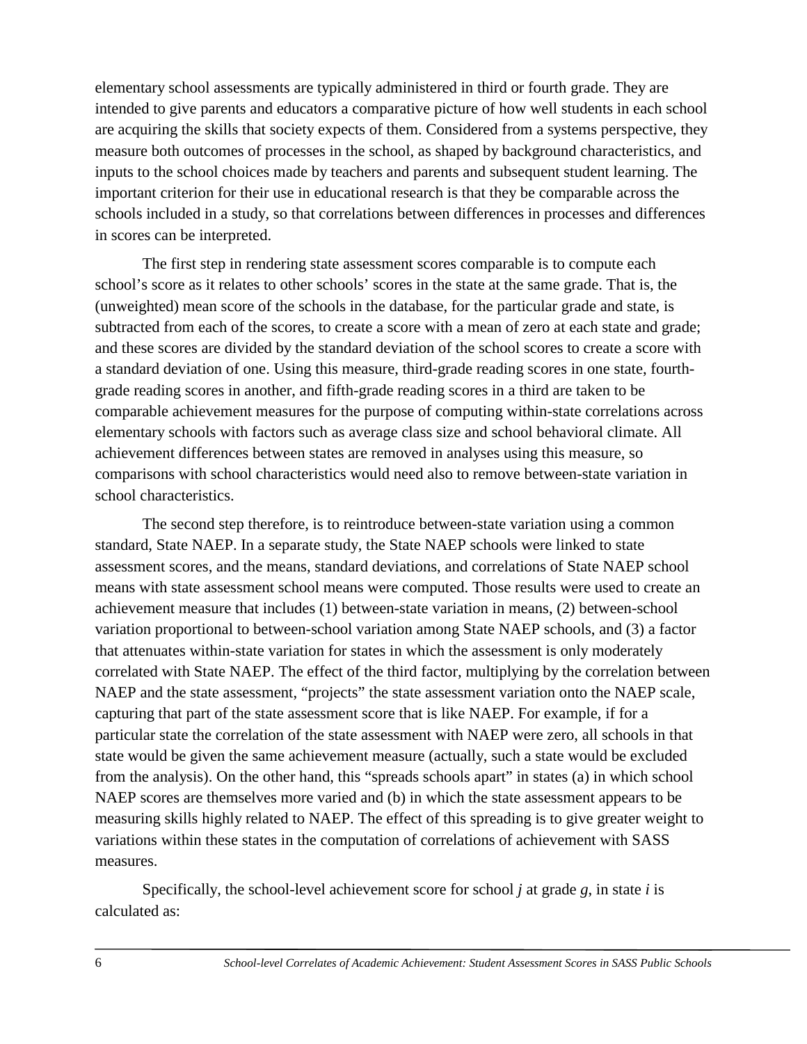elementary school assessments are typically administered in third or fourth grade. They are intended to give parents and educators a comparative picture of how well students in each school are acquiring the skills that society expects of them. Considered from a systems perspective, they measure both outcomes of processes in the school, as shaped by background characteristics, and inputs to the school choices made by teachers and parents and subsequent student learning. The important criterion for their use in educational research is that they be comparable across the schools included in a study, so that correlations between differences in processes and differences in scores can be interpreted.

The first step in rendering state assessment scores comparable is to compute each school's score as it relates to other schools' scores in the state at the same grade. That is, the (unweighted) mean score of the schools in the database, for the particular grade and state, is subtracted from each of the scores, to create a score with a mean of zero at each state and grade; and these scores are divided by the standard deviation of the school scores to create a score with a standard deviation of one. Using this measure, third-grade reading scores in one state, fourth-grade reading scores in another, and fifth-grade reading scores in a third are taken to be comparable achievement measures for the purpose of computing within-state correlations across elementary schools with factors such as average class size and school behavioral climate. All achievement differences between states are removed in analyses using this measure, so comparisons with school characteristics would need also to remove between-state variation in school characteristics.

The second step therefore, is to reintroduce between-state variation using a common standard, State NAEP. In a separate study, the State NAEP schools were linked to state assessment scores, and the means, standard deviations, and correlations of State NAEP school means with state assessment school means were computed. Those results were used to create an achievement measure that includes (1) between-state variation in means, (2) between-school variation proportional to between-school variation among State NAEP schools, and (3) a factor that attenuates within-state variation for states in which the assessment is only moderately correlated with State NAEP. The effect of the third factor, multiplying by the correlation between NAEP and the state assessment, "projects" the state assessment variation onto the NAEP scale, capturing that part of the state assessment score that is like NAEP. For example, if for a particular state the correlation of the state assessment with NAEP were zero, all schools in that state would be given the same achievement measure (actually, such a state would be excluded from the analysis). On the other hand, this "spreads schools apart" in states (a) in which school NAEP scores are themselves more varied and (b) in which the state assessment appears to be measuring skills highly related to NAEP. The effect of this spreading is to give greater weight to variations within these states in the computation of correlations of achievement with SASS measures.

Specifically, the school-level achievement score for school $j$ at grade $g$, in state $i$ is calculated as: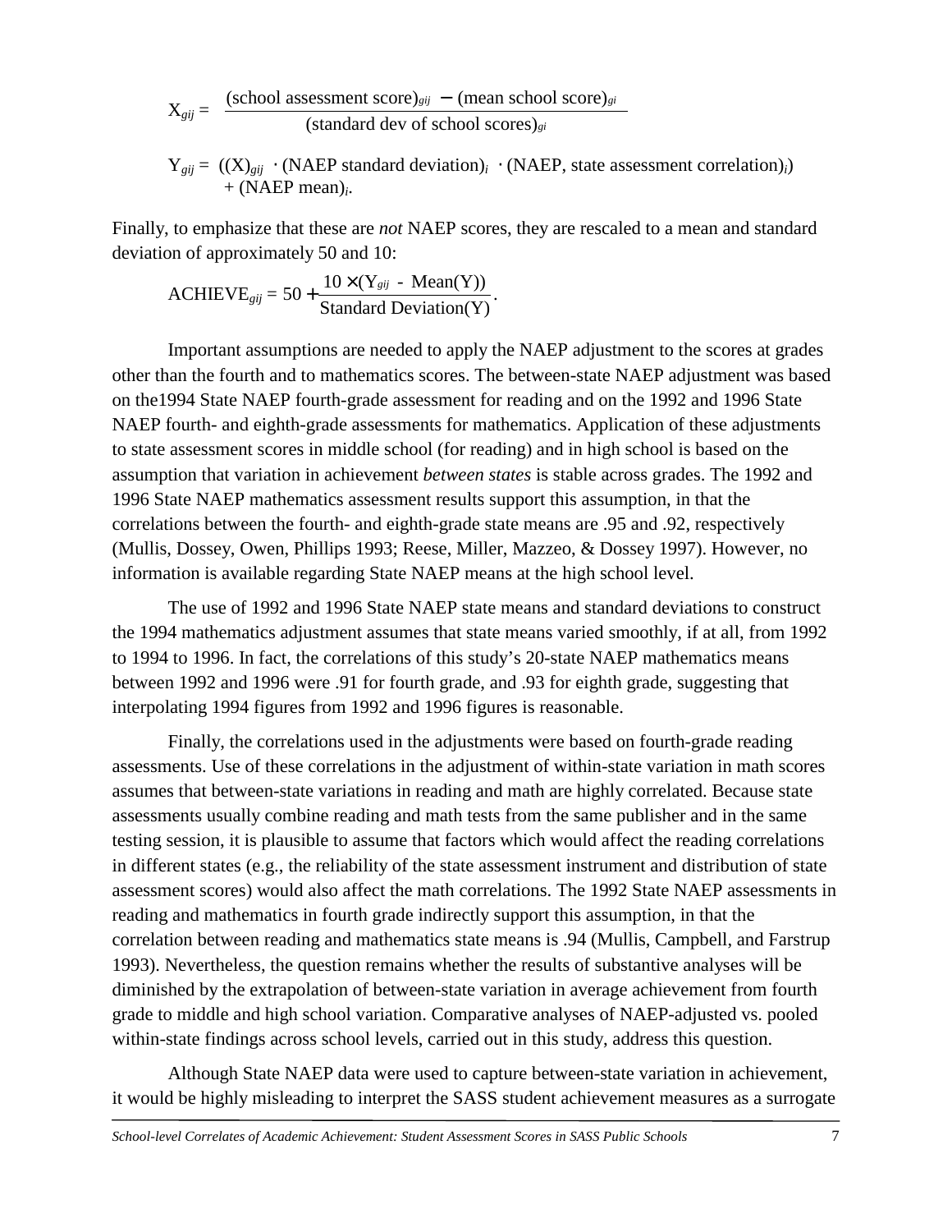$$X_{gij} = \frac{(\text{school assessment score})_{gij} - (\text{mean school score})_{gi}}{(\text{standard dev of school scores})_{gi}}$$

$$Y_{gij} = ((X)_{gij} \cdot (\text{NAEP standard deviation})_i \cdot (\text{NAEP, state assessment correlation})_i) + (\text{NAEP mean})_i.$$

Finally, to emphasize that these are *not* NAEP scores, they are rescaled to a mean and standard deviation of approximately 50 and 10:

$$\text{ACHIEVE}_{gij} = 50 + \frac{10 \times (Y_{gij} - \text{Mean(Y)})}{\text{Standard Deviation(Y)}}.$$

Important assumptions are needed to apply the NAEP adjustment to the scores at grades other than the fourth and to mathematics scores. The between-state NAEP adjustment was based on the1994 State NAEP fourth-grade assessment for reading and on the 1992 and 1996 State NAEP fourth- and eighth-grade assessments for mathematics. Application of these adjustments to state assessment scores in middle school (for reading) and in high school is based on the assumption that variation in achievement *between states* is stable across grades. The 1992 and 1996 State NAEP mathematics assessment results support this assumption, in that the correlations between the fourth- and eighth-grade state means are .95 and .92, respectively (Mullis, Dossey, Owen, Phillips 1993; Reese, Miller, Mazzeo, & Dossey 1997). However, no information is available regarding State NAEP means at the high school level.

The use of 1992 and 1996 State NAEP state means and standard deviations to construct the 1994 mathematics adjustment assumes that state means varied smoothly, if at all, from 1992 to 1994 to 1996. In fact, the correlations of this study's 20-state NAEP mathematics means between 1992 and 1996 were .91 for fourth grade, and .93 for eighth grade, suggesting that interpolating 1994 figures from 1992 and 1996 figures is reasonable.

Finally, the correlations used in the adjustments were based on fourth-grade reading assessments. Use of these correlations in the adjustment of within-state variation in math scores assumes that between-state variations in reading and math are highly correlated. Because state assessments usually combine reading and math tests from the same publisher and in the same testing session, it is plausible to assume that factors which would affect the reading correlations in different states (e.g., the reliability of the state assessment instrument and distribution of state assessment scores) would also affect the math correlations. The 1992 State NAEP assessments in reading and mathematics in fourth grade indirectly support this assumption, in that the correlation between reading and mathematics state means is .94 (Mullis, Campbell, and Farstrup 1993). Nevertheless, the question remains whether the results of substantive analyses will be diminished by the extrapolation of between-state variation in average achievement from fourth grade to middle and high school variation. Comparative analyses of NAEP-adjusted vs. pooled within-state findings across school levels, carried out in this study, address this question.

Although State NAEP data were used to capture between-state variation in achievement, it would be highly misleading to interpret the SASS student achievement measures as a surrogate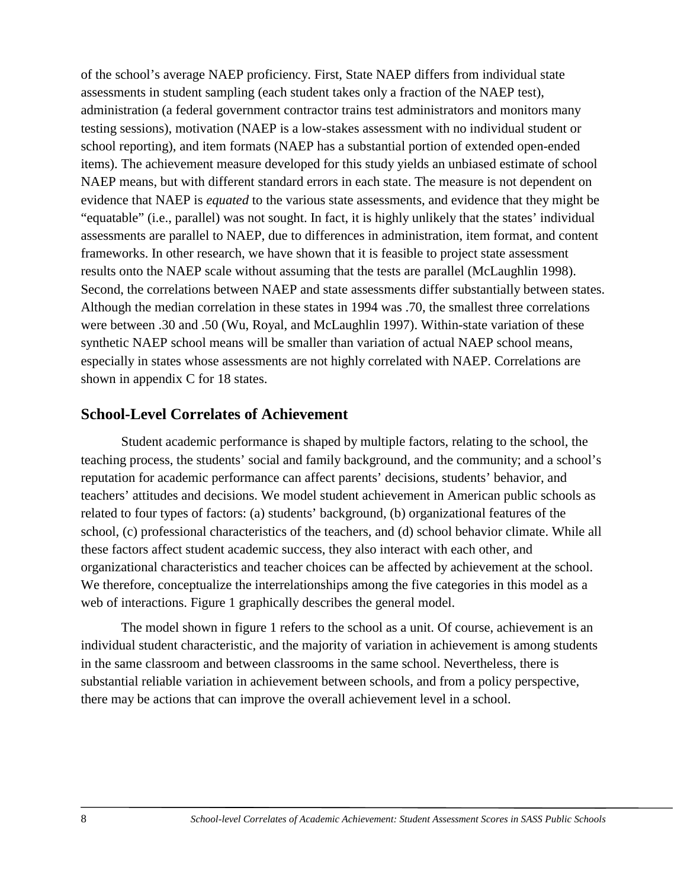of the school's average NAEP proficiency. First, State NAEP differs from individual state assessments in student sampling (each student takes only a fraction of the NAEP test), administration (a federal government contractor trains test administrators and monitors many testing sessions), motivation (NAEP is a low-stakes assessment with no individual student or school reporting), and item formats (NAEP has a substantial portion of extended open-ended items). The achievement measure developed for this study yields an unbiased estimate of school NAEP means, but with different standard errors in each state. The measure is not dependent on evidence that NAEP is *equated* to the various state assessments, and evidence that they might be "equatable" (i.e., parallel) was not sought. In fact, it is highly unlikely that the states' individual assessments are parallel to NAEP, due to differences in administration, item format, and content frameworks. In other research, we have shown that it is feasible to project state assessment results onto the NAEP scale without assuming that the tests are parallel (McLaughlin 1998). Second, the correlations between NAEP and state assessments differ substantially between states. Although the median correlation in these states in 1994 was .70, the smallest three correlations were between .30 and .50 (Wu, Royal, and McLaughlin 1997). Within-state variation of these synthetic NAEP school means will be smaller than variation of actual NAEP school means, especially in states whose assessments are not highly correlated with NAEP. Correlations are shown in appendix C for 18 states.

## School-Level Correlates of Achievement

Student academic performance is shaped by multiple factors, relating to the school, the teaching process, the students' social and family background, and the community; and a school's reputation for academic performance can affect parents' decisions, students' behavior, and teachers' attitudes and decisions. We model student achievement in American public schools as related to four types of factors: (a) students' background, (b) organizational features of the school, (c) professional characteristics of the teachers, and (d) school behavior climate. While all these factors affect student academic success, they also interact with each other, and organizational characteristics and teacher choices can be affected by achievement at the school. We therefore, conceptualize the interrelationships among the five categories in this model as a web of interactions. Figure 1 graphically describes the general model.

The model shown in figure 1 refers to the school as a unit. Of course, achievement is an individual student characteristic, and the majority of variation in achievement is among students in the same classroom and between classrooms in the same school. Nevertheless, there is substantial reliable variation in achievement between schools, and from a policy perspective, there may be actions that can improve the overall achievement level in a school.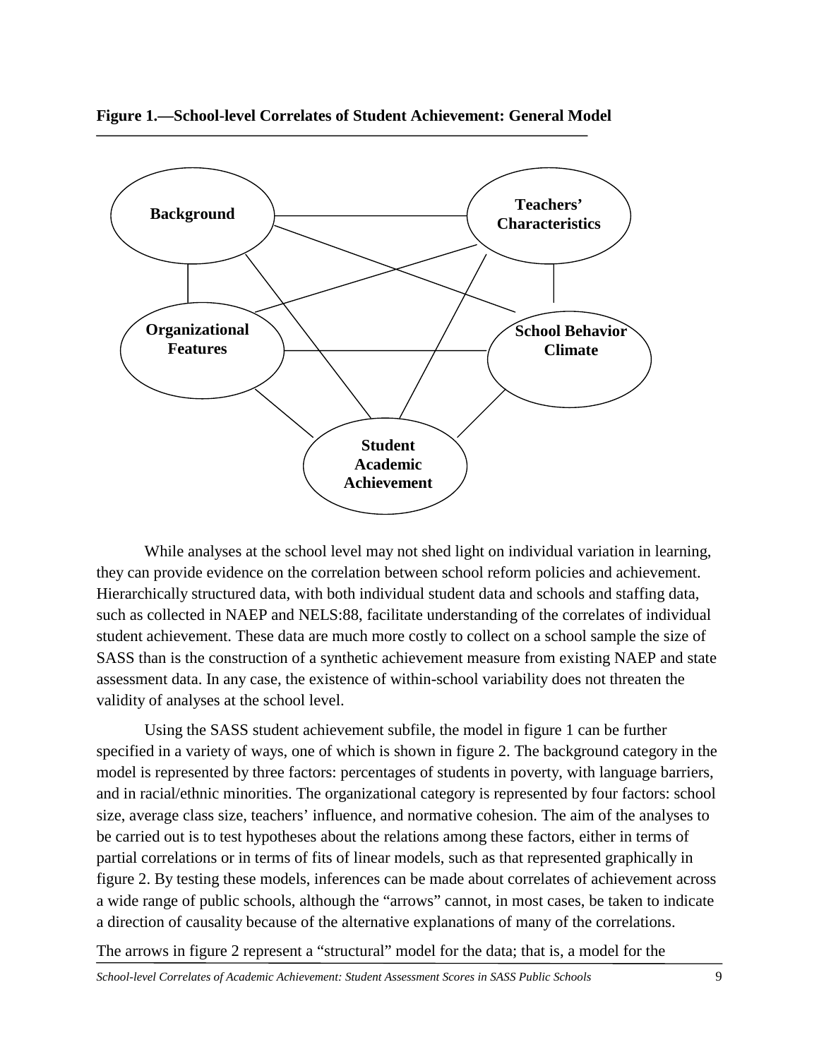**Figure 1.—School-level Correlates of Student Achievement: General Model**

Background

Teachers' Characteristics

Organizational Features

School Behavior Climate

Student Academic Achievement

While analyses at the school level may not shed light on individual variation in learning, they can provide evidence on the correlation between school reform policies and achievement. Hierarchically structured data, with both individual student data and schools and staffing data, such as collected in NAEP and NELS:88, facilitate understanding of the correlates of individual student achievement. These data are much more costly to collect on a school sample the size of SASS than is the construction of a synthetic achievement measure from existing NAEP and state assessment data. In any case, the existence of within-school variability does not threaten the validity of analyses at the school level.

Using the SASS student achievement subfile, the model in figure 1 can be further specified in a variety of ways, one of which is shown in figure 2. The background category in the model is represented by three factors: percentages of students in poverty, with language barriers, and in racial/ethnic minorities. The organizational category is represented by four factors: school size, average class size, teachers' influence, and normative cohesion. The aim of the analyses to be carried out is to test hypotheses about the relations among these factors, either in terms of partial correlations or in terms of fits of linear models, such as that represented graphically in figure 2. By testing these models, inferences can be made about correlates of achievement across a wide range of public schools, although the "arrows" cannot, in most cases, be taken to indicate a direction of causality because of the alternative explanations of many of the correlations.

The arrows in figure 2 represent a "structural" model for the data; that is, a model for the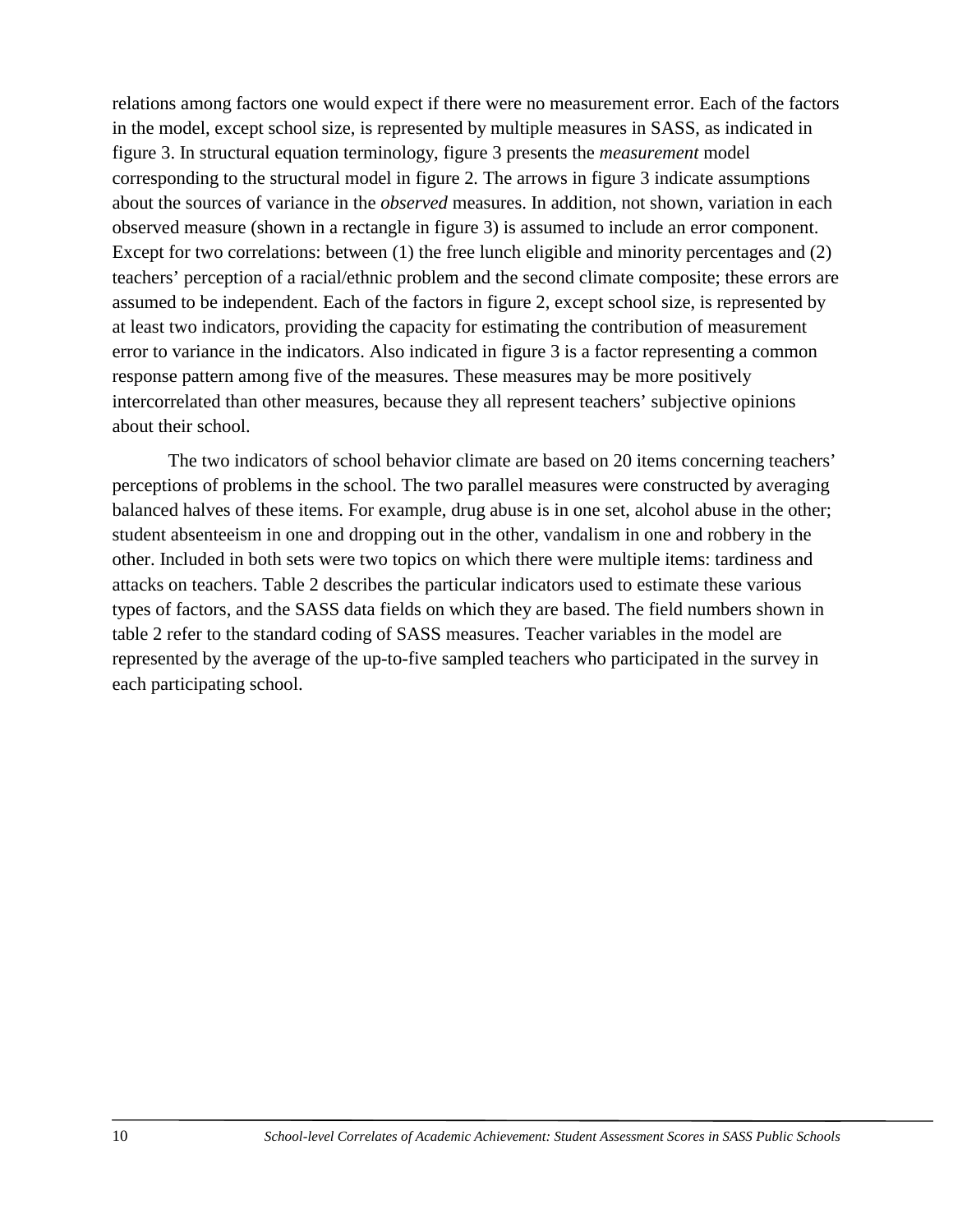relations among factors one would expect if there were no measurement error. Each of the factors in the model, except school size, is represented by multiple measures in SASS, as indicated in figure 3. In structural equation terminology, figure 3 presents the *measurement* model corresponding to the structural model in figure 2. The arrows in figure 3 indicate assumptions about the sources of variance in the *observed* measures. In addition, not shown, variation in each observed measure (shown in a rectangle in figure 3) is assumed to include an error component. Except for two correlations: between (1) the free lunch eligible and minority percentages and (2) teachers' perception of a racial/ethnic problem and the second climate composite; these errors are assumed to be independent. Each of the factors in figure 2, except school size, is represented by at least two indicators, providing the capacity for estimating the contribution of measurement error to variance in the indicators. Also indicated in figure 3 is a factor representing a common response pattern among five of the measures. These measures may be more positively intercorrelated than other measures, because they all represent teachers' subjective opinions about their school.

The two indicators of school behavior climate are based on 20 items concerning teachers' perceptions of problems in the school. The two parallel measures were constructed by averaging balanced halves of these items. For example, drug abuse is in one set, alcohol abuse in the other; student absenteeism in one and dropping out in the other, vandalism in one and robbery in the other. Included in both sets were two topics on which there were multiple items: tardiness and attacks on teachers. Table 2 describes the particular indicators used to estimate these various types of factors, and the SASS data fields on which they are based. The field numbers shown in table 2 refer to the standard coding of SASS measures. Teacher variables in the model are represented by the average of the up-to-five sampled teachers who participated in the survey in each participating school.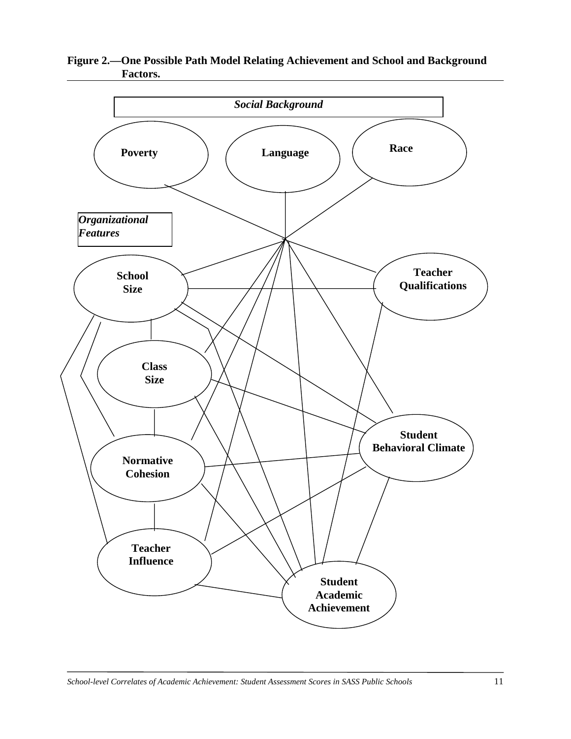**Figure 2.—One Possible Path Model Relating Achievement and School and Background Factors.**

*Social Background*

**Poverty** **Language** **Race**

*Organizational Features*

**School Size**

**Teacher Qualifications**

**Class Size**

**Student Behavioral Climate**

**Normative Cohesion**

**Teacher Influence**

**Student Academic Achievement**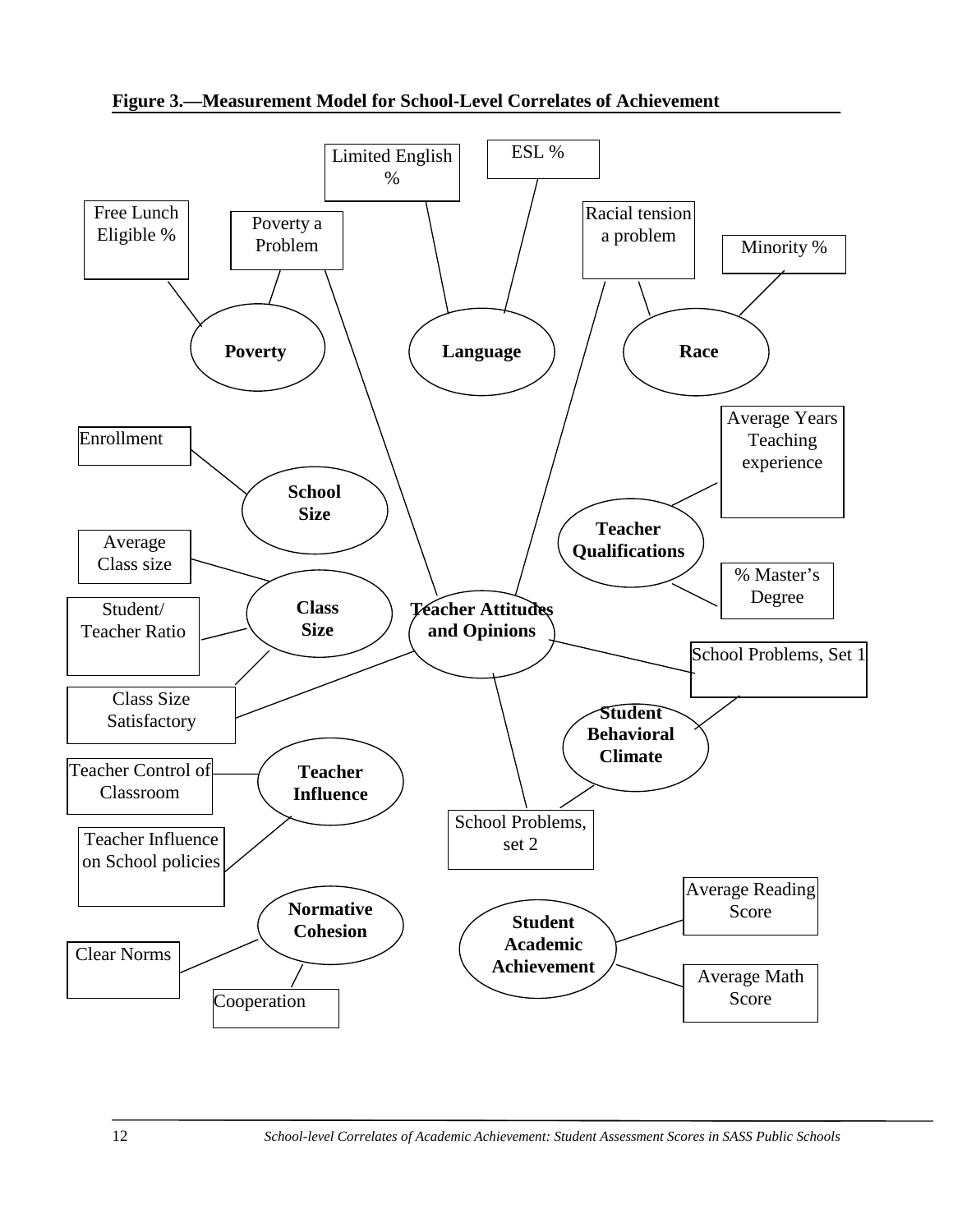**Figure 3.—Measurement Model for School-Level Correlates of Achievement**

Limited English %

ESL %

Free Lunch Eligible %

Poverty a Problem

Racial tension a problem

Minority %

**Poverty**

**Language**

**Race**

Average Years Teaching experience

Enrollment

**School Size**

**Teacher Qualifications**

Average Class size

% Master's Degree

Student/ Teacher Ratio

**Class Size**

**Teacher Attitudes and Opinions**

School Problems, Set 1

Class Size Satisfactory

**Student Behavioral Climate**

Teacher Control of Classroom

**Teacher Influence**

School Problems, set 2

Teacher Influence on School policies

Average Reading Score

**Normative Cohesion**

**Student Academic Achievement**

Clear Norms

Average Math Score

Cooperation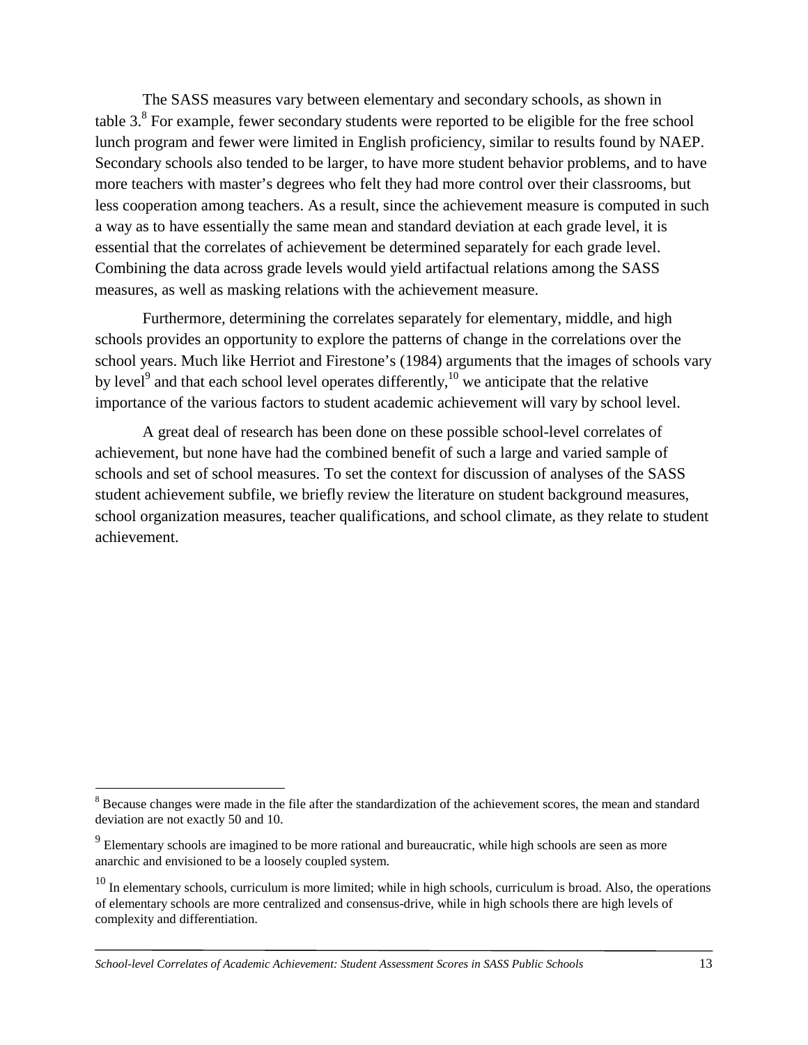The SASS measures vary between elementary and secondary schools, as shown in table 3.[8] For example, fewer secondary students were reported to be eligible for the free school lunch program and fewer were limited in English proficiency, similar to results found by NAEP. Secondary schools also tended to be larger, to have more student behavior problems, and to have more teachers with master's degrees who felt they had more control over their classrooms, but less cooperation among teachers. As a result, since the achievement measure is computed in such a way as to have essentially the same mean and standard deviation at each grade level, it is essential that the correlates of achievement be determined separately for each grade level. Combining the data across grade levels would yield artifactual relations among the SASS measures, as well as masking relations with the achievement measure.

Furthermore, determining the correlates separately for elementary, middle, and high schools provides an opportunity to explore the patterns of change in the correlations over the school years. Much like Herriot and Firestone's (1984) arguments that the images of schools vary by level[9] and that each school level operates differently,[10] we anticipate that the relative importance of the various factors to student academic achievement will vary by school level.

A great deal of research has been done on these possible school-level correlates of achievement, but none have had the combined benefit of such a large and varied sample of schools and set of school measures. To set the context for discussion of analyses of the SASS student achievement subfile, we briefly review the literature on student background measures, school organization measures, teacher qualifications, and school climate, as they relate to student achievement.

---

[8] Because changes were made in the file after the standardization of the achievement scores, the mean and standard deviation are not exactly 50 and 10.

[9] Elementary schools are imagined to be more rational and bureaucratic, while high schools are seen as more anarchic and envisioned to be a loosely coupled system.

[10] In elementary schools, curriculum is more limited; while in high schools, curriculum is broad. Also, the operations of elementary schools are more centralized and consensus-drive, while in high schools there are high levels of complexity and differentiation.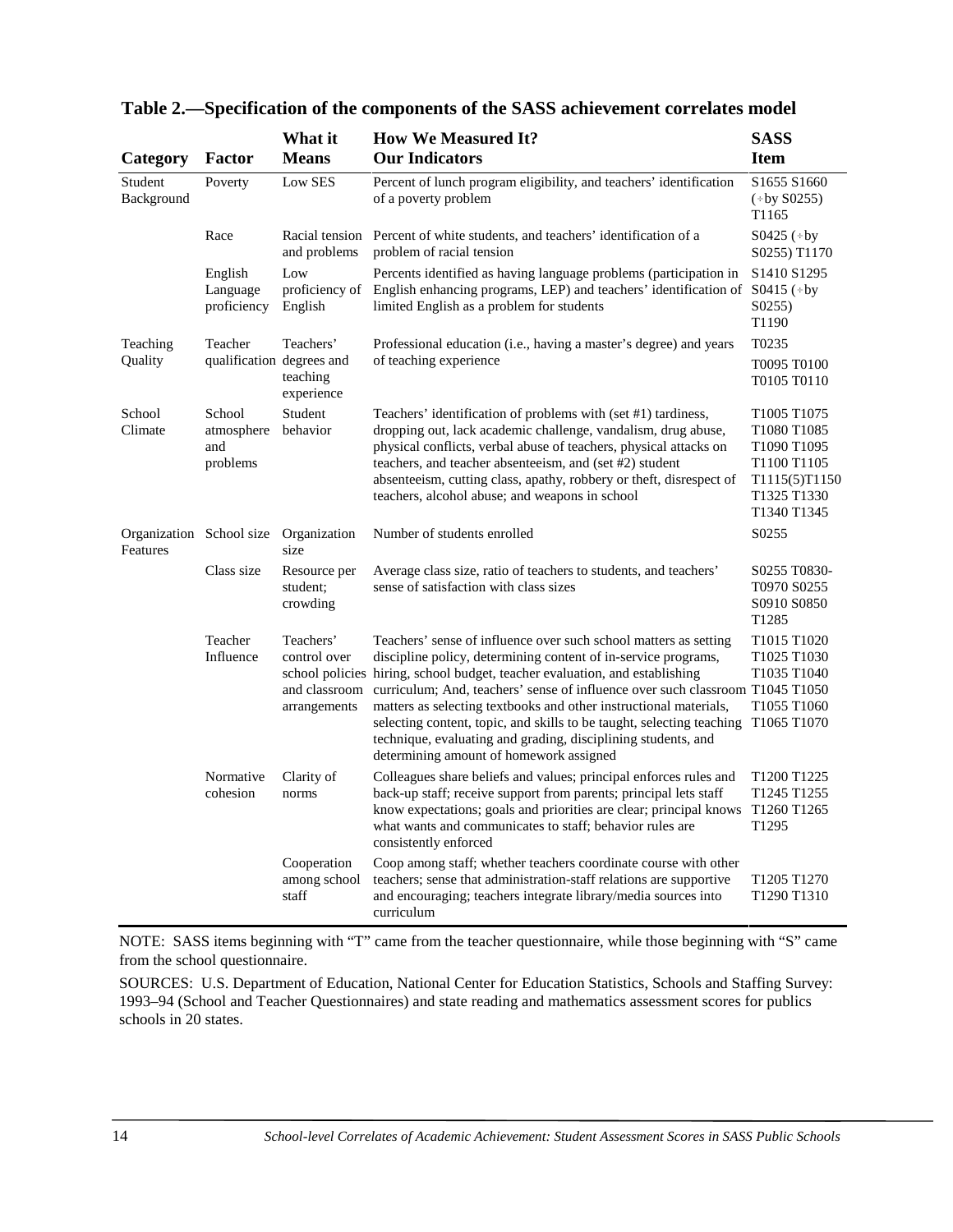## Table 2.—Specification of the components of the SASS achievement correlates model

| Category | Factor | What it Means | How We Measured It? Our Indicators | SASS Item |
|---|---|---|---|---|
| Student Background | Poverty | Low SES | Percent of lunch program eligibility, and teachers' identification of a poverty problem | S1655 S1660 (÷by S0255) T1165 |
| | Race | Racial tension and problems | Percent of white students, and teachers' identification of a problem of racial tension | S0425 (÷by S0255) T1170 |
| | English Language proficiency | Low proficiency of English | Percents identified as having language problems (participation in English enhancing programs, LEP) and teachers' identification of limited English as a problem for students | S1410 S1295 S0415 (÷by S0255) T1190 |
| Teaching Quality | Teacher qualification | Teachers' degrees and teaching experience | Professional education (i.e., having a master's degree) and years of teaching experience | T0235 T0095 T0100 T0105 T0110 |
| School Climate | School atmosphere and problems | Student behavior | Teachers' identification of problems with (set #1) tardiness, dropping out, lack academic challenge, vandalism, drug abuse, physical conflicts, verbal abuse of teachers, physical attacks on teachers, and teacher absenteeism, and (set #2) student absenteeism, cutting class, apathy, robbery or theft, disrespect of teachers, alcohol abuse; and weapons in school | T1005 T1075 T1080 T1085 T1090 T1095 T1100 T1105 T1115(5)T1150 T1325 T1330 T1340 T1345 |
| Organization Features | School size | Organization size | Number of students enrolled | S0255 |
| | Class size | Resource per student; crowding | Average class size, ratio of teachers to students, and teachers' sense of satisfaction with class sizes | S0255 T0830-T0970 S0255 S0910 S0850 T1285 |
| | Teacher Influence | Teachers' control over school policies and classroom arrangements | Teachers' sense of influence over such school matters as setting discipline policy, determining content of in-service programs, hiring, school budget, teacher evaluation, and establishing curriculum; And, teachers' sense of influence over such classroom matters as selecting textbooks and other instructional materials, selecting content, topic, and skills to be taught, selecting teaching technique, evaluating and grading, disciplining students, and determining amount of homework assigned | T1015 T1020 T1025 T1030 T1035 T1040 T1045 T1050 T1055 T1060 T1065 T1070 |
| | Normative cohesion | Clarity of norms | Colleagues share beliefs and values; principal enforces rules and back-up staff; receive support from parents; principal lets staff know expectations; goals and priorities are clear; principal knows what wants and communicates to staff; behavior rules are consistently enforced | T1200 T1225 T1245 T1255 T1260 T1265 T1295 |
| | | Cooperation among school staff | Coop among staff; whether teachers coordinate course with other teachers; sense that administration-staff relations are supportive and encouraging; teachers integrate library/media sources into curriculum | T1205 T1270 T1290 T1310 |

NOTE: SASS items beginning with "T" came from the teacher questionnaire, while those beginning with "S" came from the school questionnaire.

SOURCES: U.S. Department of Education, National Center for Education Statistics, Schools and Staffing Survey: 1993–94 (School and Teacher Questionnaires) and state reading and mathematics assessment scores for publics schools in 20 states.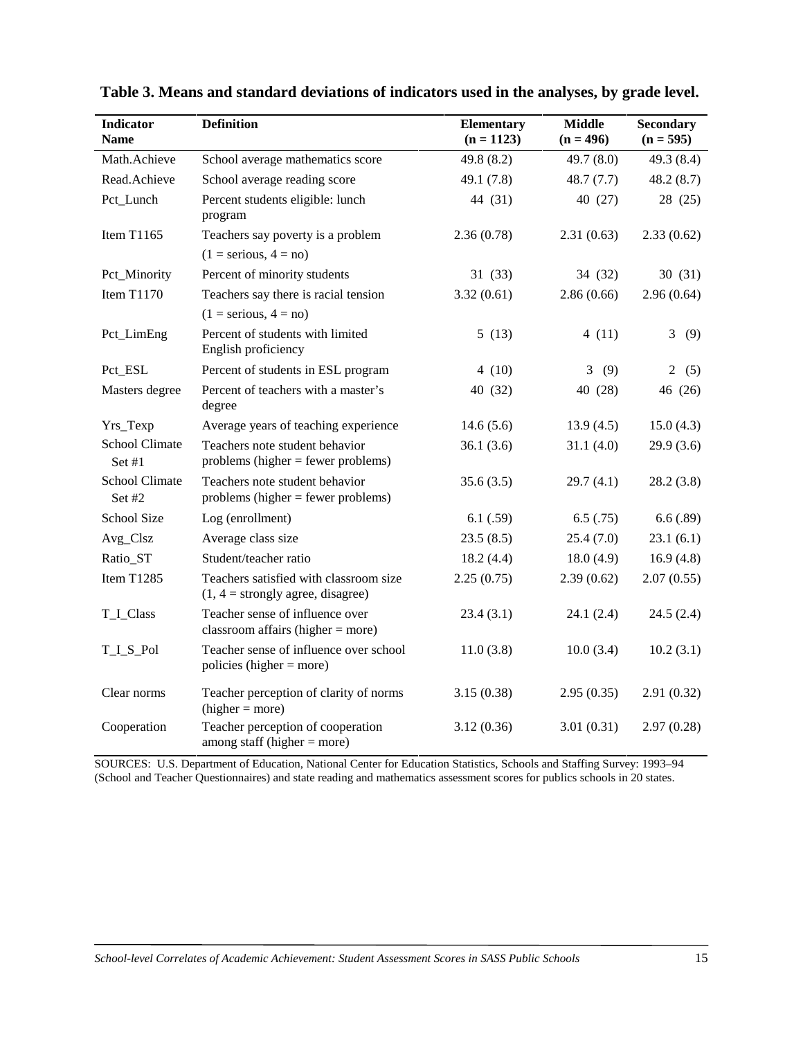**Table 3. Means and standard deviations of indicators used in the analyses, by grade level.**

| Indicator Name | Definition | Elementary (n = 1123) | Middle (n = 496) | Secondary (n = 595) |
|---|---|---|---|---|
| Math.Achieve | School average mathematics score | 49.8 (8.2) | 49.7 (8.0) | 49.3 (8.4) |
| Read.Achieve | School average reading score | 49.1 (7.8) | 48.7 (7.7) | 48.2 (8.7) |
| Pct_Lunch | Percent students eligible: lunch program | 44 (31) | 40 (27) | 28 (25) |
| Item T1165 | Teachers say poverty is a problem (1 = serious, 4 = no) | 2.36 (0.78) | 2.31 (0.63) | 2.33 (0.62) |
| Pct_Minority | Percent of minority students | 31 (33) | 34 (32) | 30 (31) |
| Item T1170 | Teachers say there is racial tension (1 = serious, 4 = no) | 3.32 (0.61) | 2.86 (0.66) | 2.96 (0.64) |
| Pct_LimEng | Percent of students with limited English proficiency | 5 (13) | 4 (11) | 3 (9) |
| Pct_ESL | Percent of students in ESL program | 4 (10) | 3 (9) | 2 (5) |
| Masters degree | Percent of teachers with a master's degree | 40 (32) | 40 (28) | 46 (26) |
| Yrs_Texp | Average years of teaching experience | 14.6 (5.6) | 13.9 (4.5) | 15.0 (4.3) |
| School Climate Set #1 | Teachers note student behavior problems (higher = fewer problems) | 36.1 (3.6) | 31.1 (4.0) | 29.9 (3.6) |
| School Climate Set #2 | Teachers note student behavior problems (higher = fewer problems) | 35.6 (3.5) | 29.7 (4.1) | 28.2 (3.8) |
| School Size | Log (enrollment) | 6.1 (.59) | 6.5 (.75) | 6.6 (.89) |
| Avg_Clsz | Average class size | 23.5 (8.5) | 25.4 (7.0) | 23.1 (6.1) |
| Ratio_ST | Student/teacher ratio | 18.2 (4.4) | 18.0 (4.9) | 16.9 (4.8) |
| Item T1285 | Teachers satisfied with classroom size (1, 4 = strongly agree, disagree) | 2.25 (0.75) | 2.39 (0.62) | 2.07 (0.55) |
| T_I_Class | Teacher sense of influence over classroom affairs (higher = more) | 23.4 (3.1) | 24.1 (2.4) | 24.5 (2.4) |
| T_I_S_Pol | Teacher sense of influence over school policies (higher = more) | 11.0 (3.8) | 10.0 (3.4) | 10.2 (3.1) |
| Clear norms | Teacher perception of clarity of norms (higher = more) | 3.15 (0.38) | 2.95 (0.35) | 2.91 (0.32) |
| Cooperation | Teacher perception of cooperation among staff (higher = more) | 3.12 (0.36) | 3.01 (0.31) | 2.97 (0.28) |

SOURCES: U.S. Department of Education, National Center for Education Statistics, Schools and Staffing Survey: 1993–94 (School and Teacher Questionnaires) and state reading and mathematics assessment scores for publics schools in 20 states.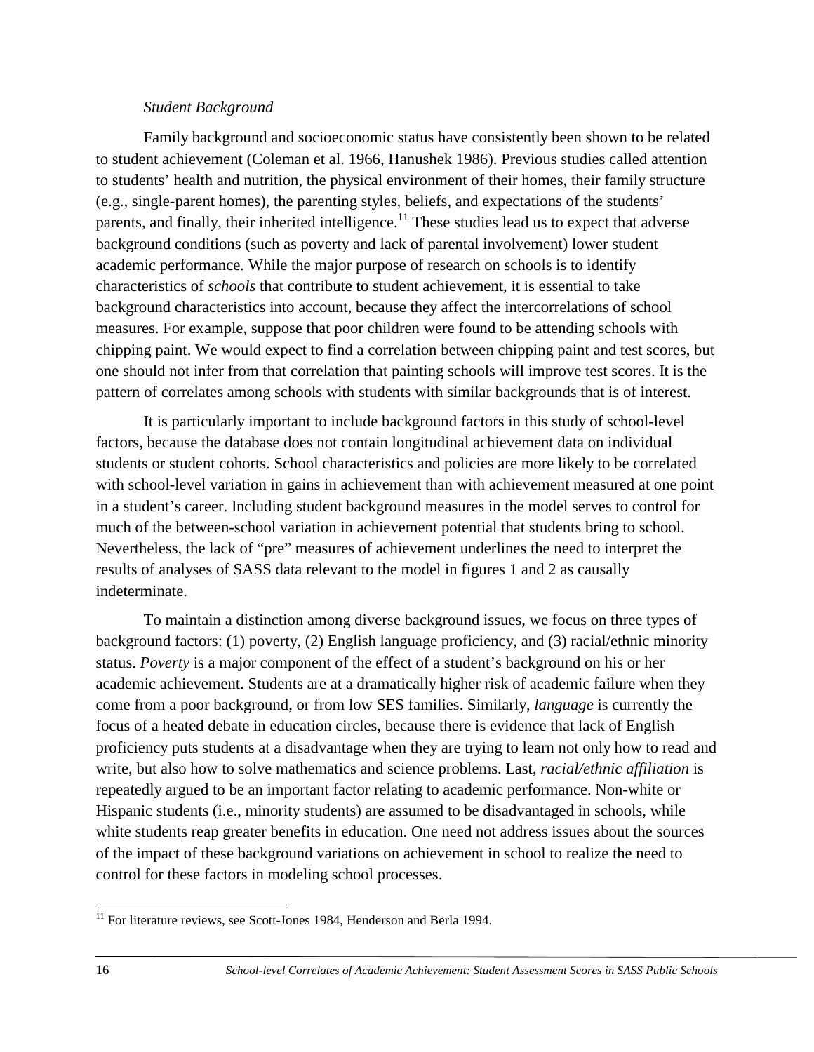*Student Background*

Family background and socioeconomic status have consistently been shown to be related to student achievement (Coleman et al. 1966, Hanushek 1986). Previous studies called attention to students' health and nutrition, the physical environment of their homes, their family structure (e.g., single-parent homes), the parenting styles, beliefs, and expectations of the students' parents, and finally, their inherited intelligence.[11] These studies lead us to expect that adverse background conditions (such as poverty and lack of parental involvement) lower student academic performance. While the major purpose of research on schools is to identify characteristics of *schools* that contribute to student achievement, it is essential to take background characteristics into account, because they affect the intercorrelations of school measures. For example, suppose that poor children were found to be attending schools with chipping paint. We would expect to find a correlation between chipping paint and test scores, but one should not infer from that correlation that painting schools will improve test scores. It is the pattern of correlates among schools with students with similar backgrounds that is of interest.

It is particularly important to include background factors in this study of school-level factors, because the database does not contain longitudinal achievement data on individual students or student cohorts. School characteristics and policies are more likely to be correlated with school-level variation in gains in achievement than with achievement measured at one point in a student's career. Including student background measures in the model serves to control for much of the between-school variation in achievement potential that students bring to school. Nevertheless, the lack of "pre" measures of achievement underlines the need to interpret the results of analyses of SASS data relevant to the model in figures 1 and 2 as causally indeterminate.

To maintain a distinction among diverse background issues, we focus on three types of background factors: (1) poverty, (2) English language proficiency, and (3) racial/ethnic minority status. *Poverty* is a major component of the effect of a student's background on his or her academic achievement. Students are at a dramatically higher risk of academic failure when they come from a poor background, or from low SES families. Similarly, *language* is currently the focus of a heated debate in education circles, because there is evidence that lack of English proficiency puts students at a disadvantage when they are trying to learn not only how to read and write, but also how to solve mathematics and science problems. Last, *racial/ethnic affiliation* is repeatedly argued to be an important factor relating to academic performance. Non-white or Hispanic students (i.e., minority students) are assumed to be disadvantaged in schools, while white students reap greater benefits in education. One need not address issues about the sources of the impact of these background variations on achievement in school to realize the need to control for these factors in modeling school processes.

[11] For literature reviews, see Scott-Jones 1984, Henderson and Berla 1994.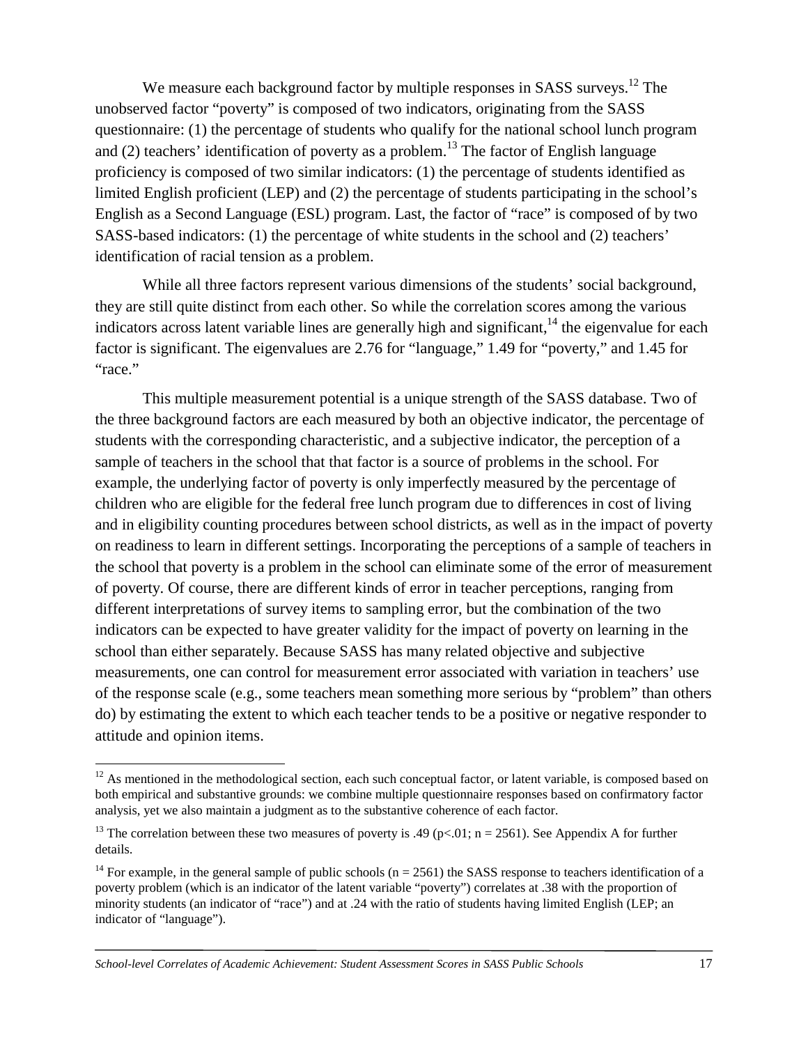We measure each background factor by multiple responses in SASS surveys.[12] The unobserved factor "poverty" is composed of two indicators, originating from the SASS questionnaire: (1) the percentage of students who qualify for the national school lunch program and (2) teachers' identification of poverty as a problem.[13] The factor of English language proficiency is composed of two similar indicators: (1) the percentage of students identified as limited English proficient (LEP) and (2) the percentage of students participating in the school's English as a Second Language (ESL) program. Last, the factor of "race" is composed of by two SASS-based indicators: (1) the percentage of white students in the school and (2) teachers' identification of racial tension as a problem.

While all three factors represent various dimensions of the students' social background, they are still quite distinct from each other. So while the correlation scores among the various indicators across latent variable lines are generally high and significant,[14] the eigenvalue for each factor is significant. The eigenvalues are 2.76 for "language," 1.49 for "poverty," and 1.45 for "race."

This multiple measurement potential is a unique strength of the SASS database. Two of the three background factors are each measured by both an objective indicator, the percentage of students with the corresponding characteristic, and a subjective indicator, the perception of a sample of teachers in the school that that factor is a source of problems in the school. For example, the underlying factor of poverty is only imperfectly measured by the percentage of children who are eligible for the federal free lunch program due to differences in cost of living and in eligibility counting procedures between school districts, as well as in the impact of poverty on readiness to learn in different settings. Incorporating the perceptions of a sample of teachers in the school that poverty is a problem in the school can eliminate some of the error of measurement of poverty. Of course, there are different kinds of error in teacher perceptions, ranging from different interpretations of survey items to sampling error, but the combination of the two indicators can be expected to have greater validity for the impact of poverty on learning in the school than either separately. Because SASS has many related objective and subjective measurements, one can control for measurement error associated with variation in teachers' use of the response scale (e.g., some teachers mean something more serious by "problem" than others do) by estimating the extent to which each teacher tends to be a positive or negative responder to attitude and opinion items.

---

[12] As mentioned in the methodological section, each such conceptual factor, or latent variable, is composed based on both empirical and substantive grounds: we combine multiple questionnaire responses based on confirmatory factor analysis, yet we also maintain a judgment as to the substantive coherence of each factor.

[13] The correlation between these two measures of poverty is .49 ($p<.01$; $n = 2561$). See Appendix A for further details.

[14] For example, in the general sample of public schools ($n = 2561$) the SASS response to teachers identification of a poverty problem (which is an indicator of the latent variable "poverty") correlates at .38 with the proportion of minority students (an indicator of "race") and at .24 with the ratio of students having limited English (LEP; an indicator of "language").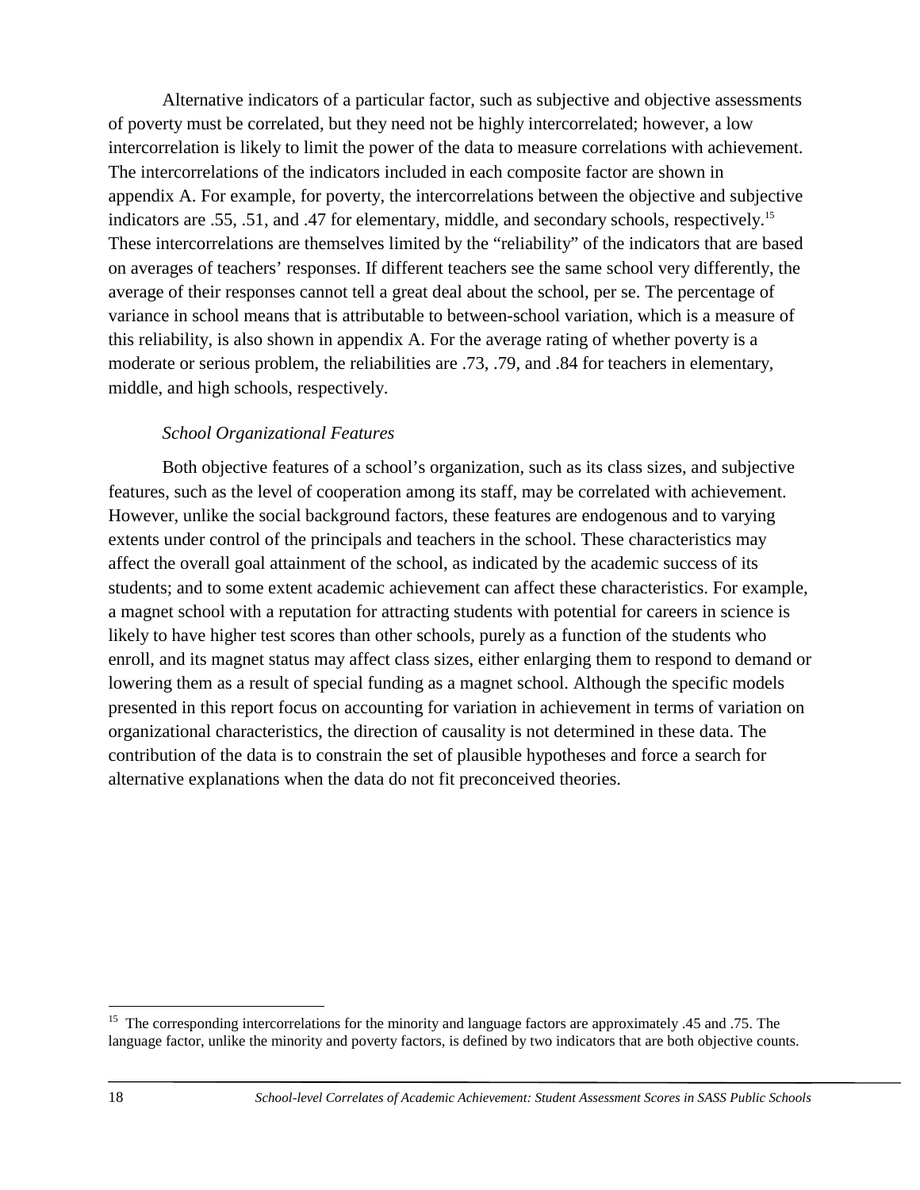Alternative indicators of a particular factor, such as subjective and objective assessments of poverty must be correlated, but they need not be highly intercorrelated; however, a low intercorrelation is likely to limit the power of the data to measure correlations with achievement. The intercorrelations of the indicators included in each composite factor are shown in appendix A. For example, for poverty, the intercorrelations between the objective and subjective indicators are .55, .51, and .47 for elementary, middle, and secondary schools, respectively.[15] These intercorrelations are themselves limited by the "reliability" of the indicators that are based on averages of teachers' responses. If different teachers see the same school very differently, the average of their responses cannot tell a great deal about the school, per se. The percentage of variance in school means that is attributable to between-school variation, which is a measure of this reliability, is also shown in appendix A. For the average rating of whether poverty is a moderate or serious problem, the reliabilities are .73, .79, and .84 for teachers in elementary, middle, and high schools, respectively.

*School Organizational Features*

Both objective features of a school's organization, such as its class sizes, and subjective features, such as the level of cooperation among its staff, may be correlated with achievement. However, unlike the social background factors, these features are endogenous and to varying extents under control of the principals and teachers in the school. These characteristics may affect the overall goal attainment of the school, as indicated by the academic success of its students; and to some extent academic achievement can affect these characteristics. For example, a magnet school with a reputation for attracting students with potential for careers in science is likely to have higher test scores than other schools, purely as a function of the students who enroll, and its magnet status may affect class sizes, either enlarging them to respond to demand or lowering them as a result of special funding as a magnet school. Although the specific models presented in this report focus on accounting for variation in achievement in terms of variation on organizational characteristics, the direction of causality is not determined in these data. The contribution of the data is to constrain the set of plausible hypotheses and force a search for alternative explanations when the data do not fit preconceived theories.

---

[15] The corresponding intercorrelations for the minority and language factors are approximately .45 and .75. The language factor, unlike the minority and poverty factors, is defined by two indicators that are both objective counts.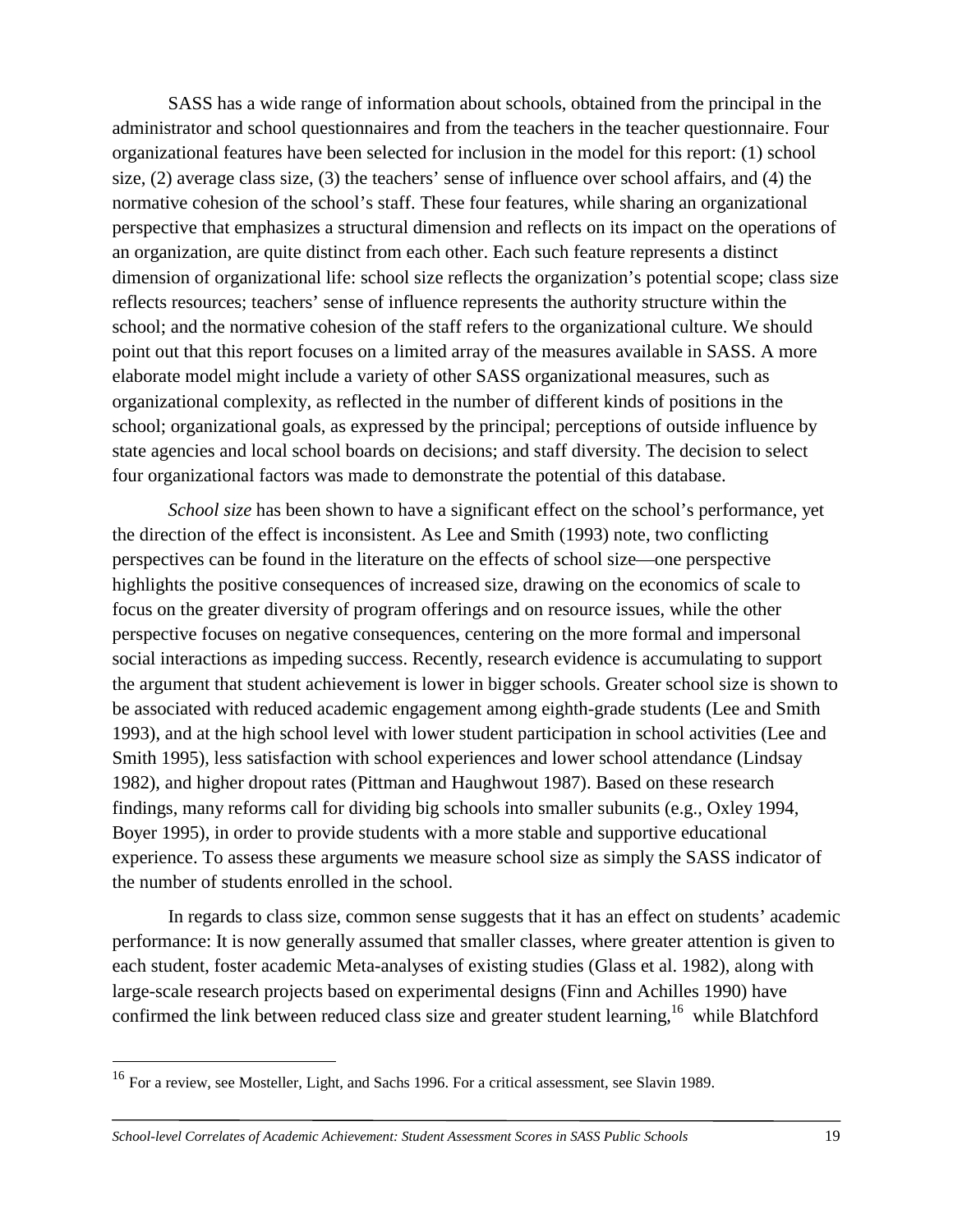SASS has a wide range of information about schools, obtained from the principal in the administrator and school questionnaires and from the teachers in the teacher questionnaire. Four organizational features have been selected for inclusion in the model for this report: (1) school size, (2) average class size, (3) the teachers' sense of influence over school affairs, and (4) the normative cohesion of the school's staff. These four features, while sharing an organizational perspective that emphasizes a structural dimension and reflects on its impact on the operations of an organization, are quite distinct from each other. Each such feature represents a distinct dimension of organizational life: school size reflects the organization's potential scope; class size reflects resources; teachers' sense of influence represents the authority structure within the school; and the normative cohesion of the staff refers to the organizational culture. We should point out that this report focuses on a limited array of the measures available in SASS. A more elaborate model might include a variety of other SASS organizational measures, such as organizational complexity, as reflected in the number of different kinds of positions in the school; organizational goals, as expressed by the principal; perceptions of outside influence by state agencies and local school boards on decisions; and staff diversity. The decision to select four organizational factors was made to demonstrate the potential of this database.

*School size* has been shown to have a significant effect on the school's performance, yet the direction of the effect is inconsistent. As Lee and Smith (1993) note, two conflicting perspectives can be found in the literature on the effects of school size—one perspective highlights the positive consequences of increased size, drawing on the economics of scale to focus on the greater diversity of program offerings and on resource issues, while the other perspective focuses on negative consequences, centering on the more formal and impersonal social interactions as impeding success. Recently, research evidence is accumulating to support the argument that student achievement is lower in bigger schools. Greater school size is shown to be associated with reduced academic engagement among eighth-grade students (Lee and Smith 1993), and at the high school level with lower student participation in school activities (Lee and Smith 1995), less satisfaction with school experiences and lower school attendance (Lindsay 1982), and higher dropout rates (Pittman and Haughwout 1987). Based on these research findings, many reforms call for dividing big schools into smaller subunits (e.g., Oxley 1994, Boyer 1995), in order to provide students with a more stable and supportive educational experience. To assess these arguments we measure school size as simply the SASS indicator of the number of students enrolled in the school.

In regards to class size, common sense suggests that it has an effect on students' academic performance: It is now generally assumed that smaller classes, where greater attention is given to each student, foster academic Meta-analyses of existing studies (Glass et al. 1982), along with large-scale research projects based on experimental designs (Finn and Achilles 1990) have confirmed the link between reduced class size and greater student learning,[16] while Blatchford

[16] For a review, see Mosteller, Light, and Sachs 1996. For a critical assessment, see Slavin 1989.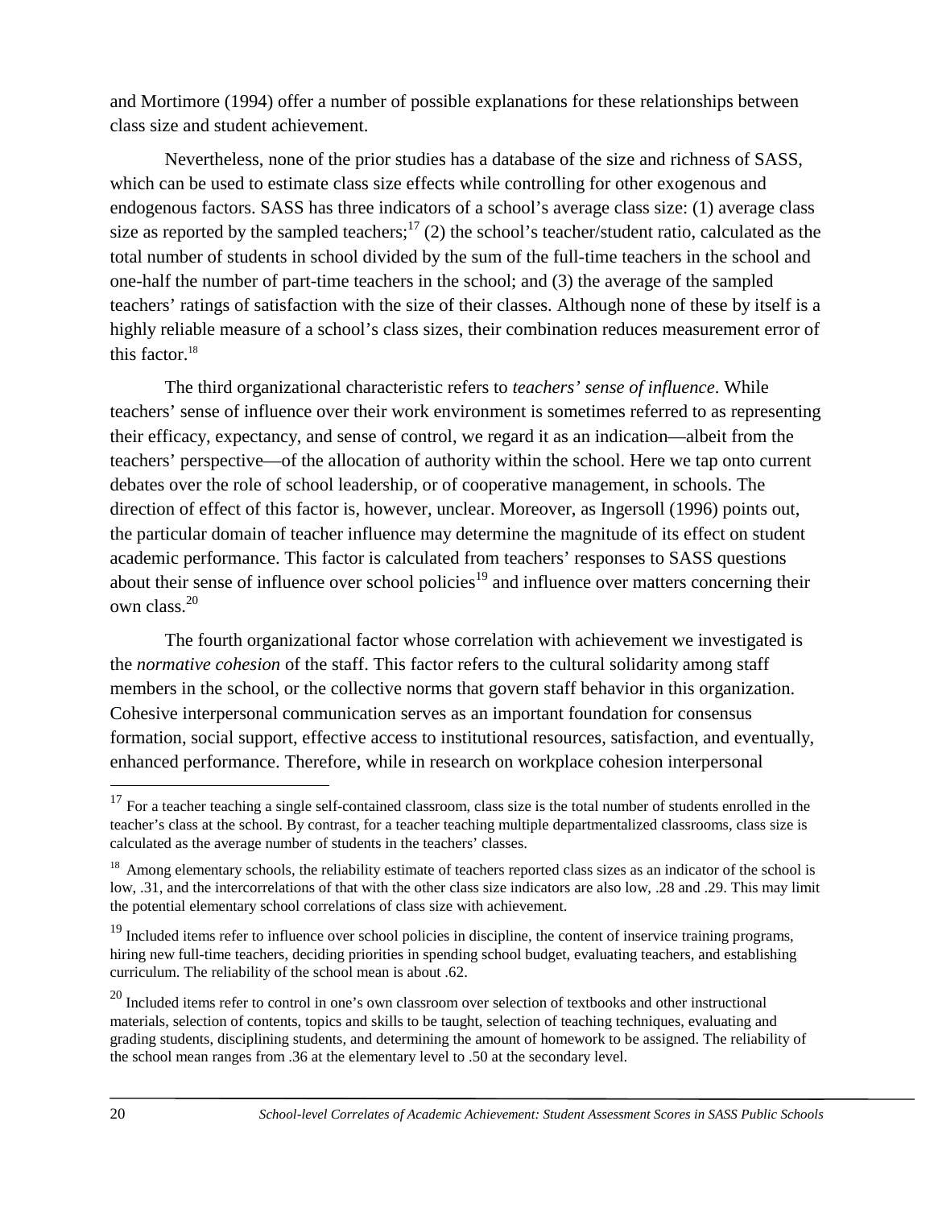and Mortimore (1994) offer a number of possible explanations for these relationships between class size and student achievement.

Nevertheless, none of the prior studies has a database of the size and richness of SASS, which can be used to estimate class size effects while controlling for other exogenous and endogenous factors. SASS has three indicators of a school's average class size: (1) average class size as reported by the sampled teachers;[17] (2) the school's teacher/student ratio, calculated as the total number of students in school divided by the sum of the full-time teachers in the school and one-half the number of part-time teachers in the school; and (3) the average of the sampled teachers' ratings of satisfaction with the size of their classes. Although none of these by itself is a highly reliable measure of a school's class sizes, their combination reduces measurement error of this factor.[18]

The third organizational characteristic refers to *teachers' sense of influence*. While teachers' sense of influence over their work environment is sometimes referred to as representing their efficacy, expectancy, and sense of control, we regard it as an indication—albeit from the teachers' perspective—of the allocation of authority within the school. Here we tap onto current debates over the role of school leadership, or of cooperative management, in schools. The direction of effect of this factor is, however, unclear. Moreover, as Ingersoll (1996) points out, the particular domain of teacher influence may determine the magnitude of its effect on student academic performance. This factor is calculated from teachers' responses to SASS questions about their sense of influence over school policies[19] and influence over matters concerning their own class.[20]

The fourth organizational factor whose correlation with achievement we investigated is the *normative cohesion* of the staff. This factor refers to the cultural solidarity among staff members in the school, or the collective norms that govern staff behavior in this organization. Cohesive interpersonal communication serves as an important foundation for consensus formation, social support, effective access to institutional resources, satisfaction, and eventually, enhanced performance. Therefore, while in research on workplace cohesion interpersonal

---

[17] For a teacher teaching a single self-contained classroom, class size is the total number of students enrolled in the teacher's class at the school. By contrast, for a teacher teaching multiple departmentalized classrooms, class size is calculated as the average number of students in the teachers' classes.

[18] Among elementary schools, the reliability estimate of teachers reported class sizes as an indicator of the school is low, .31, and the intercorrelations of that with the other class size indicators are also low, .28 and .29. This may limit the potential elementary school correlations of class size with achievement.

[19] Included items refer to influence over school policies in discipline, the content of inservice training programs, hiring new full-time teachers, deciding priorities in spending school budget, evaluating teachers, and establishing curriculum. The reliability of the school mean is about .62.

[20] Included items refer to control in one's own classroom over selection of textbooks and other instructional materials, selection of contents, topics and skills to be taught, selection of teaching techniques, evaluating and grading students, disciplining students, and determining the amount of homework to be assigned. The reliability of the school mean ranges from .36 at the elementary level to .50 at the secondary level.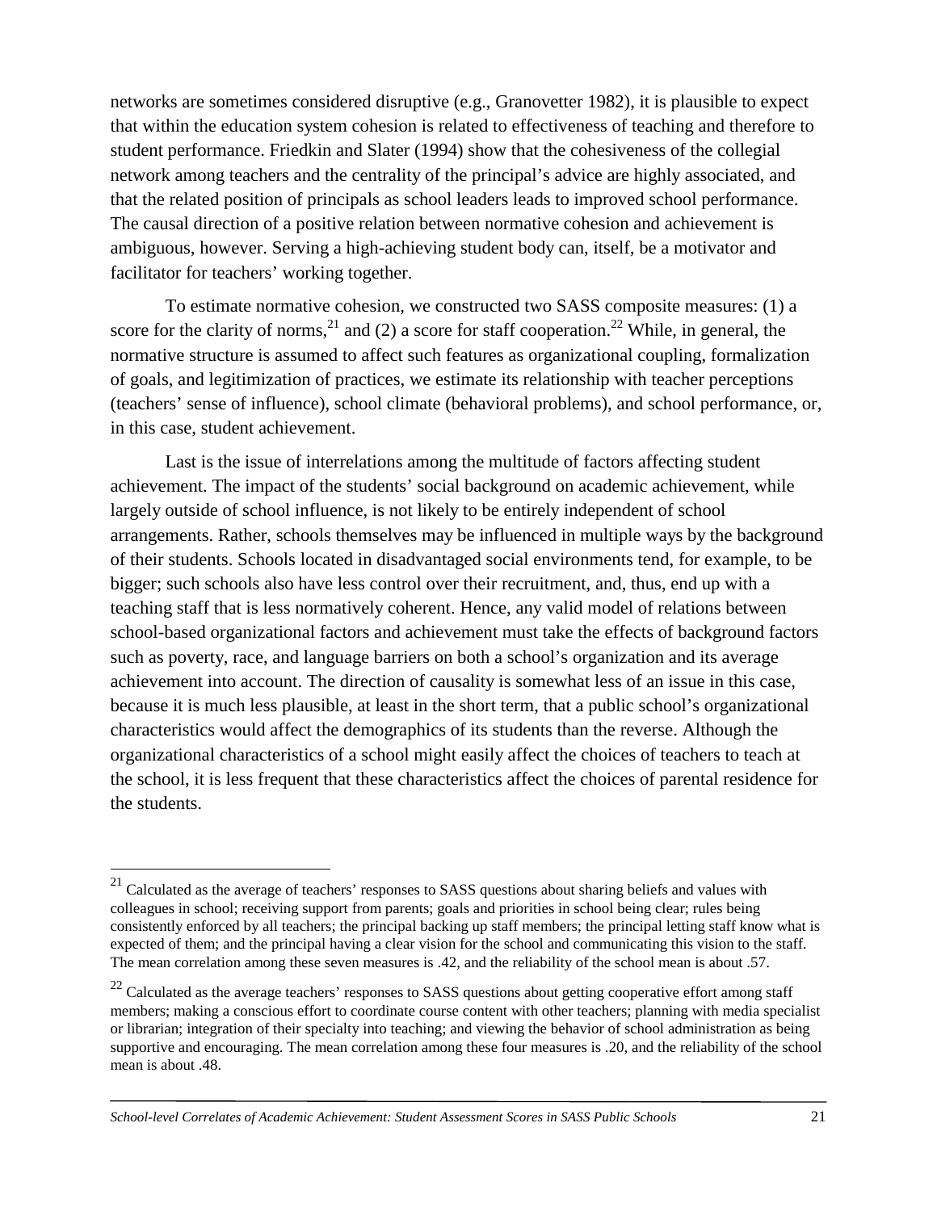networks are sometimes considered disruptive (e.g., Granovetter 1982), it is plausible to expect that within the education system cohesion is related to effectiveness of teaching and therefore to student performance. Friedkin and Slater (1994) show that the cohesiveness of the collegial network among teachers and the centrality of the principal's advice are highly associated, and that the related position of principals as school leaders leads to improved school performance. The causal direction of a positive relation between normative cohesion and achievement is ambiguous, however. Serving a high-achieving student body can, itself, be a motivator and facilitator for teachers' working together.

To estimate normative cohesion, we constructed two SASS composite measures: (1) a score for the clarity of norms,[21] and (2) a score for staff cooperation.[22] While, in general, the normative structure is assumed to affect such features as organizational coupling, formalization of goals, and legitimization of practices, we estimate its relationship with teacher perceptions (teachers' sense of influence), school climate (behavioral problems), and school performance, or, in this case, student achievement.

Last is the issue of interrelations among the multitude of factors affecting student achievement. The impact of the students' social background on academic achievement, while largely outside of school influence, is not likely to be entirely independent of school arrangements. Rather, schools themselves may be influenced in multiple ways by the background of their students. Schools located in disadvantaged social environments tend, for example, to be bigger; such schools also have less control over their recruitment, and, thus, end up with a teaching staff that is less normatively coherent. Hence, any valid model of relations between school-based organizational factors and achievement must take the effects of background factors such as poverty, race, and language barriers on both a school's organization and its average achievement into account. The direction of causality is somewhat less of an issue in this case, because it is much less plausible, at least in the short term, that a public school's organizational characteristics would affect the demographics of its students than the reverse. Although the organizational characteristics of a school might easily affect the choices of teachers to teach at the school, it is less frequent that these characteristics affect the choices of parental residence for the students.

---

[21] Calculated as the average of teachers' responses to SASS questions about sharing beliefs and values with colleagues in school; receiving support from parents; goals and priorities in school being clear; rules being consistently enforced by all teachers; the principal backing up staff members; the principal letting staff know what is expected of them; and the principal having a clear vision for the school and communicating this vision to the staff. The mean correlation among these seven measures is .42, and the reliability of the school mean is about .57.

[22] Calculated as the average teachers' responses to SASS questions about getting cooperative effort among staff members; making a conscious effort to coordinate course content with other teachers; planning with media specialist or librarian; integration of their specialty into teaching; and viewing the behavior of school administration as being supportive and encouraging. The mean correlation among these four measures is .20, and the reliability of the school mean is about .48.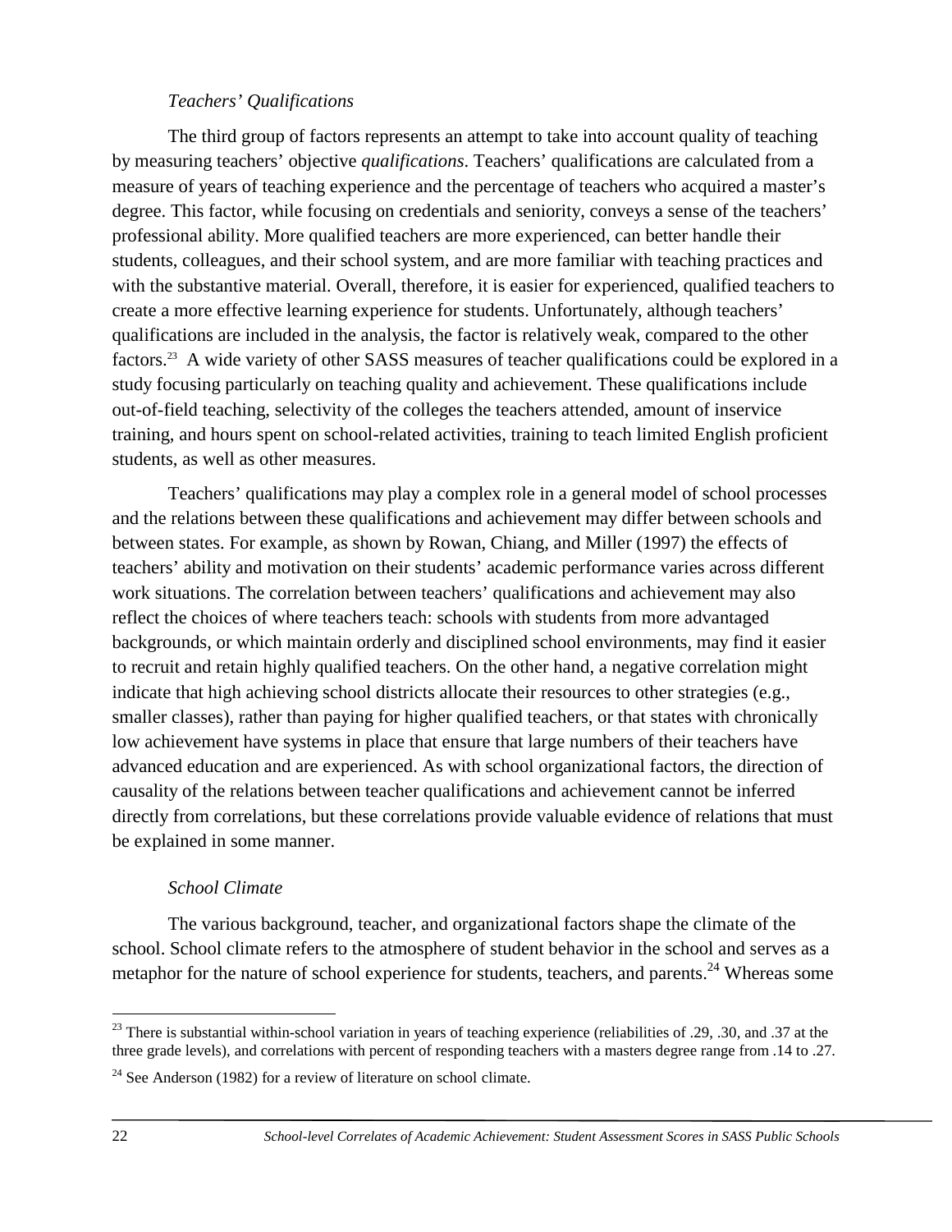*Teachers' Qualifications*

The third group of factors represents an attempt to take into account quality of teaching by measuring teachers' objective *qualifications*. Teachers' qualifications are calculated from a measure of years of teaching experience and the percentage of teachers who acquired a master's degree. This factor, while focusing on credentials and seniority, conveys a sense of the teachers' professional ability. More qualified teachers are more experienced, can better handle their students, colleagues, and their school system, and are more familiar with teaching practices and with the substantive material. Overall, therefore, it is easier for experienced, qualified teachers to create a more effective learning experience for students. Unfortunately, although teachers' qualifications are included in the analysis, the factor is relatively weak, compared to the other factors.[23] A wide variety of other SASS measures of teacher qualifications could be explored in a study focusing particularly on teaching quality and achievement. These qualifications include out-of-field teaching, selectivity of the colleges the teachers attended, amount of inservice training, and hours spent on school-related activities, training to teach limited English proficient students, as well as other measures.

Teachers' qualifications may play a complex role in a general model of school processes and the relations between these qualifications and achievement may differ between schools and between states. For example, as shown by Rowan, Chiang, and Miller (1997) the effects of teachers' ability and motivation on their students' academic performance varies across different work situations. The correlation between teachers' qualifications and achievement may also reflect the choices of where teachers teach: schools with students from more advantaged backgrounds, or which maintain orderly and disciplined school environments, may find it easier to recruit and retain highly qualified teachers. On the other hand, a negative correlation might indicate that high achieving school districts allocate their resources to other strategies (e.g., smaller classes), rather than paying for higher qualified teachers, or that states with chronically low achievement have systems in place that ensure that large numbers of their teachers have advanced education and are experienced. As with school organizational factors, the direction of causality of the relations between teacher qualifications and achievement cannot be inferred directly from correlations, but these correlations provide valuable evidence of relations that must be explained in some manner.

*School Climate*

The various background, teacher, and organizational factors shape the climate of the school. School climate refers to the atmosphere of student behavior in the school and serves as a metaphor for the nature of school experience for students, teachers, and parents.[24] Whereas some

---

[23] There is substantial within-school variation in years of teaching experience (reliabilities of .29, .30, and .37 at the three grade levels), and correlations with percent of responding teachers with a masters degree range from .14 to .27.

[24] See Anderson (1982) for a review of literature on school climate.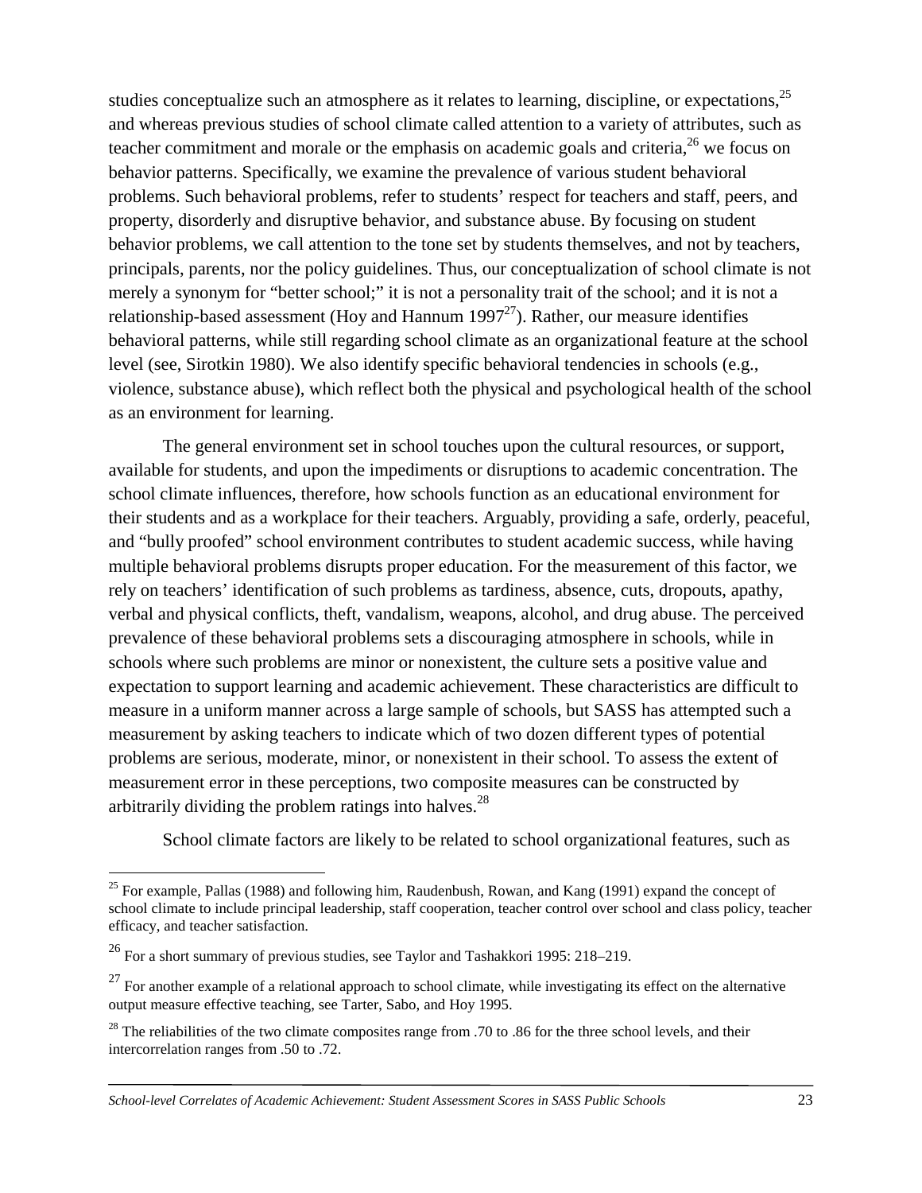studies conceptualize such an atmosphere as it relates to learning, discipline, or expectations,[25] and whereas previous studies of school climate called attention to a variety of attributes, such as teacher commitment and morale or the emphasis on academic goals and criteria,[26] we focus on behavior patterns. Specifically, we examine the prevalence of various student behavioral problems. Such behavioral problems, refer to students' respect for teachers and staff, peers, and property, disorderly and disruptive behavior, and substance abuse. By focusing on student behavior problems, we call attention to the tone set by students themselves, and not by teachers, principals, parents, nor the policy guidelines. Thus, our conceptualization of school climate is not merely a synonym for "better school;" it is not a personality trait of the school; and it is not a relationship-based assessment (Hoy and Hannum 1997[27]). Rather, our measure identifies behavioral patterns, while still regarding school climate as an organizational feature at the school level (see, Sirotkin 1980). We also identify specific behavioral tendencies in schools (e.g., violence, substance abuse), which reflect both the physical and psychological health of the school as an environment for learning.

The general environment set in school touches upon the cultural resources, or support, available for students, and upon the impediments or disruptions to academic concentration. The school climate influences, therefore, how schools function as an educational environment for their students and as a workplace for their teachers. Arguably, providing a safe, orderly, peaceful, and "bully proofed" school environment contributes to student academic success, while having multiple behavioral problems disrupts proper education. For the measurement of this factor, we rely on teachers' identification of such problems as tardiness, absence, cuts, dropouts, apathy, verbal and physical conflicts, theft, vandalism, weapons, alcohol, and drug abuse. The perceived prevalence of these behavioral problems sets a discouraging atmosphere in schools, while in schools where such problems are minor or nonexistent, the culture sets a positive value and expectation to support learning and academic achievement. These characteristics are difficult to measure in a uniform manner across a large sample of schools, but SASS has attempted such a measurement by asking teachers to indicate which of two dozen different types of potential problems are serious, moderate, minor, or nonexistent in their school. To assess the extent of measurement error in these perceptions, two composite measures can be constructed by arbitrarily dividing the problem ratings into halves.[28]

School climate factors are likely to be related to school organizational features, such as

---

[25] For example, Pallas (1988) and following him, Raudenbush, Rowan, and Kang (1991) expand the concept of school climate to include principal leadership, staff cooperation, teacher control over school and class policy, teacher efficacy, and teacher satisfaction.

[26] For a short summary of previous studies, see Taylor and Tashakkori 1995: 218–219.

[27] For another example of a relational approach to school climate, while investigating its effect on the alternative output measure effective teaching, see Tarter, Sabo, and Hoy 1995.

[28] The reliabilities of the two climate composites range from .70 to .86 for the three school levels, and their intercorrelation ranges from .50 to .72.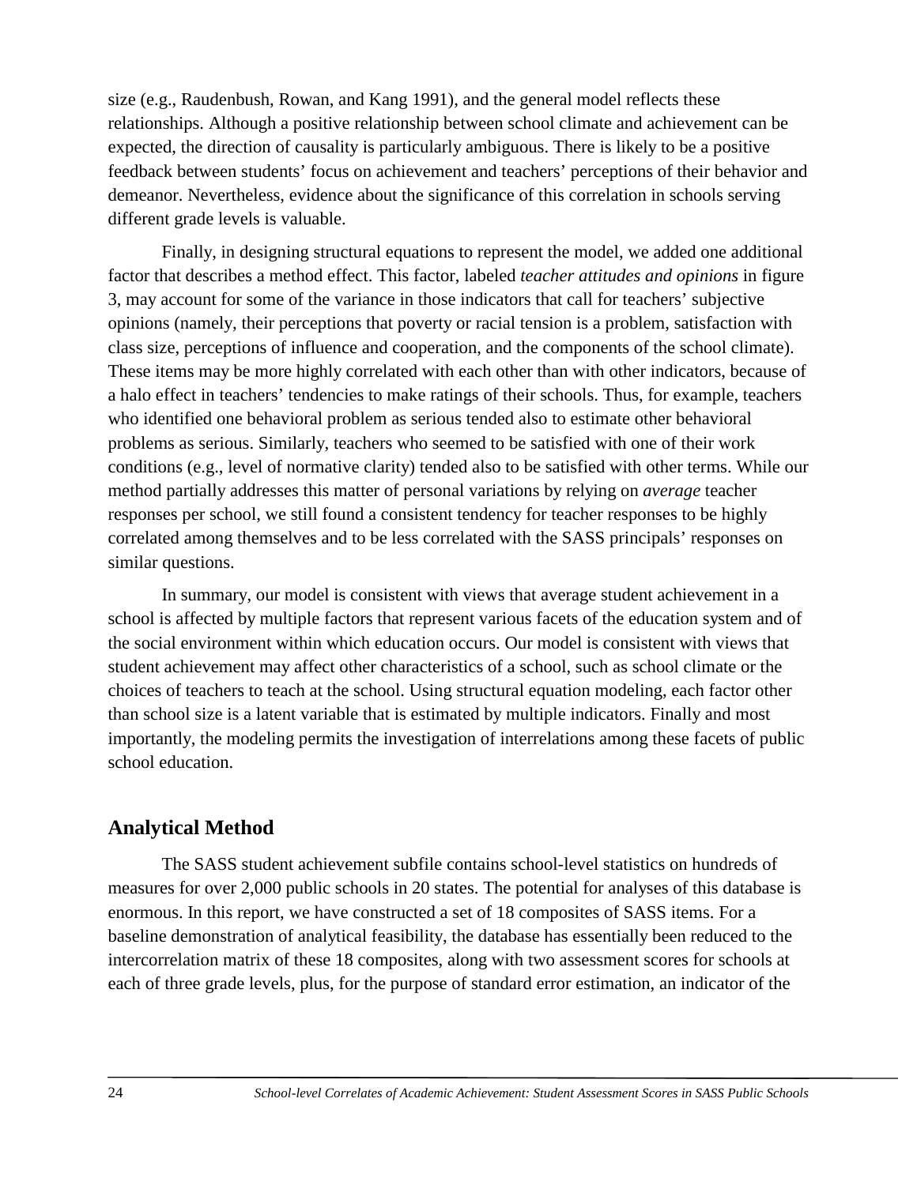size (e.g., Raudenbush, Rowan, and Kang 1991), and the general model reflects these relationships. Although a positive relationship between school climate and achievement can be expected, the direction of causality is particularly ambiguous. There is likely to be a positive feedback between students' focus on achievement and teachers' perceptions of their behavior and demeanor. Nevertheless, evidence about the significance of this correlation in schools serving different grade levels is valuable.

Finally, in designing structural equations to represent the model, we added one additional factor that describes a method effect. This factor, labeled *teacher attitudes and opinions* in figure 3, may account for some of the variance in those indicators that call for teachers' subjective opinions (namely, their perceptions that poverty or racial tension is a problem, satisfaction with class size, perceptions of influence and cooperation, and the components of the school climate). These items may be more highly correlated with each other than with other indicators, because of a halo effect in teachers' tendencies to make ratings of their schools. Thus, for example, teachers who identified one behavioral problem as serious tended also to estimate other behavioral problems as serious. Similarly, teachers who seemed to be satisfied with one of their work conditions (e.g., level of normative clarity) tended also to be satisfied with other terms. While our method partially addresses this matter of personal variations by relying on *average* teacher responses per school, we still found a consistent tendency for teacher responses to be highly correlated among themselves and to be less correlated with the SASS principals' responses on similar questions.

In summary, our model is consistent with views that average student achievement in a school is affected by multiple factors that represent various facets of the education system and of the social environment within which education occurs. Our model is consistent with views that student achievement may affect other characteristics of a school, such as school climate or the choices of teachers to teach at the school. Using structural equation modeling, each factor other than school size is a latent variable that is estimated by multiple indicators. Finally and most importantly, the modeling permits the investigation of interrelations among these facets of public school education.

## Analytical Method

The SASS student achievement subfile contains school-level statistics on hundreds of measures for over 2,000 public schools in 20 states. The potential for analyses of this database is enormous. In this report, we have constructed a set of 18 composites of SASS items. For a baseline demonstration of analytical feasibility, the database has essentially been reduced to the intercorrelation matrix of these 18 composites, along with two assessment scores for schools at each of three grade levels, plus, for the purpose of standard error estimation, an indicator of the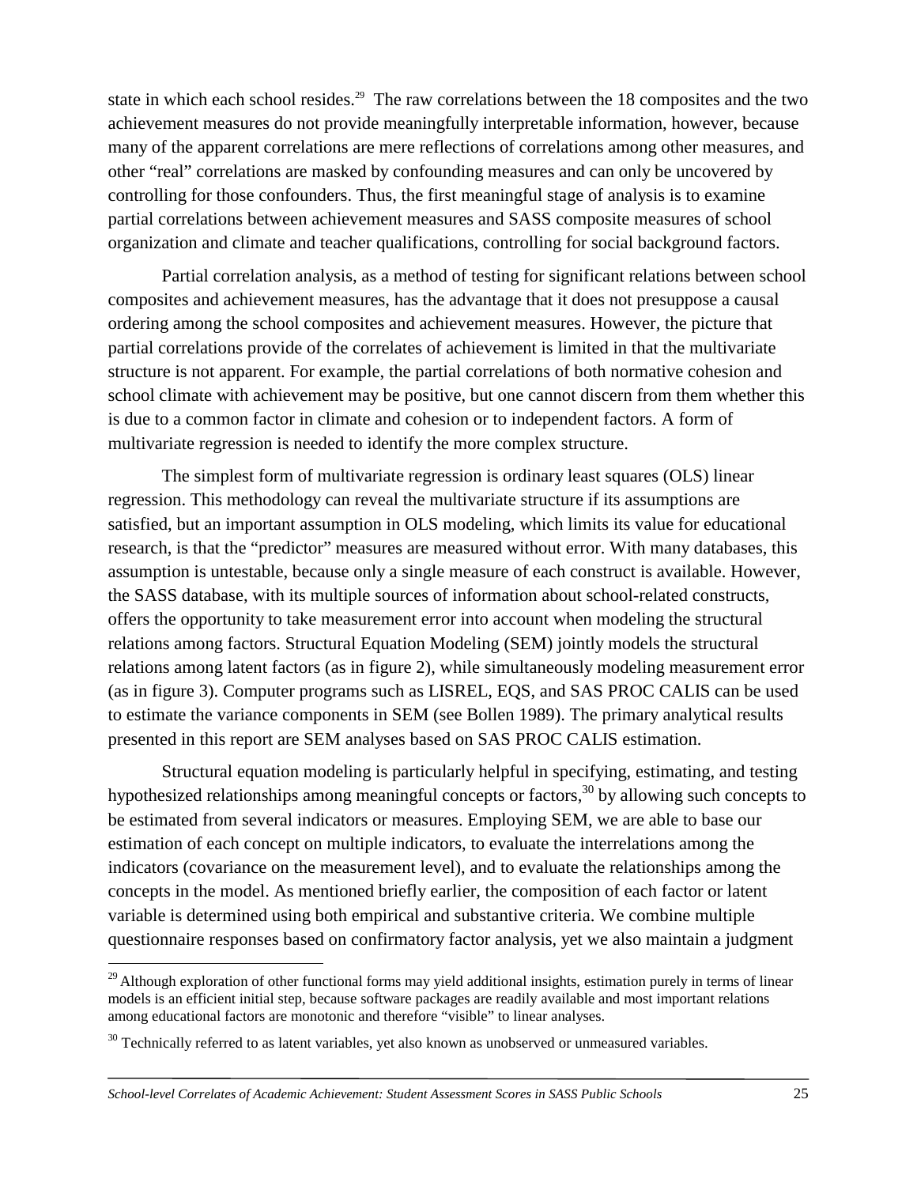state in which each school resides.[29] The raw correlations between the 18 composites and the two achievement measures do not provide meaningfully interpretable information, however, because many of the apparent correlations are mere reflections of correlations among other measures, and other "real" correlations are masked by confounding measures and can only be uncovered by controlling for those confounders. Thus, the first meaningful stage of analysis is to examine partial correlations between achievement measures and SASS composite measures of school organization and climate and teacher qualifications, controlling for social background factors.

Partial correlation analysis, as a method of testing for significant relations between school composites and achievement measures, has the advantage that it does not presuppose a causal ordering among the school composites and achievement measures. However, the picture that partial correlations provide of the correlates of achievement is limited in that the multivariate structure is not apparent. For example, the partial correlations of both normative cohesion and school climate with achievement may be positive, but one cannot discern from them whether this is due to a common factor in climate and cohesion or to independent factors. A form of multivariate regression is needed to identify the more complex structure.

The simplest form of multivariate regression is ordinary least squares (OLS) linear regression. This methodology can reveal the multivariate structure if its assumptions are satisfied, but an important assumption in OLS modeling, which limits its value for educational research, is that the "predictor" measures are measured without error. With many databases, this assumption is untestable, because only a single measure of each construct is available. However, the SASS database, with its multiple sources of information about school-related constructs, offers the opportunity to take measurement error into account when modeling the structural relations among factors. Structural Equation Modeling (SEM) jointly models the structural relations among latent factors (as in figure 2), while simultaneously modeling measurement error (as in figure 3). Computer programs such as LISREL, EQS, and SAS PROC CALIS can be used to estimate the variance components in SEM (see Bollen 1989). The primary analytical results presented in this report are SEM analyses based on SAS PROC CALIS estimation.

Structural equation modeling is particularly helpful in specifying, estimating, and testing hypothesized relationships among meaningful concepts or factors,[30] by allowing such concepts to be estimated from several indicators or measures. Employing SEM, we are able to base our estimation of each concept on multiple indicators, to evaluate the interrelations among the indicators (covariance on the measurement level), and to evaluate the relationships among the concepts in the model. As mentioned briefly earlier, the composition of each factor or latent variable is determined using both empirical and substantive criteria. We combine multiple questionnaire responses based on confirmatory factor analysis, yet we also maintain a judgment

---

[29] Although exploration of other functional forms may yield additional insights, estimation purely in terms of linear models is an efficient initial step, because software packages are readily available and most important relations among educational factors are monotonic and therefore "visible" to linear analyses.

[30] Technically referred to as latent variables, yet also known as unobserved or unmeasured variables.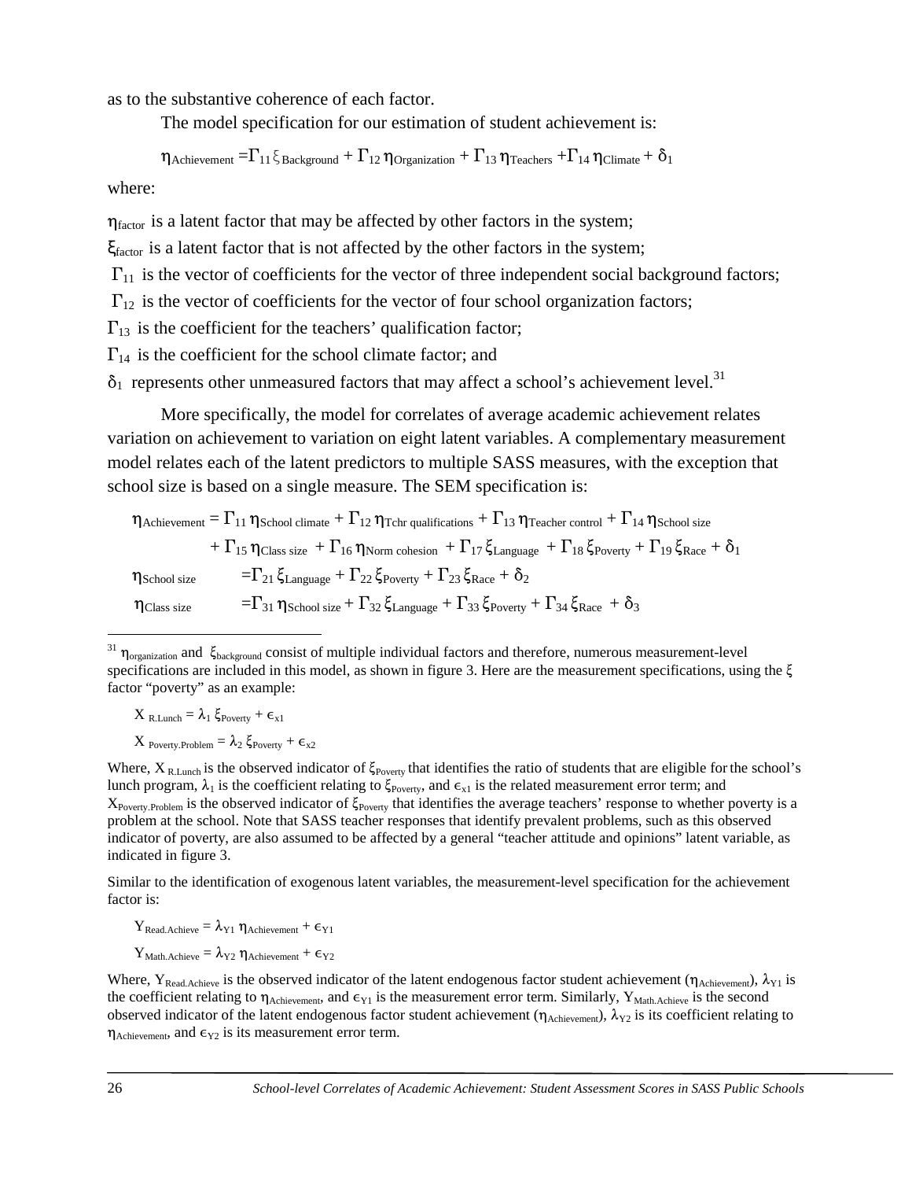as to the substantive coherence of each factor.

The model specification for our estimation of student achievement is:

$$\eta_{Achievement} = \Gamma_{11}\,\xi_{Background} + \Gamma_{12}\,\eta_{Organization} + \Gamma_{13}\,\eta_{Teachers} + \Gamma_{14}\,\eta_{Climate} + \delta_1$$

where:

$\eta_{factor}$ is a latent factor that may be affected by other factors in the system;

$\xi_{factor}$ is a latent factor that is not affected by the other factors in the system;

$\Gamma_{11}$ is the vector of coefficients for the vector of three independent social background factors;

$\Gamma_{12}$ is the vector of coefficients for the vector of four school organization factors;

$\Gamma_{13}$ is the coefficient for the teachers' qualification factor;

$\Gamma_{14}$ is the coefficient for the school climate factor; and

$\delta_1$ represents other unmeasured factors that may affect a school's achievement level.[31]

More specifically, the model for correlates of average academic achievement relates variation on achievement to variation on eight latent variables. A complementary measurement model relates each of the latent predictors to multiple SASS measures, with the exception that school size is based on a single measure. The SEM specification is:

$$\eta_{Achievement} = \Gamma_{11}\,\eta_{School\ climate} + \Gamma_{12}\,\eta_{Tchr\ qualifications} + \Gamma_{13}\,\eta_{Teacher\ control} + \Gamma_{14}\,\eta_{School\ size} + \Gamma_{15}\,\eta_{Class\ size} + \Gamma_{16}\,\eta_{Norm\ cohesion} + \Gamma_{17}\,\xi_{Language} + \Gamma_{18}\,\xi_{Poverty} + \Gamma_{19}\,\xi_{Race} + \delta_1$$

$$\eta_{School\ size} = \Gamma_{21}\,\xi_{Language} + \Gamma_{22}\,\xi_{Poverty} + \Gamma_{23}\,\xi_{Race} + \delta_2$$

$$\eta_{Class\ size} = \Gamma_{31}\,\eta_{School\ size} + \Gamma_{32}\,\xi_{Language} + \Gamma_{33}\,\xi_{Poverty} + \Gamma_{34}\,\xi_{Race} + \delta_3$$

---

[31] $\eta_{organization}$ and $\xi_{background}$ consist of multiple individual factors and therefore, numerous measurement-level specifications are included in this model, as shown in figure 3. Here are the measurement specifications, using the $\xi$ factor "poverty" as an example:

$$X_{R.Lunch} = \lambda_1\,\xi_{Poverty} + \epsilon_{x1}$$

$$X_{Poverty.Problem} = \lambda_2\,\xi_{Poverty} + \epsilon_{x2}$$

Where, $X_{R.Lunch}$ is the observed indicator of $\xi_{Poverty}$ that identifies the ratio of students that are eligible for the school's lunch program, $\lambda_1$ is the coefficient relating to $\xi_{Poverty}$, and $\epsilon_{x1}$ is the related measurement error term; and $X_{Poverty.Problem}$ is the observed indicator of $\xi_{Poverty}$ that identifies the average teachers' response to whether poverty is a problem at the school. Note that SASS teacher responses that identify prevalent problems, such as this observed indicator of poverty, are also assumed to be affected by a general "teacher attitude and opinions" latent variable, as indicated in figure 3.

Similar to the identification of exogenous latent variables, the measurement-level specification for the achievement factor is:

$$Y_{Read.Achieve} = \lambda_{Y1}\,\eta_{Achievement} + \epsilon_{Y1}$$

$$Y_{Math.Achieve} = \lambda_{Y2}\,\eta_{Achievement} + \epsilon_{Y2}$$

Where, $Y_{Read.Achieve}$ is the observed indicator of the latent endogenous factor student achievement ($\eta_{Achievement}$), $\lambda_{Y1}$ is the coefficient relating to $\eta_{Achievement}$, and $\epsilon_{Y1}$ is the measurement error term. Similarly, $Y_{Math.Achieve}$ is the second observed indicator of the latent endogenous factor student achievement ($\eta_{Achievement}$), $\lambda_{Y2}$ is its coefficient relating to $\eta_{Achievement}$, and $\epsilon_{Y2}$ is its measurement error term.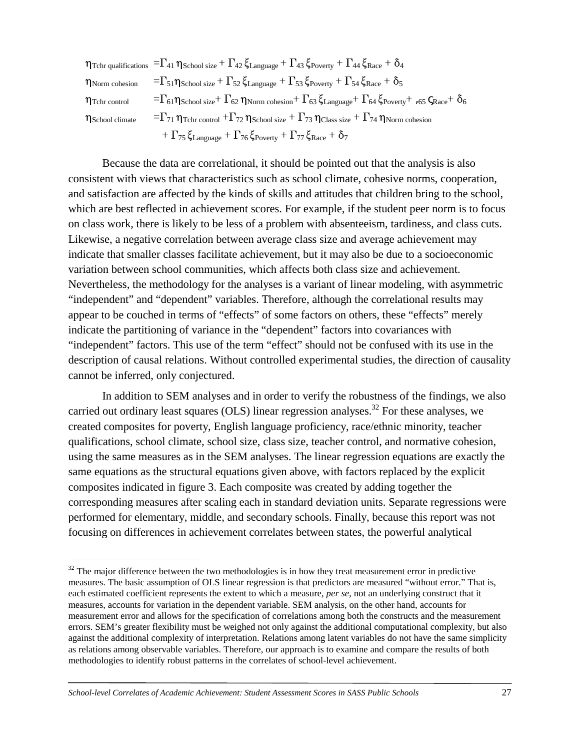$$\eta_{\text{Tchr qualifications}} = \Gamma_{41}\,\eta_{\text{School size}} + \Gamma_{42}\,\xi_{\text{Language}} + \Gamma_{43}\,\xi_{\text{Poverty}} + \Gamma_{44}\,\xi_{\text{Race}} + \delta_4$$

$$\eta_{\text{Norm cohesion}} = \Gamma_{51}\eta_{\text{School size}} + \Gamma_{52}\,\xi_{\text{Language}} + \Gamma_{53}\,\xi_{\text{Poverty}} + \Gamma_{54}\,\xi_{\text{Race}} + \delta_5$$

$$\eta_{\text{Tchr control}} = \Gamma_{61}\eta_{\text{School size}} + \Gamma_{62}\,\eta_{\text{Norm cohesion}} + \Gamma_{63}\,\xi_{\text{Language}} + \Gamma_{64}\,\xi_{\text{Poverty}} + {,}_{65}\,\varsigma_{\text{Race}} + \delta_6$$

$$\eta_{\text{School climate}} = \Gamma_{71}\,\eta_{\text{Tchr control}} + \Gamma_{72}\,\eta_{\text{School size}} + \Gamma_{73}\,\eta_{\text{Class size}} + \Gamma_{74}\,\eta_{\text{Norm cohesion}} + \Gamma_{75}\,\xi_{\text{Language}} + \Gamma_{76}\,\xi_{\text{Poverty}} + \Gamma_{77}\,\xi_{\text{Race}} + \delta_7$$

Because the data are correlational, it should be pointed out that the analysis is also consistent with views that characteristics such as school climate, cohesive norms, cooperation, and satisfaction are affected by the kinds of skills and attitudes that children bring to the school, which are best reflected in achievement scores. For example, if the student peer norm is to focus on class work, there is likely to be less of a problem with absenteeism, tardiness, and class cuts. Likewise, a negative correlation between average class size and average achievement may indicate that smaller classes facilitate achievement, but it may also be due to a socioeconomic variation between school communities, which affects both class size and achievement. Nevertheless, the methodology for the analyses is a variant of linear modeling, with asymmetric "independent" and "dependent" variables. Therefore, although the correlational results may appear to be couched in terms of "effects" of some factors on others, these "effects" merely indicate the partitioning of variance in the "dependent" factors into covariances with "independent" factors. This use of the term "effect" should not be confused with its use in the description of causal relations. Without controlled experimental studies, the direction of causality cannot be inferred, only conjectured.

In addition to SEM analyses and in order to verify the robustness of the findings, we also carried out ordinary least squares (OLS) linear regression analyses.[32] For these analyses, we created composites for poverty, English language proficiency, race/ethnic minority, teacher qualifications, school climate, school size, class size, teacher control, and normative cohesion, using the same measures as in the SEM analyses. The linear regression equations are exactly the same equations as the structural equations given above, with factors replaced by the explicit composites indicated in figure 3. Each composite was created by adding together the corresponding measures after scaling each in standard deviation units. Separate regressions were performed for elementary, middle, and secondary schools. Finally, because this report was not focusing on differences in achievement correlates between states, the powerful analytical

[32] The major difference between the two methodologies is in how they treat measurement error in predictive measures. The basic assumption of OLS linear regression is that predictors are measured "without error." That is, each estimated coefficient represents the extent to which a measure, *per se*, not an underlying construct that it measures, accounts for variation in the dependent variable. SEM analysis, on the other hand, accounts for measurement error and allows for the specification of correlations among both the constructs and the measurement errors. SEM's greater flexibility must be weighed not only against the additional computational complexity, but also against the additional complexity of interpretation. Relations among latent variables do not have the same simplicity as relations among observable variables. Therefore, our approach is to examine and compare the results of both methodologies to identify robust patterns in the correlates of school-level achievement.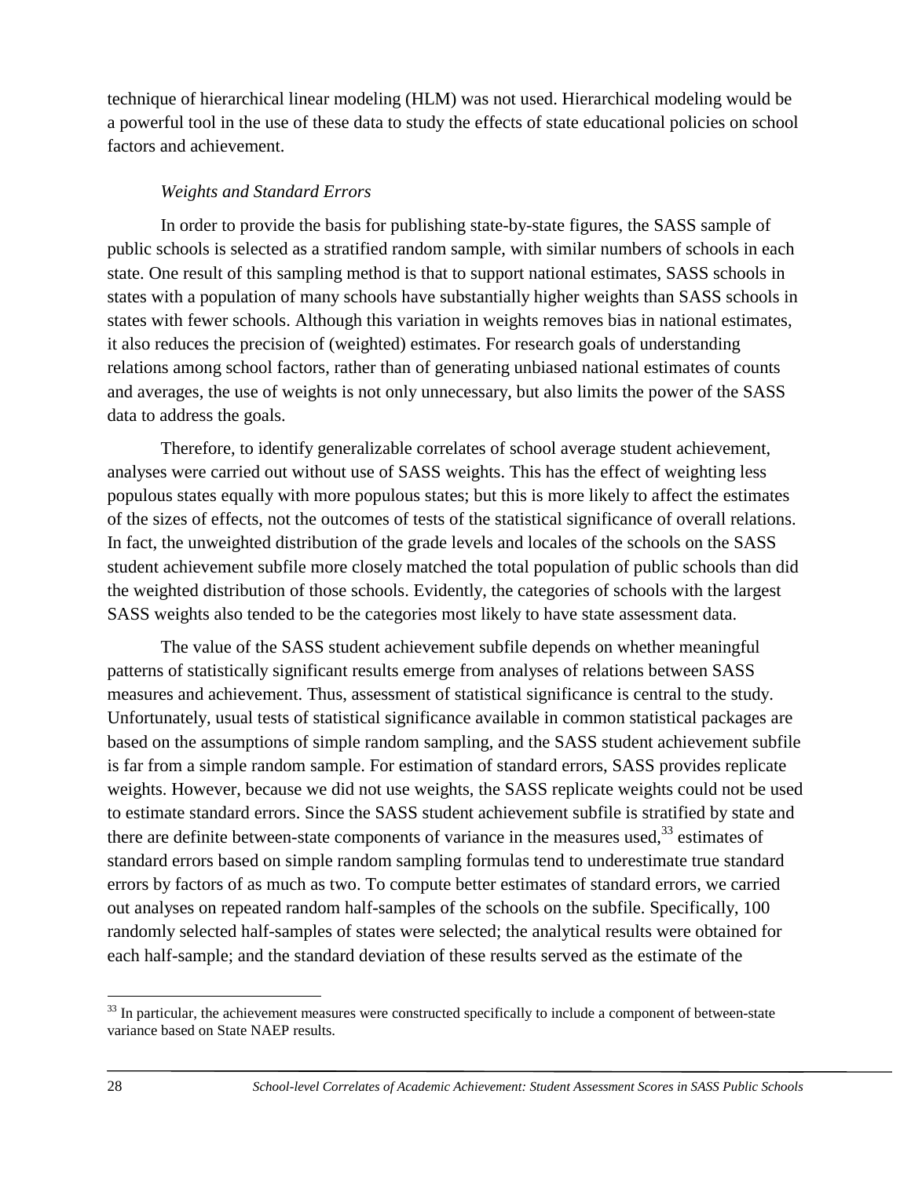technique of hierarchical linear modeling (HLM) was not used. Hierarchical modeling would be a powerful tool in the use of these data to study the effects of state educational policies on school factors and achievement.

*Weights and Standard Errors*

In order to provide the basis for publishing state-by-state figures, the SASS sample of public schools is selected as a stratified random sample, with similar numbers of schools in each state. One result of this sampling method is that to support national estimates, SASS schools in states with a population of many schools have substantially higher weights than SASS schools in states with fewer schools. Although this variation in weights removes bias in national estimates, it also reduces the precision of (weighted) estimates. For research goals of understanding relations among school factors, rather than of generating unbiased national estimates of counts and averages, the use of weights is not only unnecessary, but also limits the power of the SASS data to address the goals.

Therefore, to identify generalizable correlates of school average student achievement, analyses were carried out without use of SASS weights. This has the effect of weighting less populous states equally with more populous states; but this is more likely to affect the estimates of the sizes of effects, not the outcomes of tests of the statistical significance of overall relations. In fact, the unweighted distribution of the grade levels and locales of the schools on the SASS student achievement subfile more closely matched the total population of public schools than did the weighted distribution of those schools. Evidently, the categories of schools with the largest SASS weights also tended to be the categories most likely to have state assessment data.

The value of the SASS student achievement subfile depends on whether meaningful patterns of statistically significant results emerge from analyses of relations between SASS measures and achievement. Thus, assessment of statistical significance is central to the study. Unfortunately, usual tests of statistical significance available in common statistical packages are based on the assumptions of simple random sampling, and the SASS student achievement subfile is far from a simple random sample. For estimation of standard errors, SASS provides replicate weights. However, because we did not use weights, the SASS replicate weights could not be used to estimate standard errors. Since the SASS student achievement subfile is stratified by state and there are definite between-state components of variance in the measures used,[33] estimates of standard errors based on simple random sampling formulas tend to underestimate true standard errors by factors of as much as two. To compute better estimates of standard errors, we carried out analyses on repeated random half-samples of the schools on the subfile. Specifically, 100 randomly selected half-samples of states were selected; the analytical results were obtained for each half-sample; and the standard deviation of these results served as the estimate of the

[33] In particular, the achievement measures were constructed specifically to include a component of between-state variance based on State NAEP results.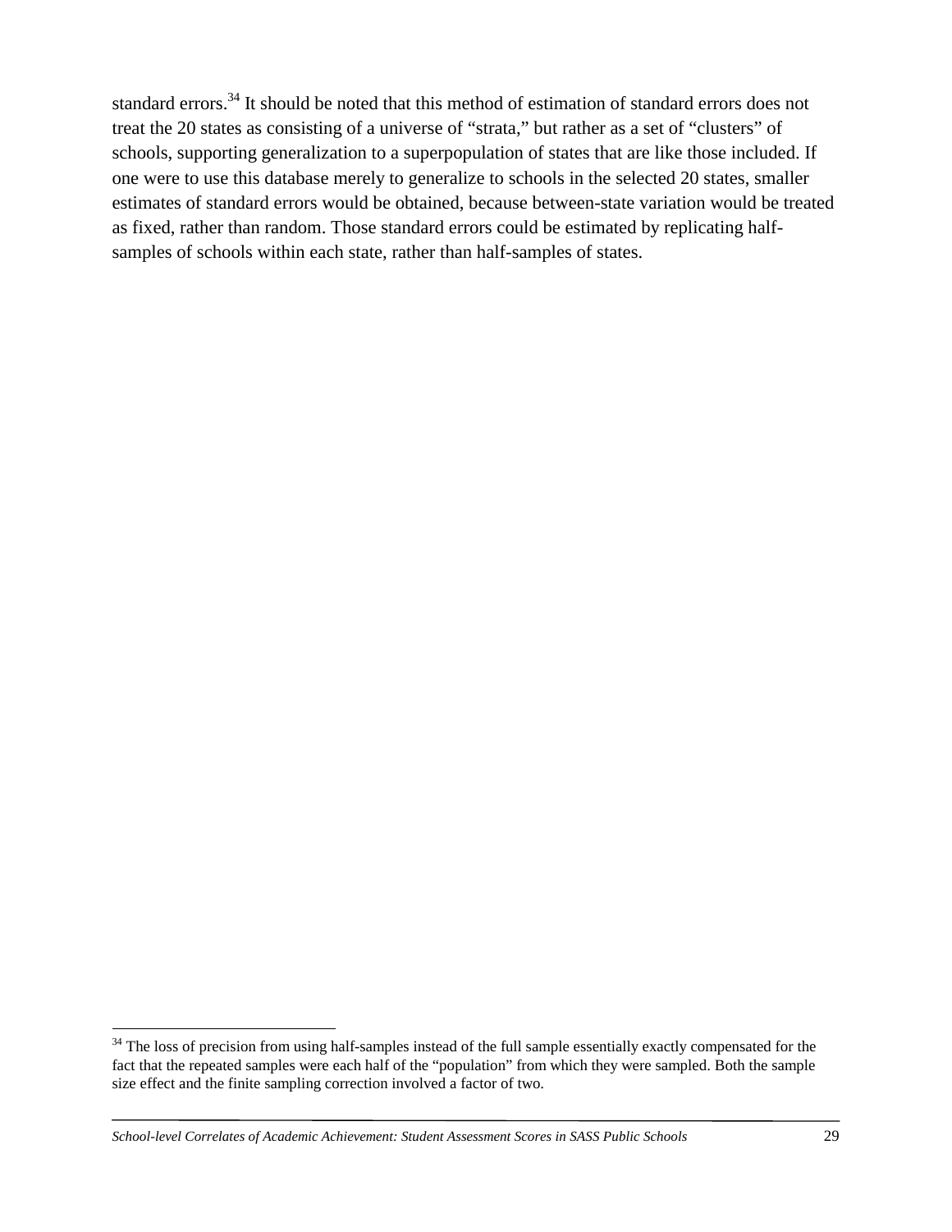standard errors.[34] It should be noted that this method of estimation of standard errors does not treat the 20 states as consisting of a universe of "strata," but rather as a set of "clusters" of schools, supporting generalization to a superpopulation of states that are like those included. If one were to use this database merely to generalize to schools in the selected 20 states, smaller estimates of standard errors would be obtained, because between-state variation would be treated as fixed, rather than random. Those standard errors could be estimated by replicating half-samples of schools within each state, rather than half-samples of states.

[34] The loss of precision from using half-samples instead of the full sample essentially exactly compensated for the fact that the repeated samples were each half of the "population" from which they were sampled. Both the sample size effect and the finite sampling correction involved a factor of two.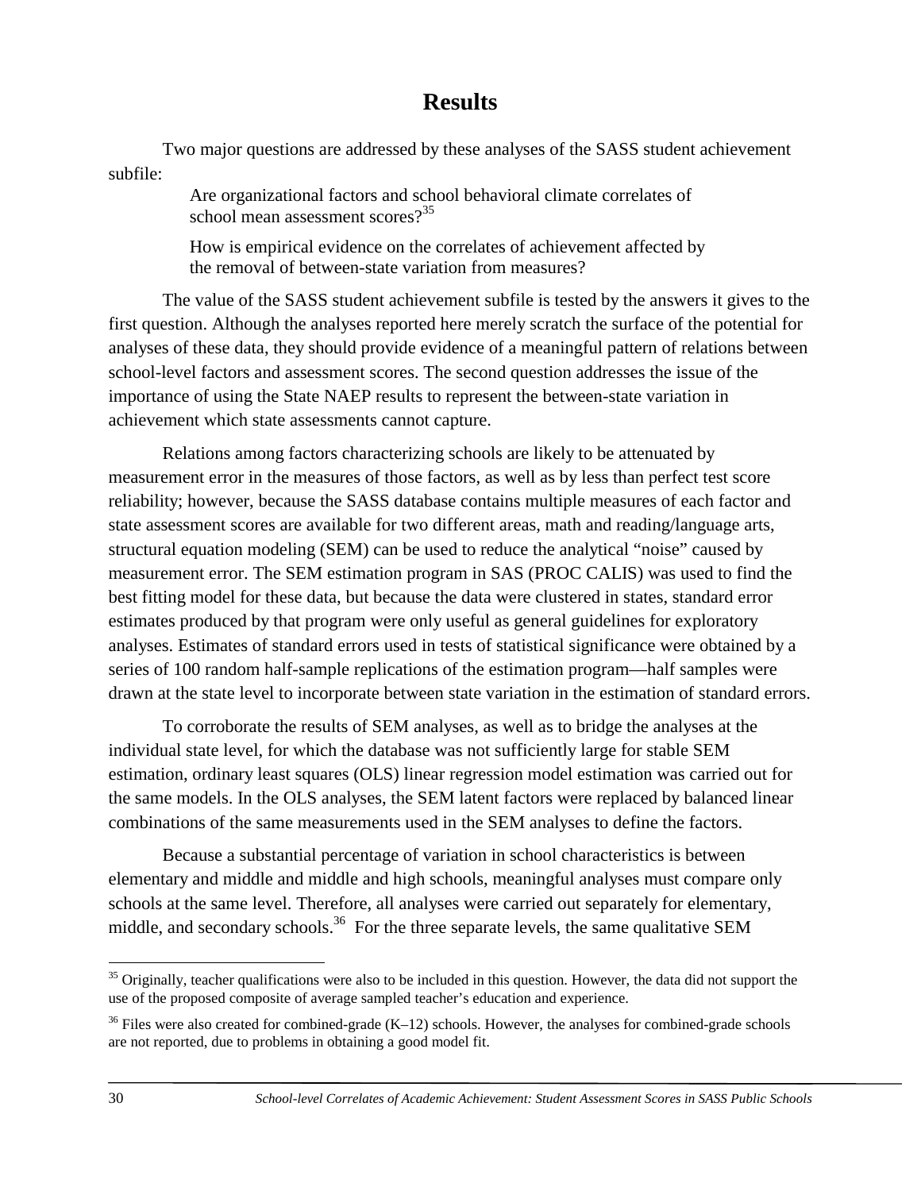# Results

Two major questions are addressed by these analyses of the SASS student achievement subfile:

> Are organizational factors and school behavioral climate correlates of school mean assessment scores?[35]
>
> How is empirical evidence on the correlates of achievement affected by the removal of between-state variation from measures?

The value of the SASS student achievement subfile is tested by the answers it gives to the first question. Although the analyses reported here merely scratch the surface of the potential for analyses of these data, they should provide evidence of a meaningful pattern of relations between school-level factors and assessment scores. The second question addresses the issue of the importance of using the State NAEP results to represent the between-state variation in achievement which state assessments cannot capture.

Relations among factors characterizing schools are likely to be attenuated by measurement error in the measures of those factors, as well as by less than perfect test score reliability; however, because the SASS database contains multiple measures of each factor and state assessment scores are available for two different areas, math and reading/language arts, structural equation modeling (SEM) can be used to reduce the analytical "noise" caused by measurement error. The SEM estimation program in SAS (PROC CALIS) was used to find the best fitting model for these data, but because the data were clustered in states, standard error estimates produced by that program were only useful as general guidelines for exploratory analyses. Estimates of standard errors used in tests of statistical significance were obtained by a series of 100 random half-sample replications of the estimation program—half samples were drawn at the state level to incorporate between state variation in the estimation of standard errors.

To corroborate the results of SEM analyses, as well as to bridge the analyses at the individual state level, for which the database was not sufficiently large for stable SEM estimation, ordinary least squares (OLS) linear regression model estimation was carried out for the same models. In the OLS analyses, the SEM latent factors were replaced by balanced linear combinations of the same measurements used in the SEM analyses to define the factors.

Because a substantial percentage of variation in school characteristics is between elementary and middle and middle and high schools, meaningful analyses must compare only schools at the same level. Therefore, all analyses were carried out separately for elementary, middle, and secondary schools.[36] For the three separate levels, the same qualitative SEM

---

[35] Originally, teacher qualifications were also to be included in this question. However, the data did not support the use of the proposed composite of average sampled teacher's education and experience.

[36] Files were also created for combined-grade (K–12) schools. However, the analyses for combined-grade schools are not reported, due to problems in obtaining a good model fit.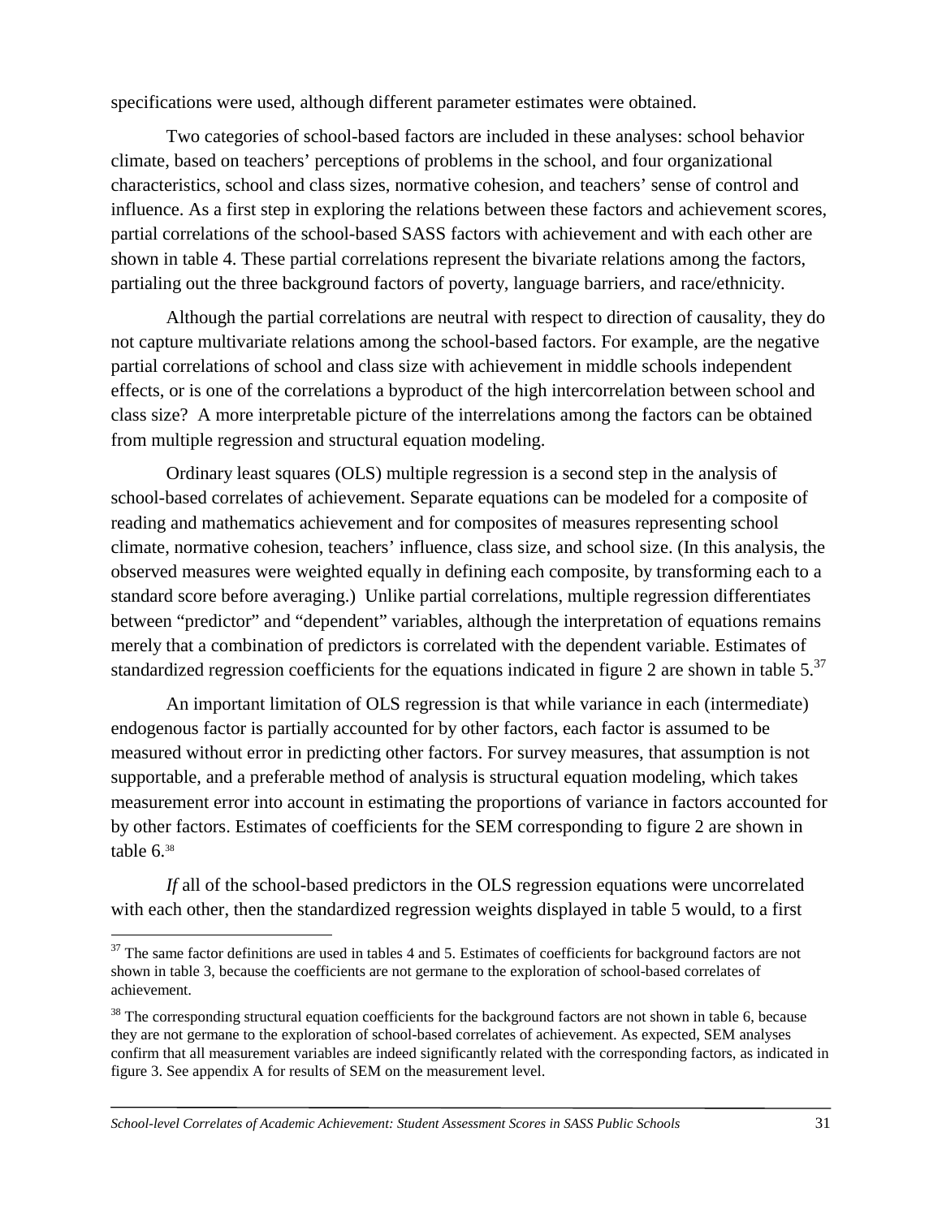specifications were used, although different parameter estimates were obtained.

Two categories of school-based factors are included in these analyses: school behavior climate, based on teachers' perceptions of problems in the school, and four organizational characteristics, school and class sizes, normative cohesion, and teachers' sense of control and influence. As a first step in exploring the relations between these factors and achievement scores, partial correlations of the school-based SASS factors with achievement and with each other are shown in table 4. These partial correlations represent the bivariate relations among the factors, partialing out the three background factors of poverty, language barriers, and race/ethnicity.

Although the partial correlations are neutral with respect to direction of causality, they do not capture multivariate relations among the school-based factors. For example, are the negative partial correlations of school and class size with achievement in middle schools independent effects, or is one of the correlations a byproduct of the high intercorrelation between school and class size? A more interpretable picture of the interrelations among the factors can be obtained from multiple regression and structural equation modeling.

Ordinary least squares (OLS) multiple regression is a second step in the analysis of school-based correlates of achievement. Separate equations can be modeled for a composite of reading and mathematics achievement and for composites of measures representing school climate, normative cohesion, teachers' influence, class size, and school size. (In this analysis, the observed measures were weighted equally in defining each composite, by transforming each to a standard score before averaging.) Unlike partial correlations, multiple regression differentiates between "predictor" and "dependent" variables, although the interpretation of equations remains merely that a combination of predictors is correlated with the dependent variable. Estimates of standardized regression coefficients for the equations indicated in figure 2 are shown in table 5.[37]

An important limitation of OLS regression is that while variance in each (intermediate) endogenous factor is partially accounted for by other factors, each factor is assumed to be measured without error in predicting other factors. For survey measures, that assumption is not supportable, and a preferable method of analysis is structural equation modeling, which takes measurement error into account in estimating the proportions of variance in factors accounted for by other factors. Estimates of coefficients for the SEM corresponding to figure 2 are shown in table 6.[38]

*If* all of the school-based predictors in the OLS regression equations were uncorrelated with each other, then the standardized regression weights displayed in table 5 would, to a first

---

[37] The same factor definitions are used in tables 4 and 5. Estimates of coefficients for background factors are not shown in table 3, because the coefficients are not germane to the exploration of school-based correlates of achievement.

[38] The corresponding structural equation coefficients for the background factors are not shown in table 6, because they are not germane to the exploration of school-based correlates of achievement. As expected, SEM analyses confirm that all measurement variables are indeed significantly related with the corresponding factors, as indicated in figure 3. See appendix A for results of SEM on the measurement level.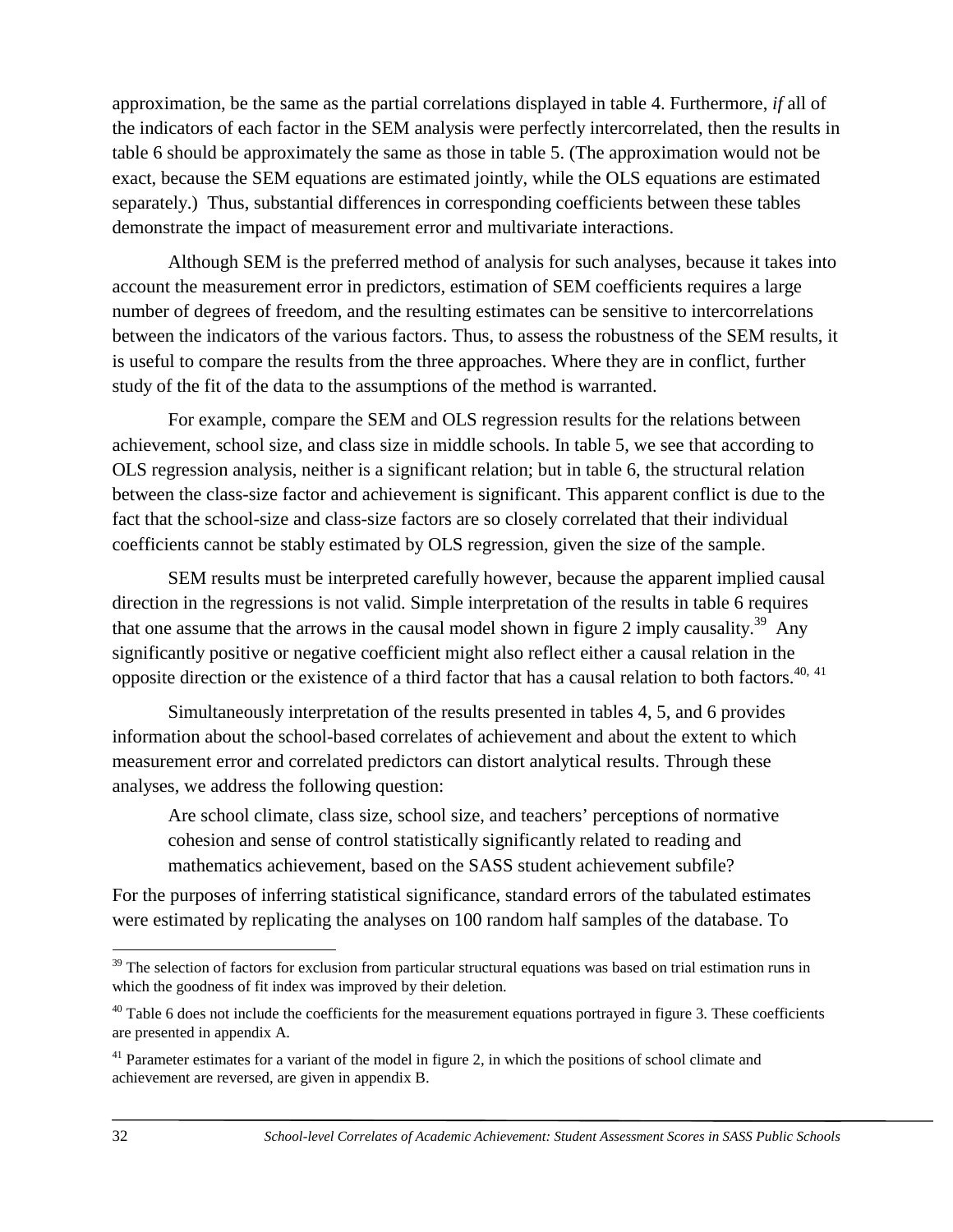approximation, be the same as the partial correlations displayed in table 4. Furthermore, *if* all of the indicators of each factor in the SEM analysis were perfectly intercorrelated, then the results in table 6 should be approximately the same as those in table 5. (The approximation would not be exact, because the SEM equations are estimated jointly, while the OLS equations are estimated separately.) Thus, substantial differences in corresponding coefficients between these tables demonstrate the impact of measurement error and multivariate interactions.

Although SEM is the preferred method of analysis for such analyses, because it takes into account the measurement error in predictors, estimation of SEM coefficients requires a large number of degrees of freedom, and the resulting estimates can be sensitive to intercorrelations between the indicators of the various factors. Thus, to assess the robustness of the SEM results, it is useful to compare the results from the three approaches. Where they are in conflict, further study of the fit of the data to the assumptions of the method is warranted.

For example, compare the SEM and OLS regression results for the relations between achievement, school size, and class size in middle schools. In table 5, we see that according to OLS regression analysis, neither is a significant relation; but in table 6, the structural relation between the class-size factor and achievement is significant. This apparent conflict is due to the fact that the school-size and class-size factors are so closely correlated that their individual coefficients cannot be stably estimated by OLS regression, given the size of the sample.

SEM results must be interpreted carefully however, because the apparent implied causal direction in the regressions is not valid. Simple interpretation of the results in table 6 requires that one assume that the arrows in the causal model shown in figure 2 imply causality.[39] Any significantly positive or negative coefficient might also reflect either a causal relation in the opposite direction or the existence of a third factor that has a causal relation to both factors.[40, 41]

Simultaneously interpretation of the results presented in tables 4, 5, and 6 provides information about the school-based correlates of achievement and about the extent to which measurement error and correlated predictors can distort analytical results. Through these analyses, we address the following question:

> Are school climate, class size, school size, and teachers' perceptions of normative cohesion and sense of control statistically significantly related to reading and mathematics achievement, based on the SASS student achievement subfile?

For the purposes of inferring statistical significance, standard errors of the tabulated estimates were estimated by replicating the analyses on 100 random half samples of the database. To

---

[39] The selection of factors for exclusion from particular structural equations was based on trial estimation runs in which the goodness of fit index was improved by their deletion.

[40] Table 6 does not include the coefficients for the measurement equations portrayed in figure 3. These coefficients are presented in appendix A.

[41] Parameter estimates for a variant of the model in figure 2, in which the positions of school climate and achievement are reversed, are given in appendix B.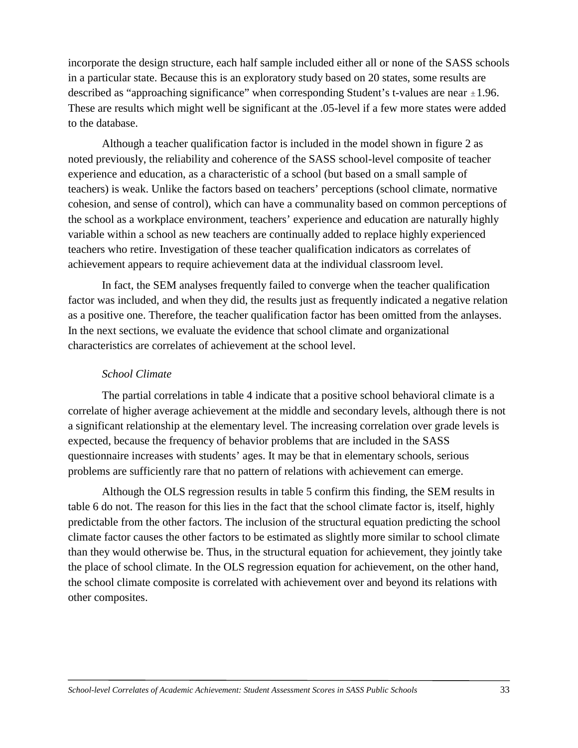incorporate the design structure, each half sample included either all or none of the SASS schools in a particular state. Because this is an exploratory study based on 20 states, some results are described as "approaching significance" when corresponding Student's t-values are near $\pm 1.96$. These are results which might well be significant at the .05-level if a few more states were added to the database.

Although a teacher qualification factor is included in the model shown in figure 2 as noted previously, the reliability and coherence of the SASS school-level composite of teacher experience and education, as a characteristic of a school (but based on a small sample of teachers) is weak. Unlike the factors based on teachers' perceptions (school climate, normative cohesion, and sense of control), which can have a communality based on common perceptions of the school as a workplace environment, teachers' experience and education are naturally highly variable within a school as new teachers are continually added to replace highly experienced teachers who retire. Investigation of these teacher qualification indicators as correlates of achievement appears to require achievement data at the individual classroom level.

In fact, the SEM analyses frequently failed to converge when the teacher qualification factor was included, and when they did, the results just as frequently indicated a negative relation as a positive one. Therefore, the teacher qualification factor has been omitted from the anlayses. In the next sections, we evaluate the evidence that school climate and organizational characteristics are correlates of achievement at the school level.

*School Climate*

The partial correlations in table 4 indicate that a positive school behavioral climate is a correlate of higher average achievement at the middle and secondary levels, although there is not a significant relationship at the elementary level. The increasing correlation over grade levels is expected, because the frequency of behavior problems that are included in the SASS questionnaire increases with students' ages. It may be that in elementary schools, serious problems are sufficiently rare that no pattern of relations with achievement can emerge.

Although the OLS regression results in table 5 confirm this finding, the SEM results in table 6 do not. The reason for this lies in the fact that the school climate factor is, itself, highly predictable from the other factors. The inclusion of the structural equation predicting the school climate factor causes the other factors to be estimated as slightly more similar to school climate than they would otherwise be. Thus, in the structural equation for achievement, they jointly take the place of school climate. In the OLS regression equation for achievement, on the other hand, the school climate composite is correlated with achievement over and beyond its relations with other composites.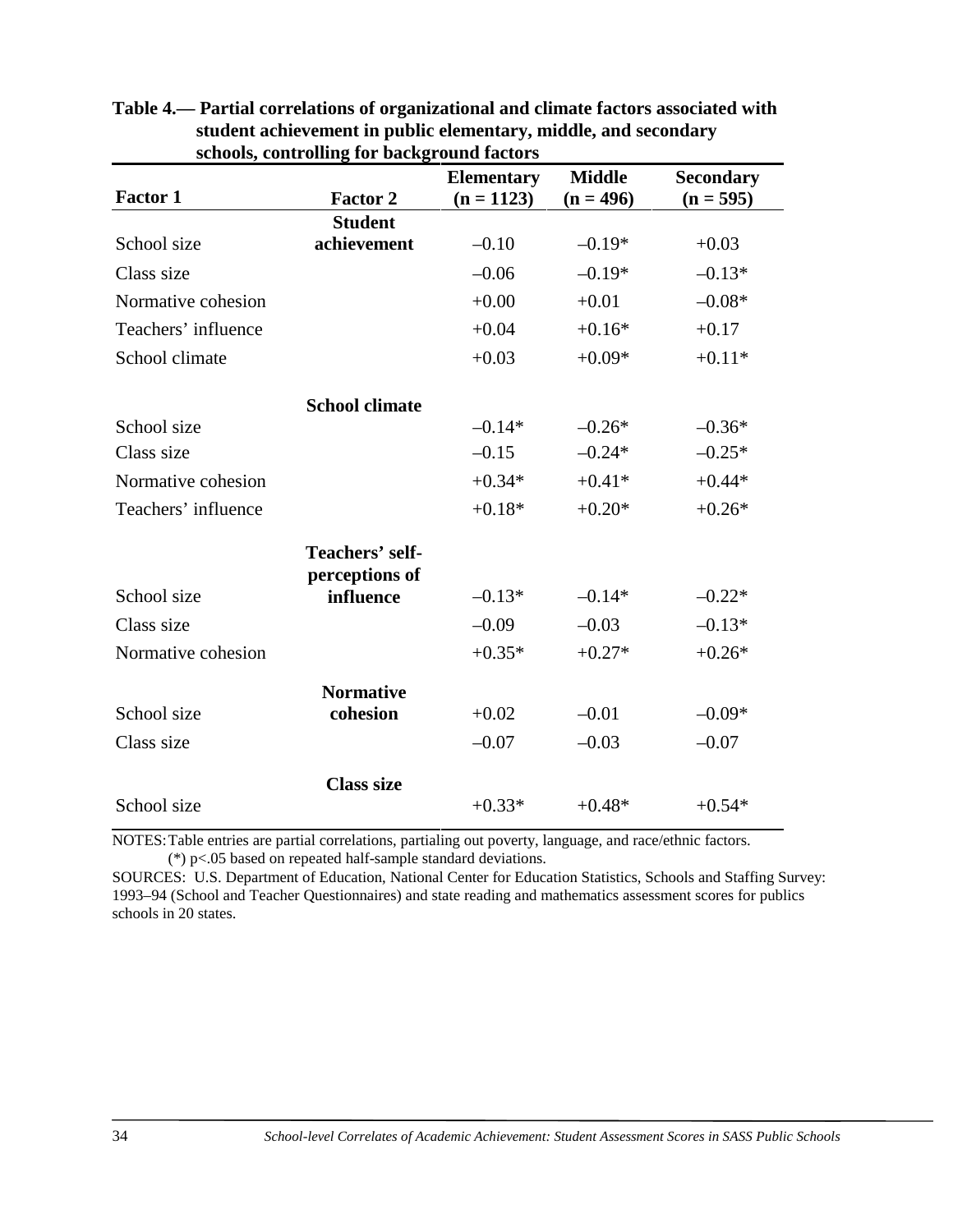**Table 4.— Partial correlations of organizational and climate factors associated with student achievement in public elementary, middle, and secondary schools, controlling for background factors**

| Factor 1 | Factor 2 | Elementary (n = 1123) | Middle (n = 496) | Secondary (n = 595) |
|---|---|---|---|---|
| School size | **Student achievement** | –0.10 | –0.19* | +0.03 |
| Class size | | –0.06 | –0.19* | –0.13* |
| Normative cohesion | | +0.00 | +0.01 | –0.08* |
| Teachers' influence | | +0.04 | +0.16* | +0.17 |
| School climate | | +0.03 | +0.09* | +0.11* |
| | **School climate** | | | |
| School size | | –0.14* | –0.26* | –0.36* |
| Class size | | –0.15 | –0.24* | –0.25* |
| Normative cohesion | | +0.34* | +0.41* | +0.44* |
| Teachers' influence | | +0.18* | +0.20* | +0.26* |
| School size | **Teachers' self-perceptions of influence** | –0.13* | –0.14* | –0.22* |
| Class size | | –0.09 | –0.03 | –0.13* |
| Normative cohesion | | +0.35* | +0.27* | +0.26* |
| School size | **Normative cohesion** | +0.02 | –0.01 | –0.09* |
| Class size | | –0.07 | –0.03 | –0.07 |
| School size | **Class size** | +0.33* | +0.48* | +0.54* |

NOTES: Table entries are partial correlations, partialing out poverty, language, and race/ethnic factors.
(*) p<.05 based on repeated half-sample standard deviations.

SOURCES: U.S. Department of Education, National Center for Education Statistics, Schools and Staffing Survey: 1993–94 (School and Teacher Questionnaires) and state reading and mathematics assessment scores for publics schools in 20 states.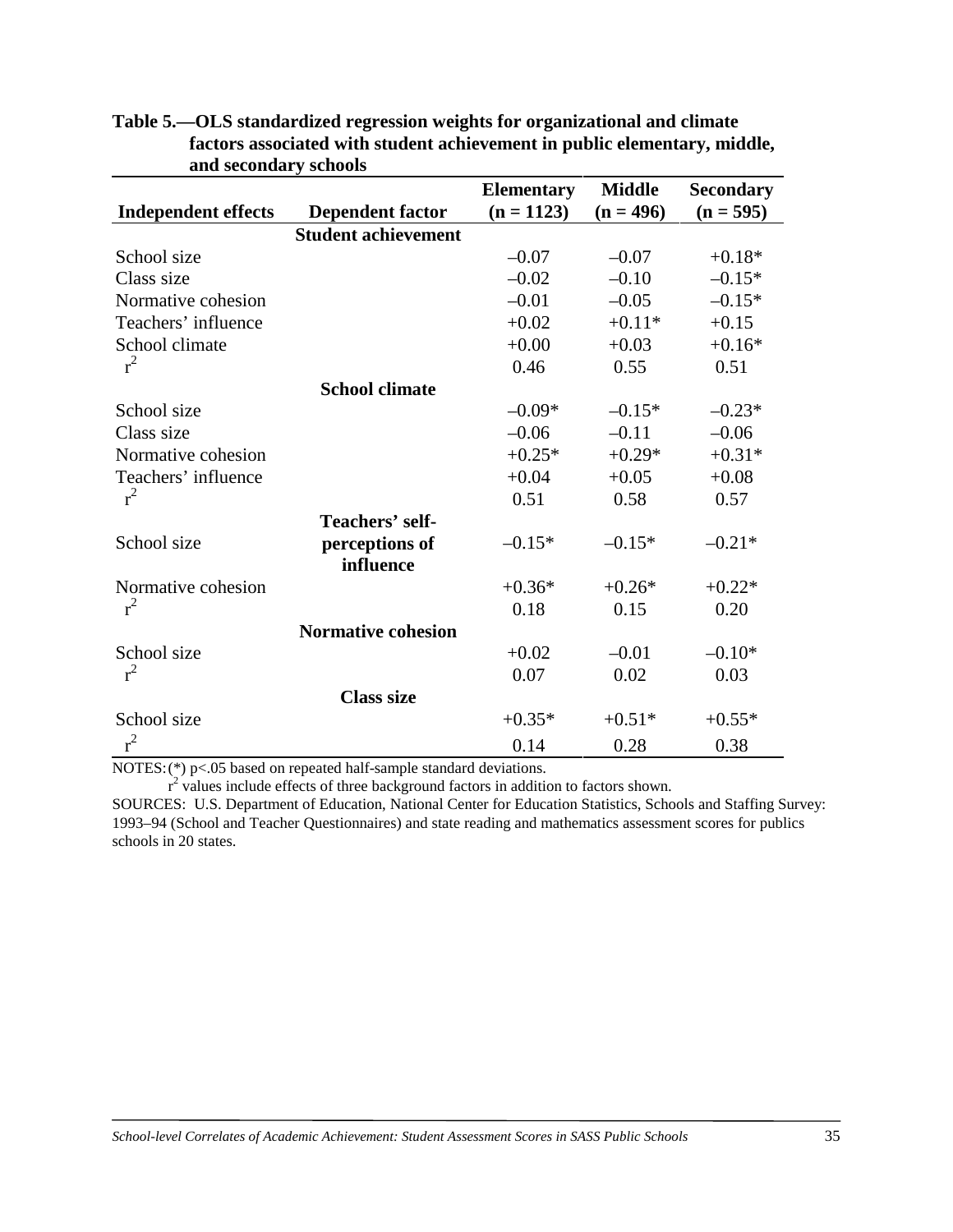**Table 5.—OLS standardized regression weights for organizational and climate factors associated with student achievement in public elementary, middle, and secondary schools**

| Independent effects | Dependent factor | Elementary (n = 1123) | Middle (n = 496) | Secondary (n = 595) |
|---|---|---|---|---|
| | **Student achievement** | | | |
| School size | | –0.07 | –0.07 | +0.18* |
| Class size | | –0.02 | –0.10 | –0.15* |
| Normative cohesion | | –0.01 | –0.05 | –0.15* |
| Teachers' influence | | +0.02 | +0.11* | +0.15 |
| School climate | | +0.00 | +0.03 | +0.16* |
| $r^2$ | | 0.46 | 0.55 | 0.51 |
| | **School climate** | | | |
| School size | | –0.09* | –0.15* | –0.23* |
| Class size | | –0.06 | –0.11 | –0.06 |
| Normative cohesion | | +0.25* | +0.29* | +0.31* |
| Teachers' influence | | +0.04 | +0.05 | +0.08 |
| $r^2$ | | 0.51 | 0.58 | 0.57 |
| School size | **Teachers' self-perceptions of influence** | –0.15* | –0.15* | –0.21* |
| Normative cohesion | | +0.36* | +0.26* | +0.22* |
| $r^2$ | | 0.18 | 0.15 | 0.20 |
| | **Normative cohesion** | | | |
| School size | | +0.02 | –0.01 | –0.10* |
| $r^2$ | | 0.07 | 0.02 | 0.03 |
| | **Class size** | | | |
| School size | | +0.35* | +0.51* | +0.55* |
| $r^2$ | | 0.14 | 0.28 | 0.38 |

NOTES: (*) $p<.05$ based on repeated half-sample standard deviations.
$r^2$ values include effects of three background factors in addition to factors shown.

SOURCES: U.S. Department of Education, National Center for Education Statistics, Schools and Staffing Survey: 1993–94 (School and Teacher Questionnaires) and state reading and mathematics assessment scores for publics schools in 20 states.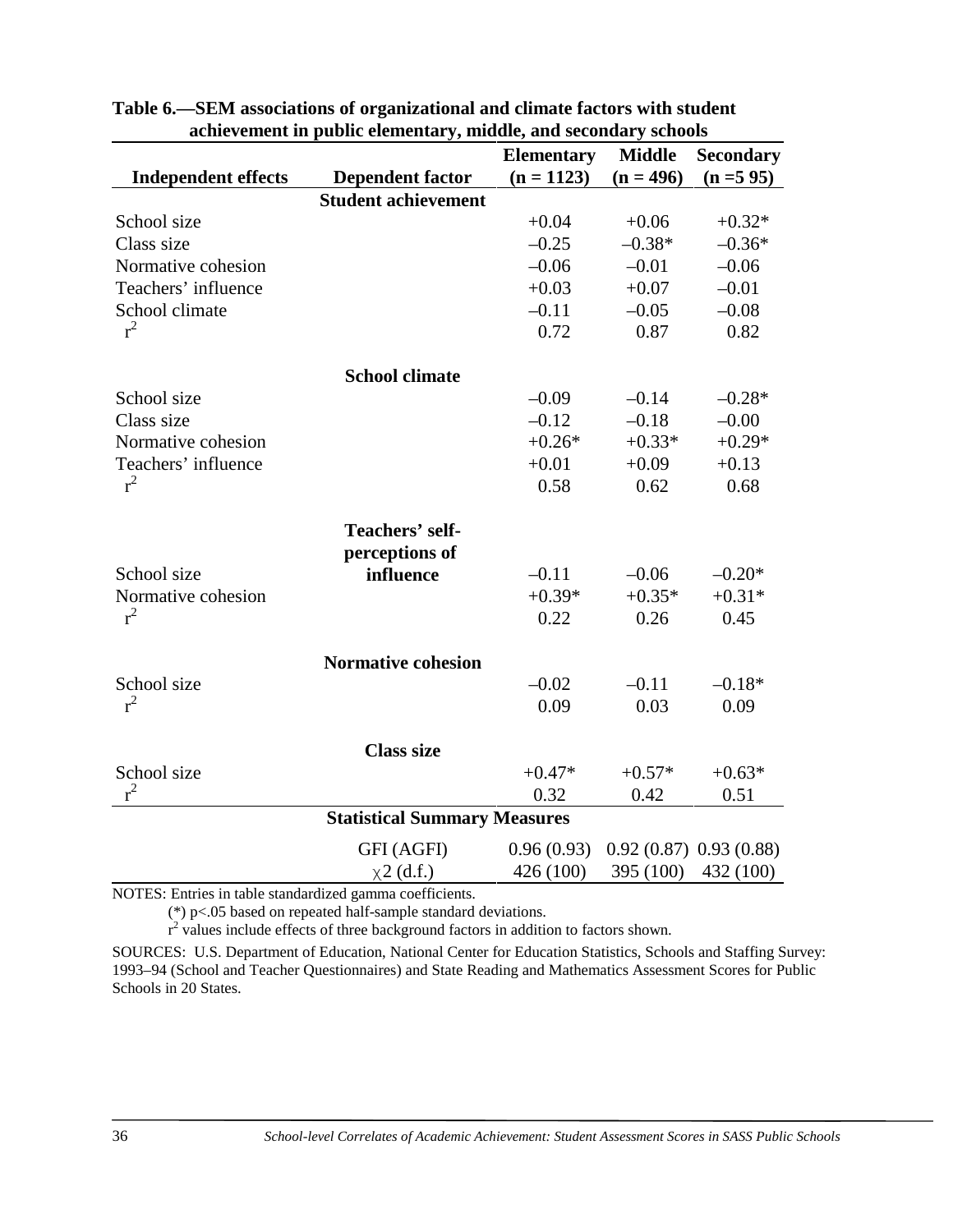**Table 6.—SEM associations of organizational and climate factors with student achievement in public elementary, middle, and secondary schools**

| Independent effects | Dependent factor | Elementary (n = 1123) | Middle (n = 496) | Secondary (n =5 95) |
|---|---|---|---|---|
| | **Student achievement** | | | |
| School size | | +0.04 | +0.06 | +0.32* |
| Class size | | –0.25 | –0.38* | –0.36* |
| Normative cohesion | | –0.06 | –0.01 | –0.06 |
| Teachers' influence | | +0.03 | +0.07 | –0.01 |
| School climate | | –0.11 | –0.05 | –0.08 |
| $r^2$ | | 0.72 | 0.87 | 0.82 |
| | **School climate** | | | |
| School size | | –0.09 | –0.14 | –0.28* |
| Class size | | –0.12 | –0.18 | –0.00 |
| Normative cohesion | | +0.26* | +0.33* | +0.29* |
| Teachers' influence | | +0.01 | +0.09 | +0.13 |
| $r^2$ | | 0.58 | 0.62 | 0.68 |
| | **Teachers' self-perceptions of influence** | | | |
| School size | | –0.11 | –0.06 | –0.20* |
| Normative cohesion | | +0.39* | +0.35* | +0.31* |
| $r^2$ | | 0.22 | 0.26 | 0.45 |
| | **Normative cohesion** | | | |
| School size | | –0.02 | –0.11 | –0.18* |
| $r^2$ | | 0.09 | 0.03 | 0.09 |
| | **Class size** | | | |
| School size | | +0.47* | +0.57* | +0.63* |
| $r^2$ | | 0.32 | 0.42 | 0.51 |
| | **Statistical Summary Measures** | | | |
| | GFI (AGFI) | 0.96 (0.93) | 0.92 (0.87) | 0.93 (0.88) |
| | $\chi 2$ (d.f.) | 426 (100) | 395 (100) | 432 (100) |

NOTES: Entries in table standardized gamma coefficients.

(*) p<.05 based on repeated half-sample standard deviations.

$r^2$ values include effects of three background factors in addition to factors shown.

SOURCES: U.S. Department of Education, National Center for Education Statistics, Schools and Staffing Survey: 1993–94 (School and Teacher Questionnaires) and State Reading and Mathematics Assessment Scores for Public Schools in 20 States.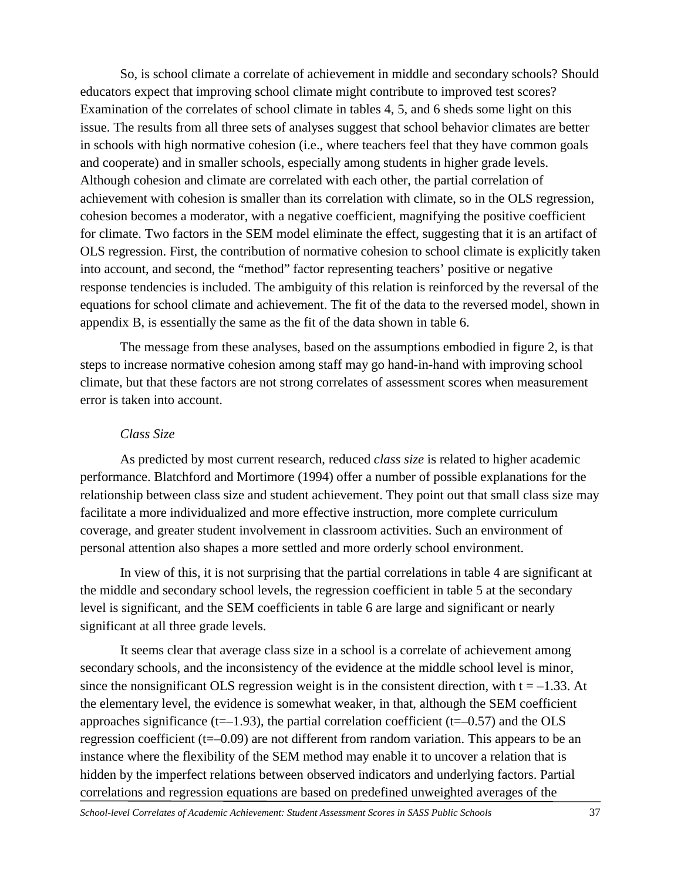So, is school climate a correlate of achievement in middle and secondary schools? Should educators expect that improving school climate might contribute to improved test scores? Examination of the correlates of school climate in tables 4, 5, and 6 sheds some light on this issue. The results from all three sets of analyses suggest that school behavior climates are better in schools with high normative cohesion (i.e., where teachers feel that they have common goals and cooperate) and in smaller schools, especially among students in higher grade levels. Although cohesion and climate are correlated with each other, the partial correlation of achievement with cohesion is smaller than its correlation with climate, so in the OLS regression, cohesion becomes a moderator, with a negative coefficient, magnifying the positive coefficient for climate. Two factors in the SEM model eliminate the effect, suggesting that it is an artifact of OLS regression. First, the contribution of normative cohesion to school climate is explicitly taken into account, and second, the "method" factor representing teachers' positive or negative response tendencies is included. The ambiguity of this relation is reinforced by the reversal of the equations for school climate and achievement. The fit of the data to the reversed model, shown in appendix B, is essentially the same as the fit of the data shown in table 6.

The message from these analyses, based on the assumptions embodied in figure 2, is that steps to increase normative cohesion among staff may go hand-in-hand with improving school climate, but that these factors are not strong correlates of assessment scores when measurement error is taken into account.

*Class Size*

As predicted by most current research, reduced *class size* is related to higher academic performance. Blatchford and Mortimore (1994) offer a number of possible explanations for the relationship between class size and student achievement. They point out that small class size may facilitate a more individualized and more effective instruction, more complete curriculum coverage, and greater student involvement in classroom activities. Such an environment of personal attention also shapes a more settled and more orderly school environment.

In view of this, it is not surprising that the partial correlations in table 4 are significant at the middle and secondary school levels, the regression coefficient in table 5 at the secondary level is significant, and the SEM coefficients in table 6 are large and significant or nearly significant at all three grade levels.

It seems clear that average class size in a school is a correlate of achievement among secondary schools, and the inconsistency of the evidence at the middle school level is minor, since the nonsignificant OLS regression weight is in the consistent direction, with $t = -1.33$. At the elementary level, the evidence is somewhat weaker, in that, although the SEM coefficient approaches significance ($t=-1.93$), the partial correlation coefficient ($t=-0.57$) and the OLS regression coefficient ($t=-0.09$) are not different from random variation. This appears to be an instance where the flexibility of the SEM method may enable it to uncover a relation that is hidden by the imperfect relations between observed indicators and underlying factors. Partial correlations and regression equations are based on predefined unweighted averages of the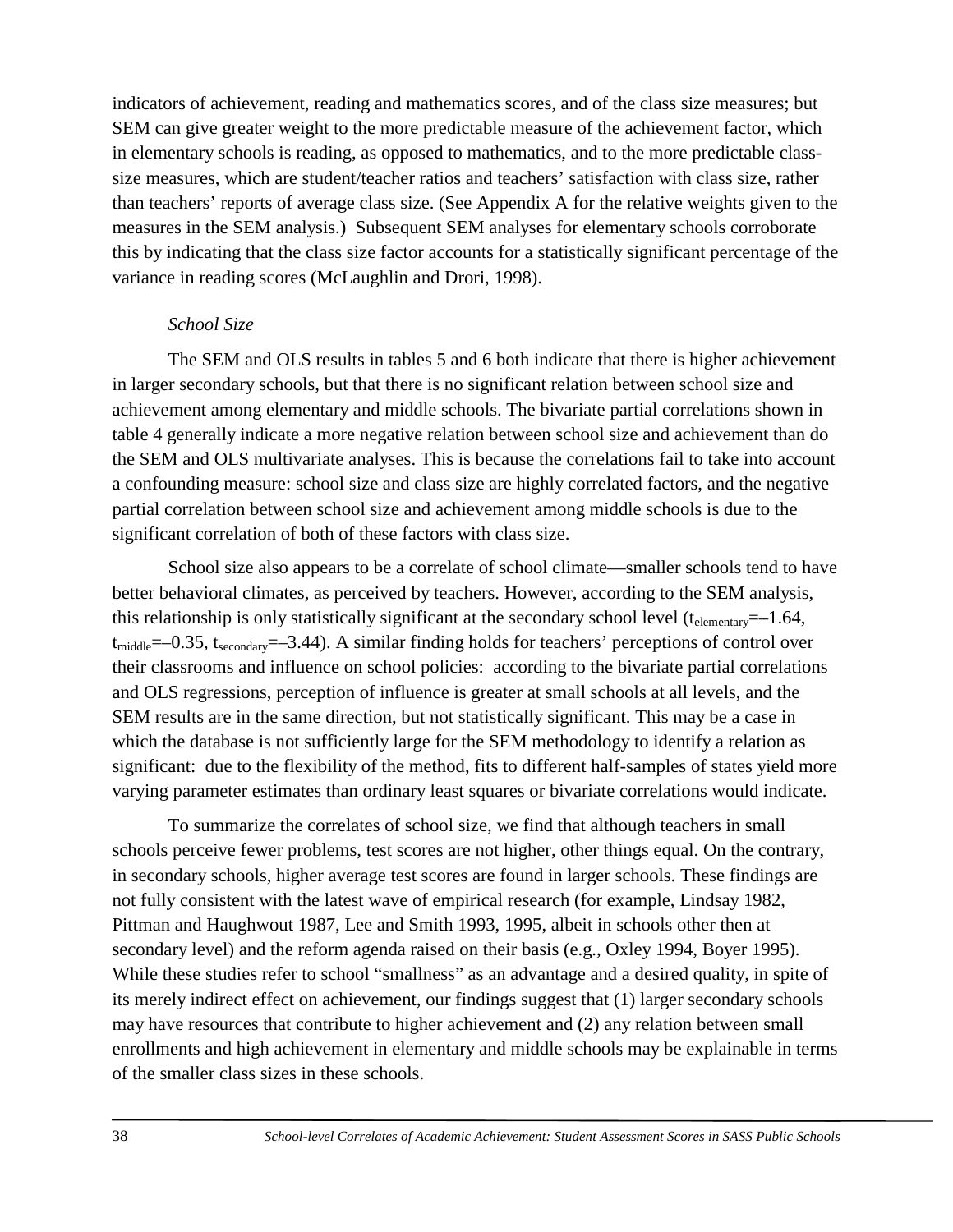indicators of achievement, reading and mathematics scores, and of the class size measures; but SEM can give greater weight to the more predictable measure of the achievement factor, which in elementary schools is reading, as opposed to mathematics, and to the more predictable class-size measures, which are student/teacher ratios and teachers' satisfaction with class size, rather than teachers' reports of average class size. (See Appendix A for the relative weights given to the measures in the SEM analysis.) Subsequent SEM analyses for elementary schools corroborate this by indicating that the class size factor accounts for a statistically significant percentage of the variance in reading scores (McLaughlin and Drori, 1998).

*School Size*

The SEM and OLS results in tables 5 and 6 both indicate that there is higher achievement in larger secondary schools, but that there is no significant relation between school size and achievement among elementary and middle schools. The bivariate partial correlations shown in table 4 generally indicate a more negative relation between school size and achievement than do the SEM and OLS multivariate analyses. This is because the correlations fail to take into account a confounding measure: school size and class size are highly correlated factors, and the negative partial correlation between school size and achievement among middle schools is due to the significant correlation of both of these factors with class size.

School size also appears to be a correlate of school climate—smaller schools tend to have better behavioral climates, as perceived by teachers. However, according to the SEM analysis, this relationship is only statistically significant at the secondary school level ($t_{elementary}=-1.64$, $t_{middle}=-0.35$, $t_{secondary}=-3.44$). A similar finding holds for teachers' perceptions of control over their classrooms and influence on school policies: according to the bivariate partial correlations and OLS regressions, perception of influence is greater at small schools at all levels, and the SEM results are in the same direction, but not statistically significant. This may be a case in which the database is not sufficiently large for the SEM methodology to identify a relation as significant: due to the flexibility of the method, fits to different half-samples of states yield more varying parameter estimates than ordinary least squares or bivariate correlations would indicate.

To summarize the correlates of school size, we find that although teachers in small schools perceive fewer problems, test scores are not higher, other things equal. On the contrary, in secondary schools, higher average test scores are found in larger schools. These findings are not fully consistent with the latest wave of empirical research (for example, Lindsay 1982, Pittman and Haughwout 1987, Lee and Smith 1993, 1995, albeit in schools other then at secondary level) and the reform agenda raised on their basis (e.g., Oxley 1994, Boyer 1995). While these studies refer to school "smallness" as an advantage and a desired quality, in spite of its merely indirect effect on achievement, our findings suggest that (1) larger secondary schools may have resources that contribute to higher achievement and (2) any relation between small enrollments and high achievement in elementary and middle schools may be explainable in terms of the smaller class sizes in these schools.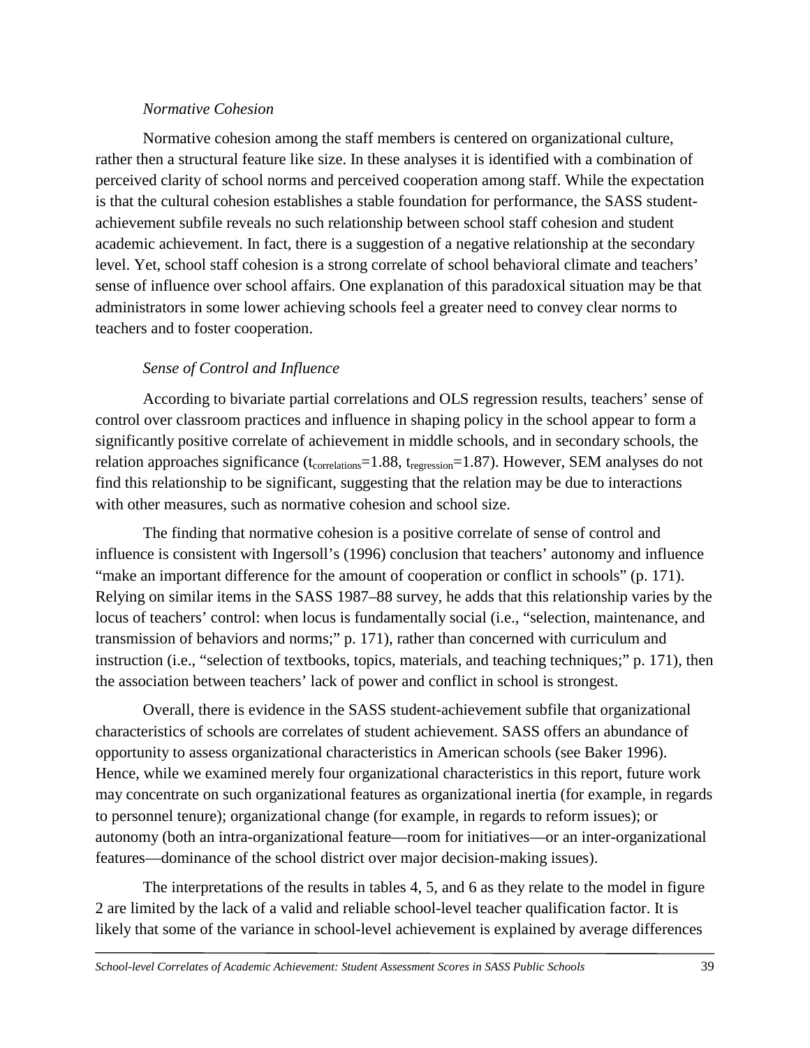*Normative Cohesion*

Normative cohesion among the staff members is centered on organizational culture, rather then a structural feature like size. In these analyses it is identified with a combination of perceived clarity of school norms and perceived cooperation among staff. While the expectation is that the cultural cohesion establishes a stable foundation for performance, the SASS student-achievement subfile reveals no such relationship between school staff cohesion and student academic achievement. In fact, there is a suggestion of a negative relationship at the secondary level. Yet, school staff cohesion is a strong correlate of school behavioral climate and teachers' sense of influence over school affairs. One explanation of this paradoxical situation may be that administrators in some lower achieving schools feel a greater need to convey clear norms to teachers and to foster cooperation.

*Sense of Control and Influence*

According to bivariate partial correlations and OLS regression results, teachers' sense of control over classroom practices and influence in shaping policy in the school appear to form a significantly positive correlate of achievement in middle schools, and in secondary schools, the relation approaches significance ($t_{correlations}$=1.88, $t_{regression}$=1.87). However, SEM analyses do not find this relationship to be significant, suggesting that the relation may be due to interactions with other measures, such as normative cohesion and school size.

The finding that normative cohesion is a positive correlate of sense of control and influence is consistent with Ingersoll's (1996) conclusion that teachers' autonomy and influence "make an important difference for the amount of cooperation or conflict in schools" (p. 171). Relying on similar items in the SASS 1987–88 survey, he adds that this relationship varies by the locus of teachers' control: when locus is fundamentally social (i.e., "selection, maintenance, and transmission of behaviors and norms;" p. 171), rather than concerned with curriculum and instruction (i.e., "selection of textbooks, topics, materials, and teaching techniques;" p. 171), then the association between teachers' lack of power and conflict in school is strongest.

Overall, there is evidence in the SASS student-achievement subfile that organizational characteristics of schools are correlates of student achievement. SASS offers an abundance of opportunity to assess organizational characteristics in American schools (see Baker 1996). Hence, while we examined merely four organizational characteristics in this report, future work may concentrate on such organizational features as organizational inertia (for example, in regards to personnel tenure); organizational change (for example, in regards to reform issues); or autonomy (both an intra-organizational feature—room for initiatives—or an inter-organizational features—dominance of the school district over major decision-making issues).

The interpretations of the results in tables 4, 5, and 6 as they relate to the model in figure 2 are limited by the lack of a valid and reliable school-level teacher qualification factor. It is likely that some of the variance in school-level achievement is explained by average differences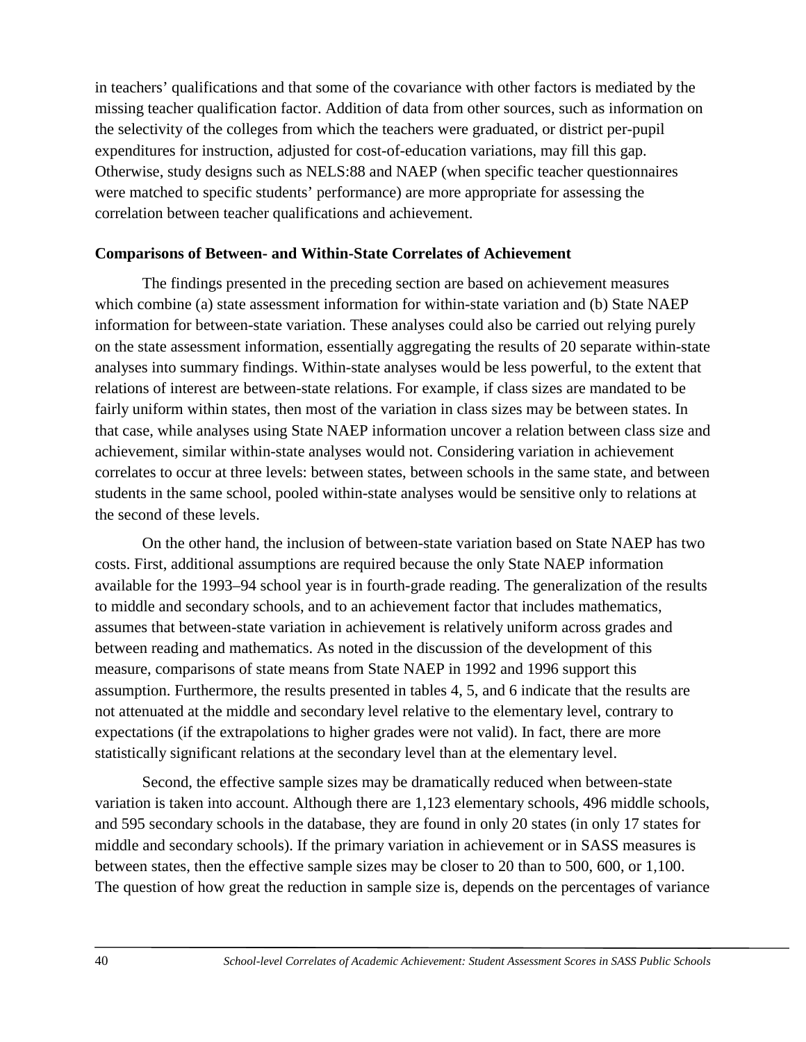in teachers' qualifications and that some of the covariance with other factors is mediated by the missing teacher qualification factor. Addition of data from other sources, such as information on the selectivity of the colleges from which the teachers were graduated, or district per-pupil expenditures for instruction, adjusted for cost-of-education variations, may fill this gap. Otherwise, study designs such as NELS:88 and NAEP (when specific teacher questionnaires were matched to specific students' performance) are more appropriate for assessing the correlation between teacher qualifications and achievement.

**Comparisons of Between- and Within-State Correlates of Achievement**

The findings presented in the preceding section are based on achievement measures which combine (a) state assessment information for within-state variation and (b) State NAEP information for between-state variation. These analyses could also be carried out relying purely on the state assessment information, essentially aggregating the results of 20 separate within-state analyses into summary findings. Within-state analyses would be less powerful, to the extent that relations of interest are between-state relations. For example, if class sizes are mandated to be fairly uniform within states, then most of the variation in class sizes may be between states. In that case, while analyses using State NAEP information uncover a relation between class size and achievement, similar within-state analyses would not. Considering variation in achievement correlates to occur at three levels: between states, between schools in the same state, and between students in the same school, pooled within-state analyses would be sensitive only to relations at the second of these levels.

On the other hand, the inclusion of between-state variation based on State NAEP has two costs. First, additional assumptions are required because the only State NAEP information available for the 1993–94 school year is in fourth-grade reading. The generalization of the results to middle and secondary schools, and to an achievement factor that includes mathematics, assumes that between-state variation in achievement is relatively uniform across grades and between reading and mathematics. As noted in the discussion of the development of this measure, comparisons of state means from State NAEP in 1992 and 1996 support this assumption. Furthermore, the results presented in tables 4, 5, and 6 indicate that the results are not attenuated at the middle and secondary level relative to the elementary level, contrary to expectations (if the extrapolations to higher grades were not valid). In fact, there are more statistically significant relations at the secondary level than at the elementary level.

Second, the effective sample sizes may be dramatically reduced when between-state variation is taken into account. Although there are 1,123 elementary schools, 496 middle schools, and 595 secondary schools in the database, they are found in only 20 states (in only 17 states for middle and secondary schools). If the primary variation in achievement or in SASS measures is between states, then the effective sample sizes may be closer to 20 than to 500, 600, or 1,100. The question of how great the reduction in sample size is, depends on the percentages of variance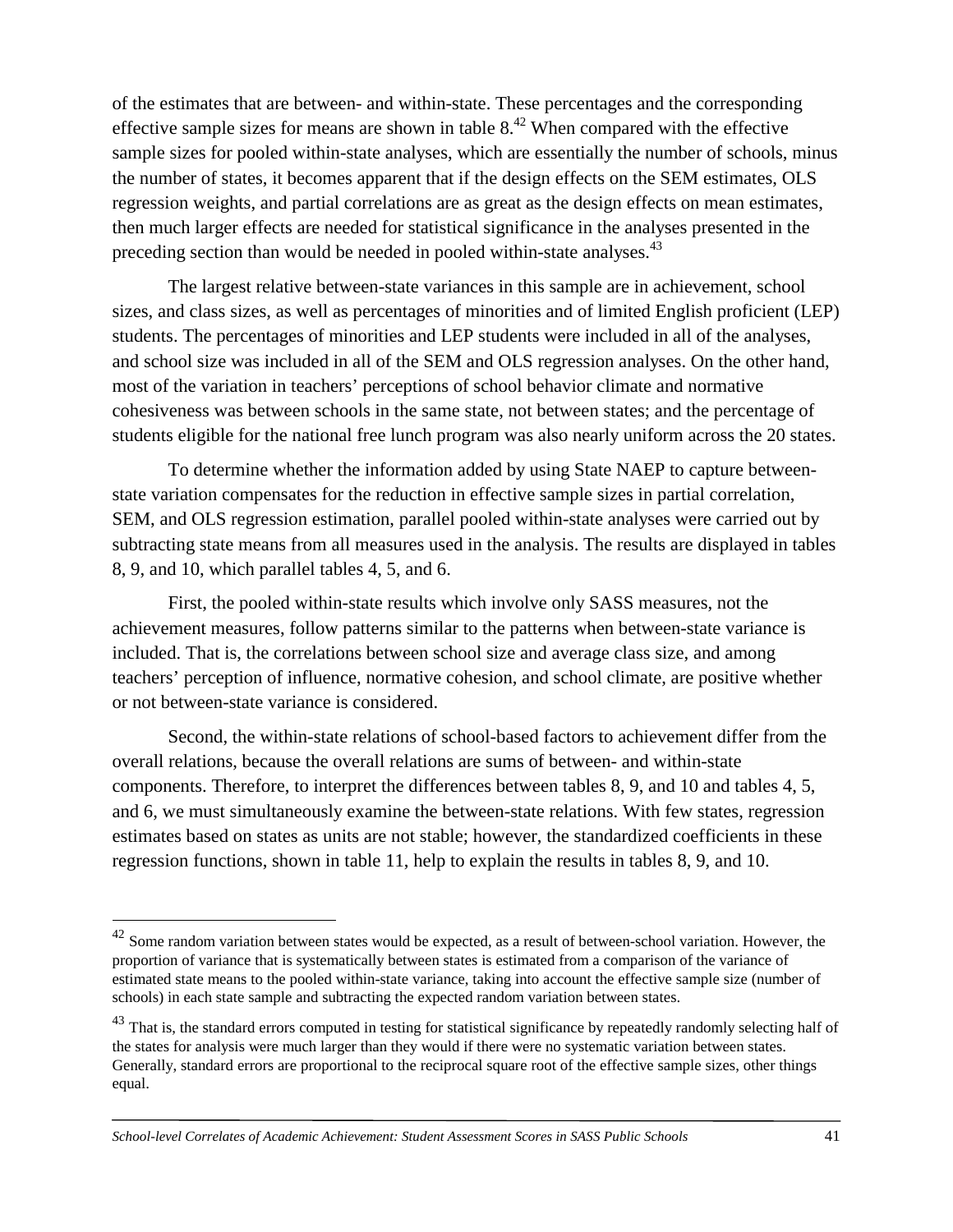of the estimates that are between- and within-state. These percentages and the corresponding effective sample sizes for means are shown in table 8.[42] When compared with the effective sample sizes for pooled within-state analyses, which are essentially the number of schools, minus the number of states, it becomes apparent that if the design effects on the SEM estimates, OLS regression weights, and partial correlations are as great as the design effects on mean estimates, then much larger effects are needed for statistical significance in the analyses presented in the preceding section than would be needed in pooled within-state analyses.[43]

The largest relative between-state variances in this sample are in achievement, school sizes, and class sizes, as well as percentages of minorities and of limited English proficient (LEP) students. The percentages of minorities and LEP students were included in all of the analyses, and school size was included in all of the SEM and OLS regression analyses. On the other hand, most of the variation in teachers' perceptions of school behavior climate and normative cohesiveness was between schools in the same state, not between states; and the percentage of students eligible for the national free lunch program was also nearly uniform across the 20 states.

To determine whether the information added by using State NAEP to capture between-state variation compensates for the reduction in effective sample sizes in partial correlation, SEM, and OLS regression estimation, parallel pooled within-state analyses were carried out by subtracting state means from all measures used in the analysis. The results are displayed in tables 8, 9, and 10, which parallel tables 4, 5, and 6.

First, the pooled within-state results which involve only SASS measures, not the achievement measures, follow patterns similar to the patterns when between-state variance is included. That is, the correlations between school size and average class size, and among teachers' perception of influence, normative cohesion, and school climate, are positive whether or not between-state variance is considered.

Second, the within-state relations of school-based factors to achievement differ from the overall relations, because the overall relations are sums of between- and within-state components. Therefore, to interpret the differences between tables 8, 9, and 10 and tables 4, 5, and 6, we must simultaneously examine the between-state relations. With few states, regression estimates based on states as units are not stable; however, the standardized coefficients in these regression functions, shown in table 11, help to explain the results in tables 8, 9, and 10.

---

[42] Some random variation between states would be expected, as a result of between-school variation. However, the proportion of variance that is systematically between states is estimated from a comparison of the variance of estimated state means to the pooled within-state variance, taking into account the effective sample size (number of schools) in each state sample and subtracting the expected random variation between states.

[43] That is, the standard errors computed in testing for statistical significance by repeatedly randomly selecting half of the states for analysis were much larger than they would if there were no systematic variation between states. Generally, standard errors are proportional to the reciprocal square root of the effective sample sizes, other things equal.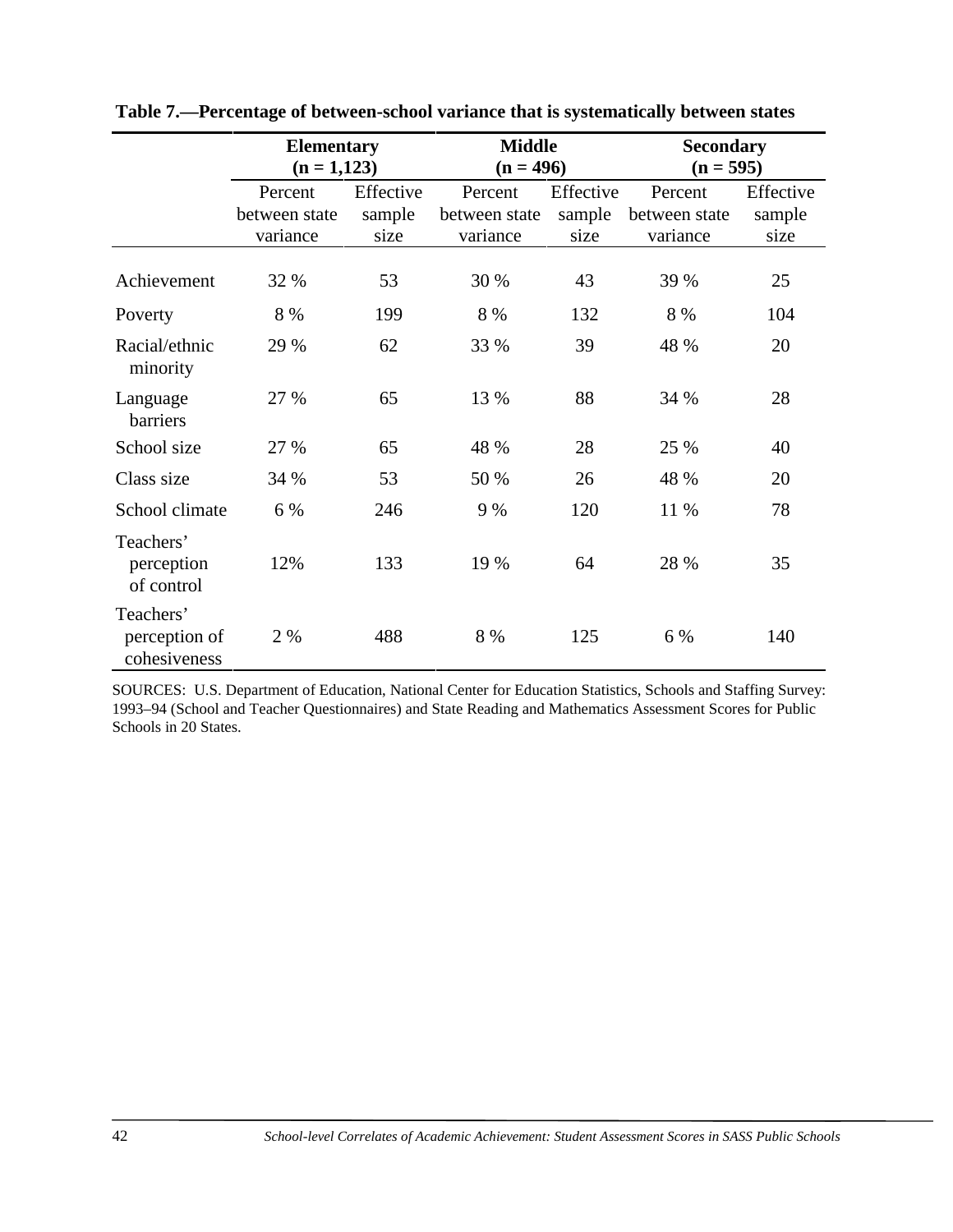**Table 7.—Percentage of between-school variance that is systematically between states**

| | Elementary (n = 1,123) | | Middle (n = 496) | | Secondary (n = 595) | |
|---|---|---|---|---|---|---|
| | Percent between state variance | Effective sample size | Percent between state variance | Effective sample size | Percent between state variance | Effective sample size |
| Achievement | 32 % | 53 | 30 % | 43 | 39 % | 25 |
| Poverty | 8 % | 199 | 8 % | 132 | 8 % | 104 |
| Racial/ethnic minority | 29 % | 62 | 33 % | 39 | 48 % | 20 |
| Language barriers | 27 % | 65 | 13 % | 88 | 34 % | 28 |
| School size | 27 % | 65 | 48 % | 28 | 25 % | 40 |
| Class size | 34 % | 53 | 50 % | 26 | 48 % | 20 |
| School climate | 6 % | 246 | 9 % | 120 | 11 % | 78 |
| Teachers' perception of control | 12% | 133 | 19 % | 64 | 28 % | 35 |
| Teachers' perception of cohesiveness | 2 % | 488 | 8 % | 125 | 6 % | 140 |

SOURCES: U.S. Department of Education, National Center for Education Statistics, Schools and Staffing Survey: 1993–94 (School and Teacher Questionnaires) and State Reading and Mathematics Assessment Scores for Public Schools in 20 States.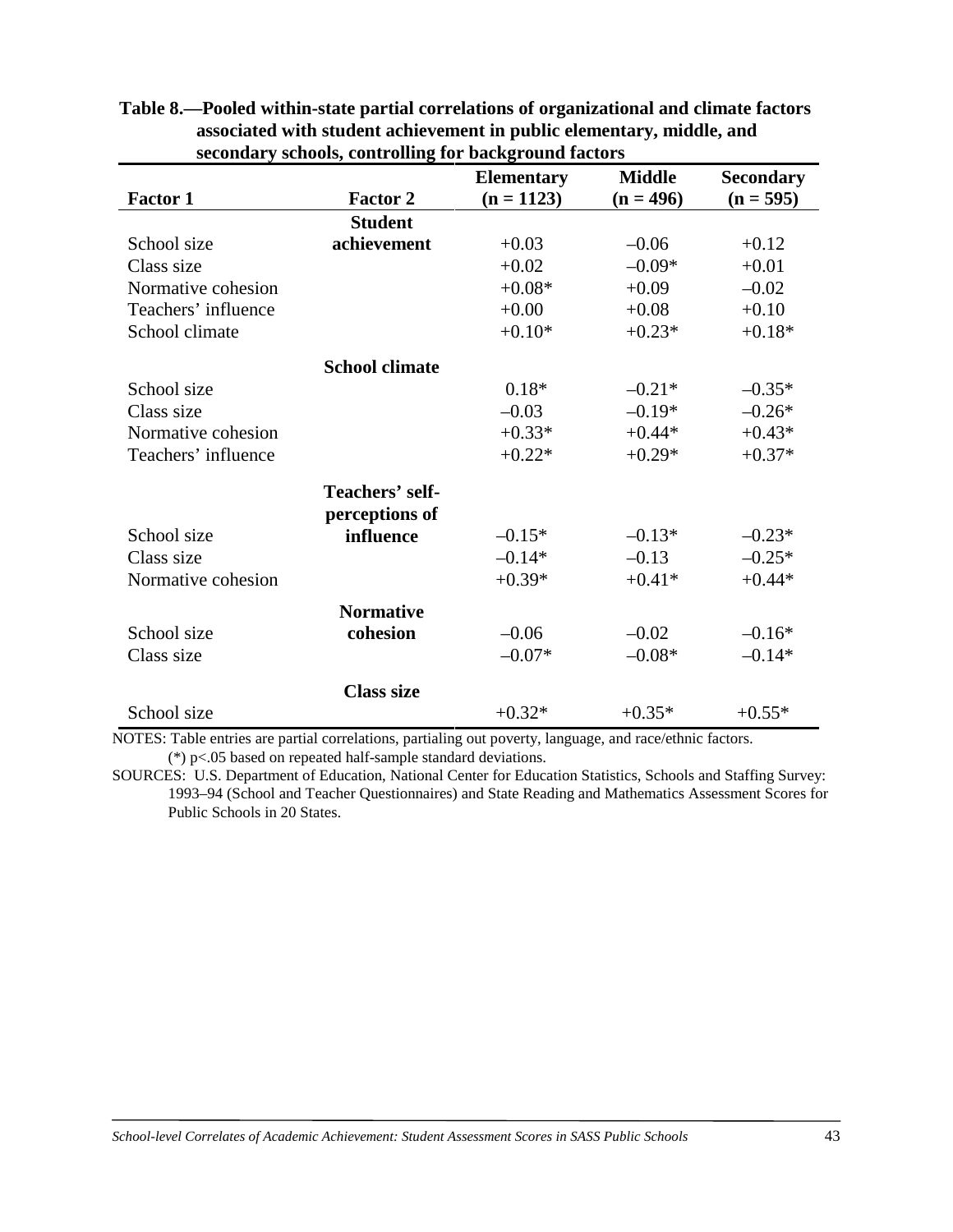**Table 8.—Pooled within-state partial correlations of organizational and climate factors associated with student achievement in public elementary, middle, and secondary schools, controlling for background factors**

| Factor 1 | Factor 2 | Elementary (n = 1123) | Middle (n = 496) | Secondary (n = 595) |
|---|---|---|---|---|
| | **Student achievement** | | | |
| School size | | +0.03 | –0.06 | +0.12 |
| Class size | | +0.02 | –0.09* | +0.01 |
| Normative cohesion | | +0.08* | +0.09 | –0.02 |
| Teachers' influence | | +0.00 | +0.08 | +0.10 |
| School climate | | +0.10* | +0.23* | +0.18* |
| | **School climate** | | | |
| School size | | 0.18* | –0.21* | –0.35* |
| Class size | | –0.03 | –0.19* | –0.26* |
| Normative cohesion | | +0.33* | +0.44* | +0.43* |
| Teachers' influence | | +0.22* | +0.29* | +0.37* |
| | **Teachers' self-perceptions of influence** | | | |
| School size | | –0.15* | –0.13* | –0.23* |
| Class size | | –0.14* | –0.13 | –0.25* |
| Normative cohesion | | +0.39* | +0.41* | +0.44* |
| | **Normative cohesion** | | | |
| School size | | –0.06 | –0.02 | –0.16* |
| Class size | | –0.07* | –0.08* | –0.14* |
| | **Class size** | | | |
| School size | | +0.32* | +0.35* | +0.55* |

NOTES: Table entries are partial correlations, partialing out poverty, language, and race/ethnic factors.
(*) $p<.05$ based on repeated half-sample standard deviations.

SOURCES: U.S. Department of Education, National Center for Education Statistics, Schools and Staffing Survey: 1993–94 (School and Teacher Questionnaires) and State Reading and Mathematics Assessment Scores for Public Schools in 20 States.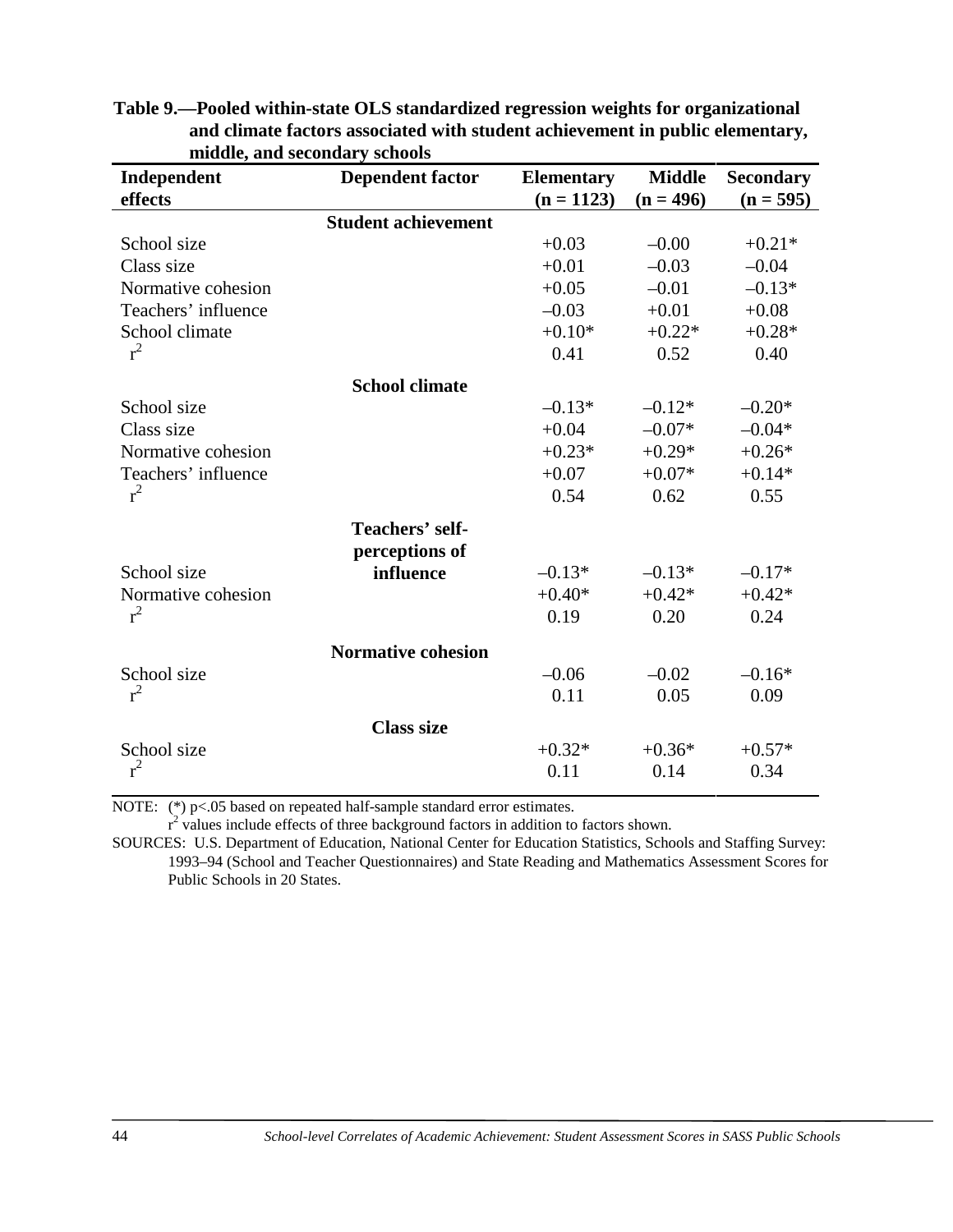**Table 9.—Pooled within-state OLS standardized regression weights for organizational and climate factors associated with student achievement in public elementary, middle, and secondary schools**

| Independent effects | Dependent factor | Elementary (n = 1123) | Middle (n = 496) | Secondary (n = 595) |
|---|---|---|---|---|
| | **Student achievement** | | | |
| School size | | +0.03 | –0.00 | +0.21* |
| Class size | | +0.01 | –0.03 | –0.04 |
| Normative cohesion | | +0.05 | –0.01 | –0.13* |
| Teachers' influence | | –0.03 | +0.01 | +0.08 |
| School climate | | +0.10* | +0.22* | +0.28* |
| $r^2$ | | 0.41 | 0.52 | 0.40 |
| | **School climate** | | | |
| School size | | –0.13* | –0.12* | –0.20* |
| Class size | | +0.04 | –0.07* | –0.04* |
| Normative cohesion | | +0.23* | +0.29* | +0.26* |
| Teachers' influence | | +0.07 | +0.07* | +0.14* |
| $r^2$ | | 0.54 | 0.62 | 0.55 |
| | **Teachers' self-perceptions of influence** | | | |
| School size | | –0.13* | –0.13* | –0.17* |
| Normative cohesion | | +0.40* | +0.42* | +0.42* |
| $r^2$ | | 0.19 | 0.20 | 0.24 |
| | **Normative cohesion** | | | |
| School size | | –0.06 | –0.02 | –0.16* |
| $r^2$ | | 0.11 | 0.05 | 0.09 |
| | **Class size** | | | |
| School size | | +0.32* | +0.36* | +0.57* |
| $r^2$ | | 0.11 | 0.14 | 0.34 |

NOTE: (*) $p<.05$ based on repeated half-sample standard error estimates.
$r^2$ values include effects of three background factors in addition to factors shown.

SOURCES: U.S. Department of Education, National Center for Education Statistics, Schools and Staffing Survey: 1993–94 (School and Teacher Questionnaires) and State Reading and Mathematics Assessment Scores for Public Schools in 20 States.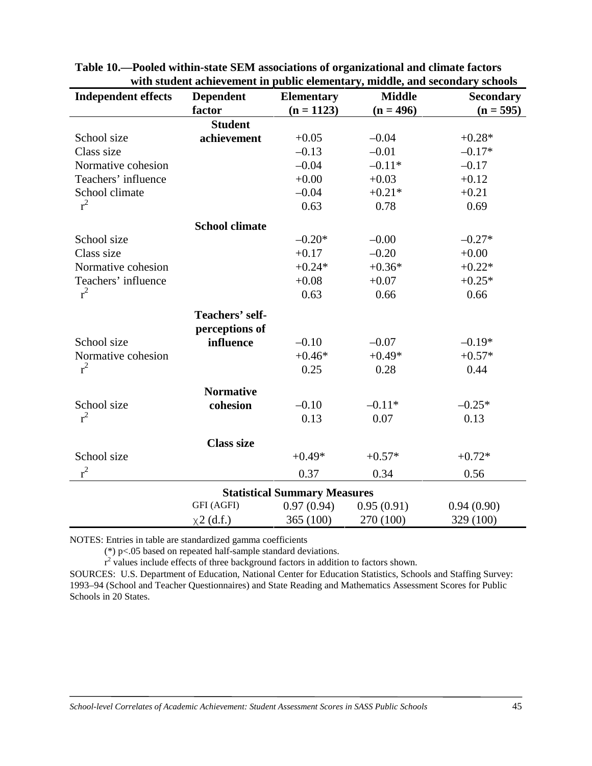**Table 10.—Pooled within-state SEM associations of organizational and climate factors with student achievement in public elementary, middle, and secondary schools**

| Independent effects | Dependent factor | Elementary (n = 1123) | Middle (n = 496) | Secondary (n = 595) |
|---|---|---|---|---|
| | **Student achievement** | | | |
| School size | | +0.05 | –0.04 | +0.28* |
| Class size | | –0.13 | –0.01 | –0.17* |
| Normative cohesion | | –0.04 | –0.11* | –0.17 |
| Teachers' influence | | +0.00 | +0.03 | +0.12 |
| School climate | | –0.04 | +0.21* | +0.21 |
| $r^2$ | | 0.63 | 0.78 | 0.69 |
| | **School climate** | | | |
| School size | | –0.20* | –0.00 | –0.27* |
| Class size | | +0.17 | –0.20 | +0.00 |
| Normative cohesion | | +0.24* | +0.36* | +0.22* |
| Teachers' influence | | +0.08 | +0.07 | +0.25* |
| $r^2$ | | 0.63 | 0.66 | 0.66 |
| | **Teachers' self-perceptions of influence** | | | |
| School size | | –0.10 | –0.07 | –0.19* |
| Normative cohesion | | +0.46* | +0.49* | +0.57* |
| $r^2$ | | 0.25 | 0.28 | 0.44 |
| | **Normative cohesion** | | | |
| School size | | –0.10 | –0.11* | –0.25* |
| $r^2$ | | 0.13 | 0.07 | 0.13 |
| | **Class size** | | | |
| School size | | +0.49* | +0.57* | +0.72* |
| $r^2$ | | 0.37 | 0.34 | 0.56 |
| | **Statistical Summary Measures** | | | |
| | GFI (AGFI) | 0.97 (0.94) | 0.95 (0.91) | 0.94 (0.90) |
| | $\chi 2$ (d.f.) | 365 (100) | 270 (100) | 329 (100) |

NOTES: Entries in table are standardized gamma coefficients

(*) p<.05 based on repeated half-sample standard deviations.

$r^2$ values include effects of three background factors in addition to factors shown.

SOURCES: U.S. Department of Education, National Center for Education Statistics, Schools and Staffing Survey: 1993–94 (School and Teacher Questionnaires) and State Reading and Mathematics Assessment Scores for Public Schools in 20 States.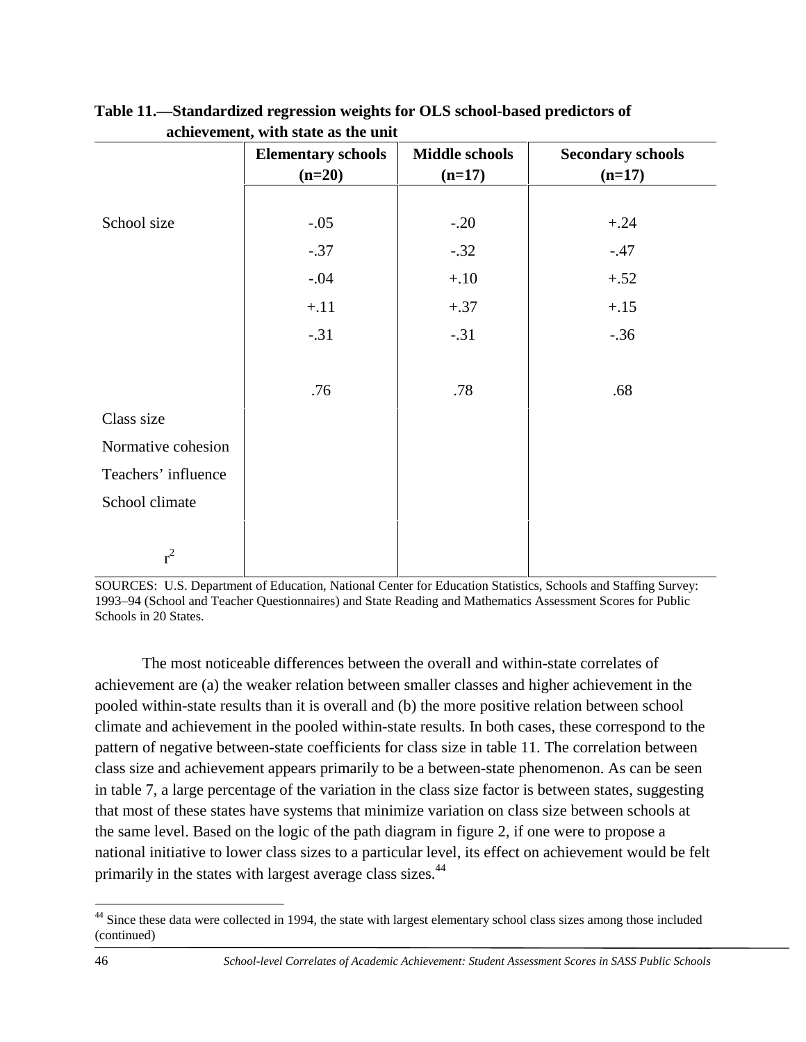**Table 11.—Standardized regression weights for OLS school-based predictors of achievement, with state as the unit**

| | Elementary schools (n=20) | Middle schools (n=17) | Secondary schools (n=17) |
|---|---|---|---|
| School size | -.05 | -.20 | +.24 |
| Class size | -.37 | -.32 | -.47 |
| Normative cohesion | -.04 | +.10 | +.52 |
| Teachers' influence | +.11 | +.37 | +.15 |
| School climate | -.31 | -.31 | -.36 |
| $r^2$ | .76 | .78 | .68 |

SOURCES: U.S. Department of Education, National Center for Education Statistics, Schools and Staffing Survey: 1993–94 (School and Teacher Questionnaires) and State Reading and Mathematics Assessment Scores for Public Schools in 20 States.

The most noticeable differences between the overall and within-state correlates of achievement are (a) the weaker relation between smaller classes and higher achievement in the pooled within-state results than it is overall and (b) the more positive relation between school climate and achievement in the pooled within-state results. In both cases, these correspond to the pattern of negative between-state coefficients for class size in table 11. The correlation between class size and achievement appears primarily to be a between-state phenomenon. As can be seen in table 7, a large percentage of the variation in the class size factor is between states, suggesting that most of these states have systems that minimize variation on class size between schools at the same level. Based on the logic of the path diagram in figure 2, if one were to propose a national initiative to lower class sizes to a particular level, its effect on achievement would be felt primarily in the states with largest average class sizes.[44]

[44] Since these data were collected in 1994, the state with largest elementary school class sizes among those included (continued)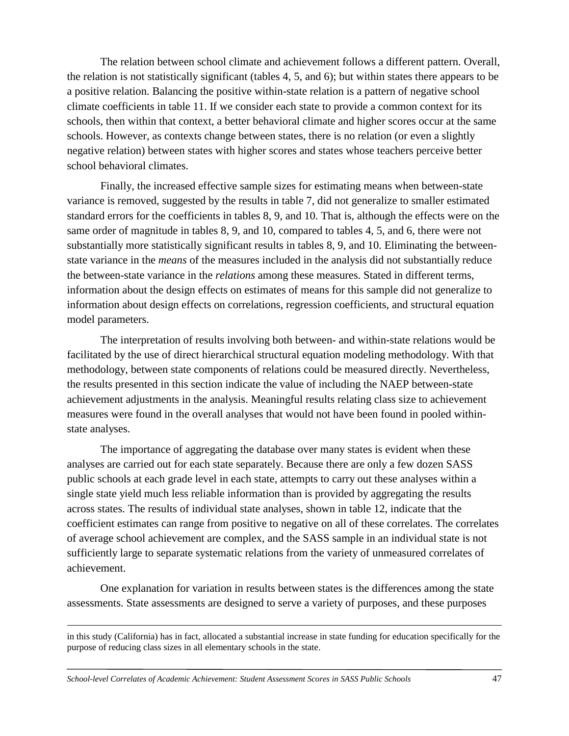The relation between school climate and achievement follows a different pattern. Overall, the relation is not statistically significant (tables 4, 5, and 6); but within states there appears to be a positive relation. Balancing the positive within-state relation is a pattern of negative school climate coefficients in table 11. If we consider each state to provide a common context for its schools, then within that context, a better behavioral climate and higher scores occur at the same schools. However, as contexts change between states, there is no relation (or even a slightly negative relation) between states with higher scores and states whose teachers perceive better school behavioral climates.

Finally, the increased effective sample sizes for estimating means when between-state variance is removed, suggested by the results in table 7, did not generalize to smaller estimated standard errors for the coefficients in tables 8, 9, and 10. That is, although the effects were on the same order of magnitude in tables 8, 9, and 10, compared to tables 4, 5, and 6, there were not substantially more statistically significant results in tables 8, 9, and 10. Eliminating the between-state variance in the *means* of the measures included in the analysis did not substantially reduce the between-state variance in the *relations* among these measures. Stated in different terms, information about the design effects on estimates of means for this sample did not generalize to information about design effects on correlations, regression coefficients, and structural equation model parameters.

The interpretation of results involving both between- and within-state relations would be facilitated by the use of direct hierarchical structural equation modeling methodology. With that methodology, between state components of relations could be measured directly. Nevertheless, the results presented in this section indicate the value of including the NAEP between-state achievement adjustments in the analysis. Meaningful results relating class size to achievement measures were found in the overall analyses that would not have been found in pooled within-state analyses.

The importance of aggregating the database over many states is evident when these analyses are carried out for each state separately. Because there are only a few dozen SASS public schools at each grade level in each state, attempts to carry out these analyses within a single state yield much less reliable information than is provided by aggregating the results across states. The results of individual state analyses, shown in table 12, indicate that the coefficient estimates can range from positive to negative on all of these correlates. The correlates of average school achievement are complex, and the SASS sample in an individual state is not sufficiently large to separate systematic relations from the variety of unmeasured correlates of achievement.

One explanation for variation in results between states is the differences among the state assessments. State assessments are designed to serve a variety of purposes, and these purposes

in this study (California) has in fact, allocated a substantial increase in state funding for education specifically for the purpose of reducing class sizes in all elementary schools in the state.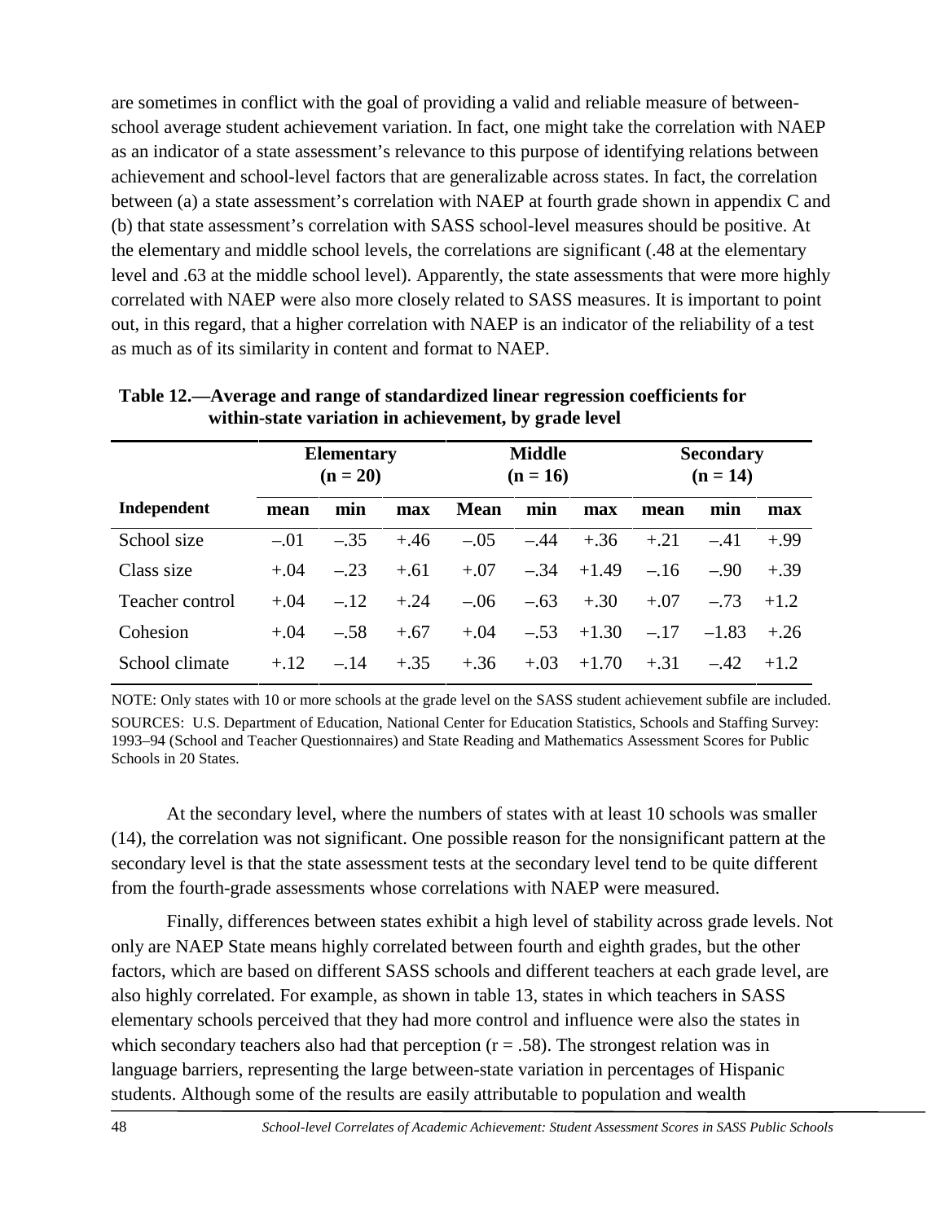are sometimes in conflict with the goal of providing a valid and reliable measure of between-school average student achievement variation. In fact, one might take the correlation with NAEP as an indicator of a state assessment's relevance to this purpose of identifying relations between achievement and school-level factors that are generalizable across states. In fact, the correlation between (a) a state assessment's correlation with NAEP at fourth grade shown in appendix C and (b) that state assessment's correlation with SASS school-level measures should be positive. At the elementary and middle school levels, the correlations are significant (.48 at the elementary level and .63 at the middle school level). Apparently, the state assessments that were more highly correlated with NAEP were also more closely related to SASS measures. It is important to point out, in this regard, that a higher correlation with NAEP is an indicator of the reliability of a test as much as of its similarity in content and format to NAEP.

**Table 12.—Average and range of standardized linear regression coefficients for within-state variation in achievement, by grade level**

| | Elementary (n = 20) | | | Middle (n = 16) | | | Secondary (n = 14) | | |
|---|---|---|---|---|---|---|---|---|---|
| **Independent** | **mean** | **min** | **max** | **Mean** | **min** | **max** | **mean** | **min** | **max** |
| School size | –.01 | –.35 | +.46 | –.05 | –.44 | +.36 | +.21 | –.41 | +.99 |
| Class size | +.04 | –.23 | +.61 | +.07 | –.34 | +1.49 | –.16 | –.90 | +.39 |
| Teacher control | +.04 | –.12 | +.24 | –.06 | –.63 | +.30 | +.07 | –.73 | +1.2 |
| Cohesion | +.04 | –.58 | +.67 | +.04 | –.53 | +1.30 | –.17 | –1.83 | +.26 |
| School climate | +.12 | –.14 | +.35 | +.36 | +.03 | +1.70 | +.31 | –.42 | +1.2 |

NOTE: Only states with 10 or more schools at the grade level on the SASS student achievement subfile are included.

SOURCES: U.S. Department of Education, National Center for Education Statistics, Schools and Staffing Survey: 1993–94 (School and Teacher Questionnaires) and State Reading and Mathematics Assessment Scores for Public Schools in 20 States.

At the secondary level, where the numbers of states with at least 10 schools was smaller (14), the correlation was not significant. One possible reason for the nonsignificant pattern at the secondary level is that the state assessment tests at the secondary level tend to be quite different from the fourth-grade assessments whose correlations with NAEP were measured.

Finally, differences between states exhibit a high level of stability across grade levels. Not only are NAEP State means highly correlated between fourth and eighth grades, but the other factors, which are based on different SASS schools and different teachers at each grade level, are also highly correlated. For example, as shown in table 13, states in which teachers in SASS elementary schools perceived that they had more control and influence were also the states in which secondary teachers also had that perception (r = .58). The strongest relation was in language barriers, representing the large between-state variation in percentages of Hispanic students. Although some of the results are easily attributable to population and wealth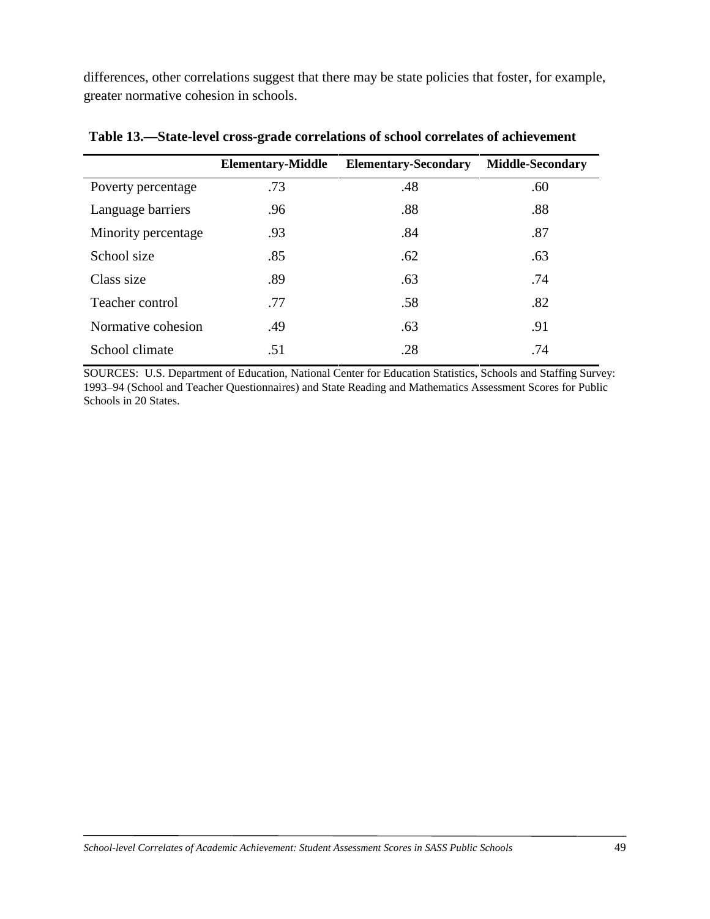differences, other correlations suggest that there may be state policies that foster, for example, greater normative cohesion in schools.

**Table 13.—State-level cross-grade correlations of school correlates of achievement**

| | Elementary-Middle | Elementary-Secondary | Middle-Secondary |
|---|---|---|---|
| Poverty percentage | .73 | .48 | .60 |
| Language barriers | .96 | .88 | .88 |
| Minority percentage | .93 | .84 | .87 |
| School size | .85 | .62 | .63 |
| Class size | .89 | .63 | .74 |
| Teacher control | .77 | .58 | .82 |
| Normative cohesion | .49 | .63 | .91 |
| School climate | .51 | .28 | .74 |

SOURCES: U.S. Department of Education, National Center for Education Statistics, Schools and Staffing Survey: 1993–94 (School and Teacher Questionnaires) and State Reading and Mathematics Assessment Scores for Public Schools in 20 States.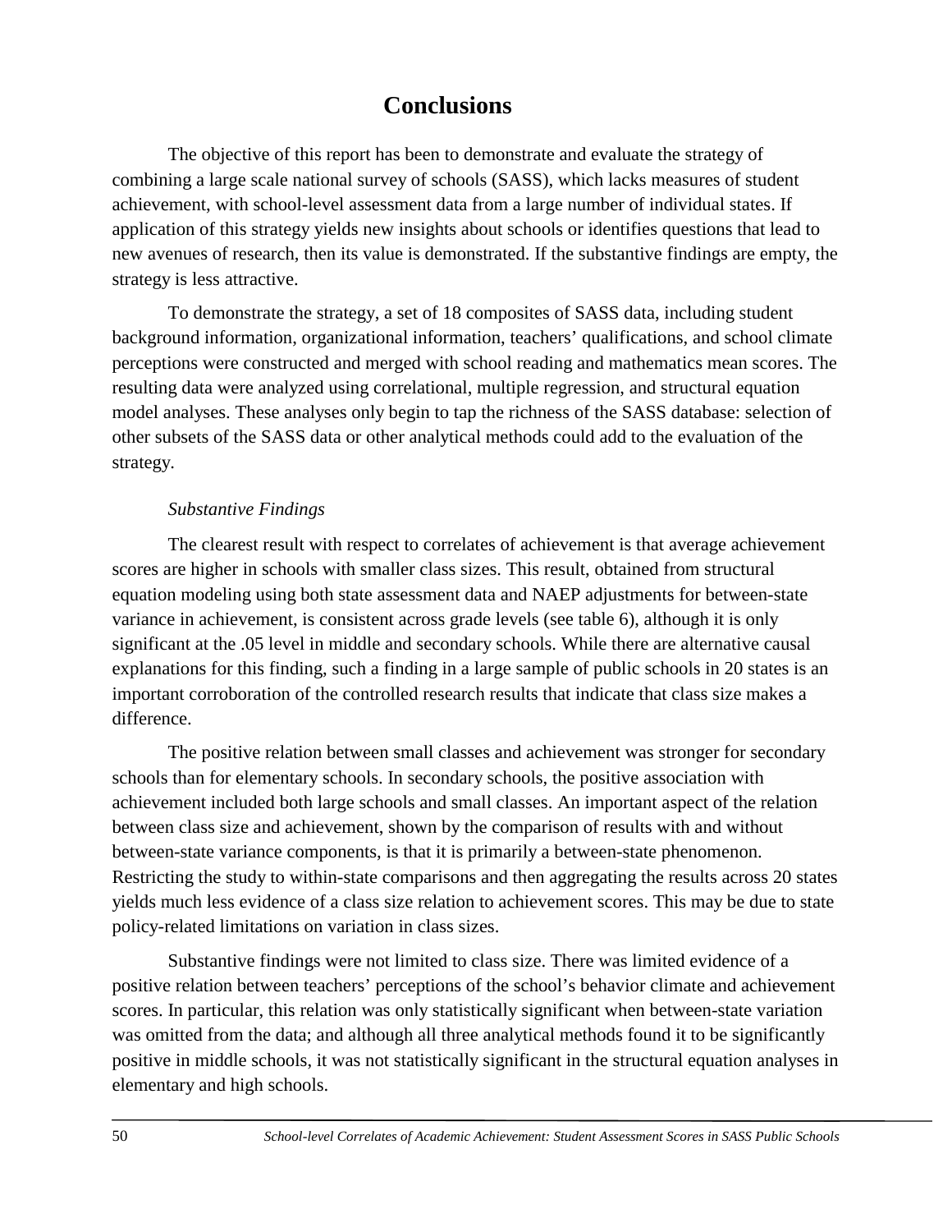# Conclusions

The objective of this report has been to demonstrate and evaluate the strategy of combining a large scale national survey of schools (SASS), which lacks measures of student achievement, with school-level assessment data from a large number of individual states. If application of this strategy yields new insights about schools or identifies questions that lead to new avenues of research, then its value is demonstrated. If the substantive findings are empty, the strategy is less attractive.

To demonstrate the strategy, a set of 18 composites of SASS data, including student background information, organizational information, teachers' qualifications, and school climate perceptions were constructed and merged with school reading and mathematics mean scores. The resulting data were analyzed using correlational, multiple regression, and structural equation model analyses. These analyses only begin to tap the richness of the SASS database: selection of other subsets of the SASS data or other analytical methods could add to the evaluation of the strategy.

*Substantive Findings*

The clearest result with respect to correlates of achievement is that average achievement scores are higher in schools with smaller class sizes. This result, obtained from structural equation modeling using both state assessment data and NAEP adjustments for between-state variance in achievement, is consistent across grade levels (see table 6), although it is only significant at the .05 level in middle and secondary schools. While there are alternative causal explanations for this finding, such a finding in a large sample of public schools in 20 states is an important corroboration of the controlled research results that indicate that class size makes a difference.

The positive relation between small classes and achievement was stronger for secondary schools than for elementary schools. In secondary schools, the positive association with achievement included both large schools and small classes. An important aspect of the relation between class size and achievement, shown by the comparison of results with and without between-state variance components, is that it is primarily a between-state phenomenon. Restricting the study to within-state comparisons and then aggregating the results across 20 states yields much less evidence of a class size relation to achievement scores. This may be due to state policy-related limitations on variation in class sizes.

Substantive findings were not limited to class size. There was limited evidence of a positive relation between teachers' perceptions of the school's behavior climate and achievement scores. In particular, this relation was only statistically significant when between-state variation was omitted from the data; and although all three analytical methods found it to be significantly positive in middle schools, it was not statistically significant in the structural equation analyses in elementary and high schools.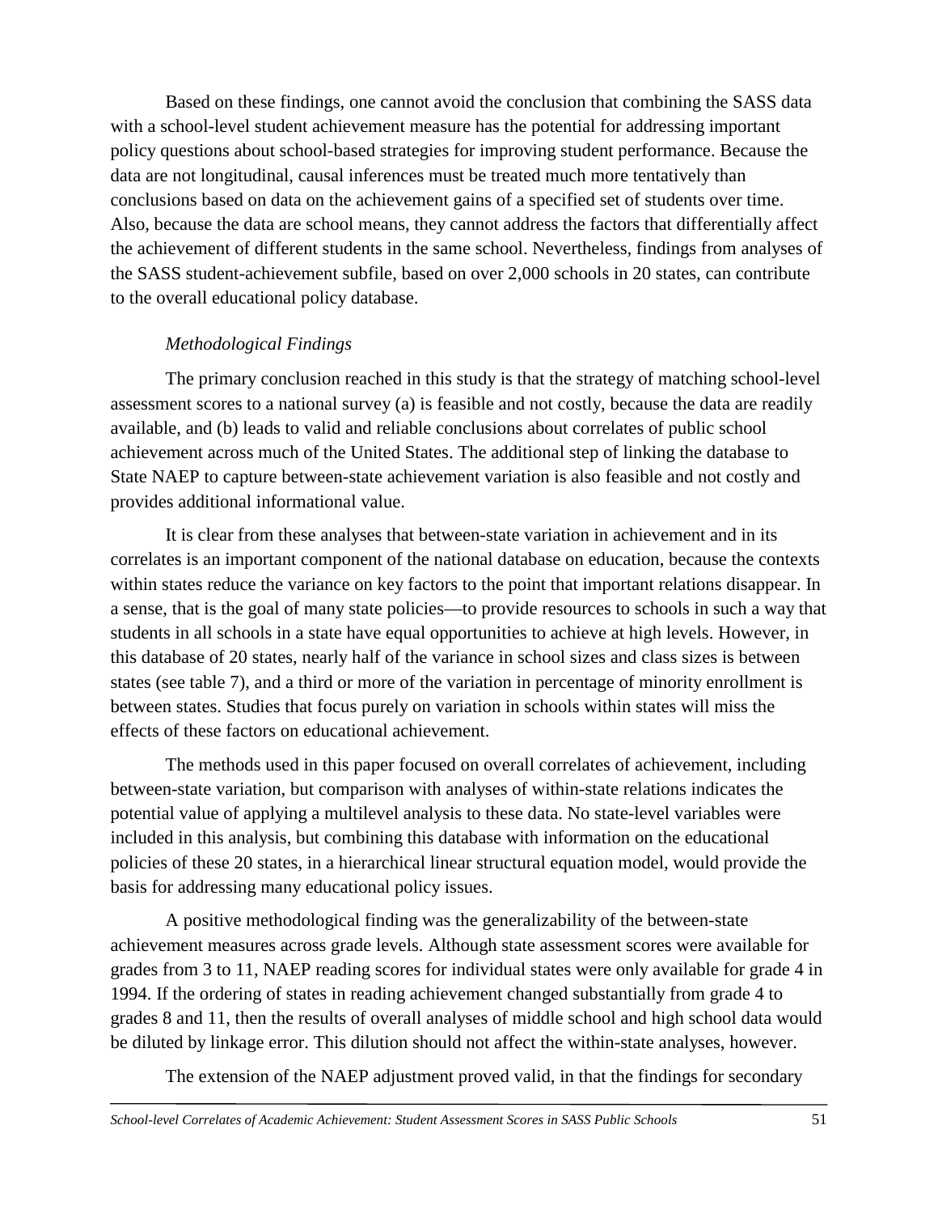Based on these findings, one cannot avoid the conclusion that combining the SASS data with a school-level student achievement measure has the potential for addressing important policy questions about school-based strategies for improving student performance. Because the data are not longitudinal, causal inferences must be treated much more tentatively than conclusions based on data on the achievement gains of a specified set of students over time. Also, because the data are school means, they cannot address the factors that differentially affect the achievement of different students in the same school. Nevertheless, findings from analyses of the SASS student-achievement subfile, based on over 2,000 schools in 20 states, can contribute to the overall educational policy database.

*Methodological Findings*

The primary conclusion reached in this study is that the strategy of matching school-level assessment scores to a national survey (a) is feasible and not costly, because the data are readily available, and (b) leads to valid and reliable conclusions about correlates of public school achievement across much of the United States. The additional step of linking the database to State NAEP to capture between-state achievement variation is also feasible and not costly and provides additional informational value.

It is clear from these analyses that between-state variation in achievement and in its correlates is an important component of the national database on education, because the contexts within states reduce the variance on key factors to the point that important relations disappear. In a sense, that is the goal of many state policies—to provide resources to schools in such a way that students in all schools in a state have equal opportunities to achieve at high levels. However, in this database of 20 states, nearly half of the variance in school sizes and class sizes is between states (see table 7), and a third or more of the variation in percentage of minority enrollment is between states. Studies that focus purely on variation in schools within states will miss the effects of these factors on educational achievement.

The methods used in this paper focused on overall correlates of achievement, including between-state variation, but comparison with analyses of within-state relations indicates the potential value of applying a multilevel analysis to these data. No state-level variables were included in this analysis, but combining this database with information on the educational policies of these 20 states, in a hierarchical linear structural equation model, would provide the basis for addressing many educational policy issues.

A positive methodological finding was the generalizability of the between-state achievement measures across grade levels. Although state assessment scores were available for grades from 3 to 11, NAEP reading scores for individual states were only available for grade 4 in 1994. If the ordering of states in reading achievement changed substantially from grade 4 to grades 8 and 11, then the results of overall analyses of middle school and high school data would be diluted by linkage error. This dilution should not affect the within-state analyses, however.

The extension of the NAEP adjustment proved valid, in that the findings for secondary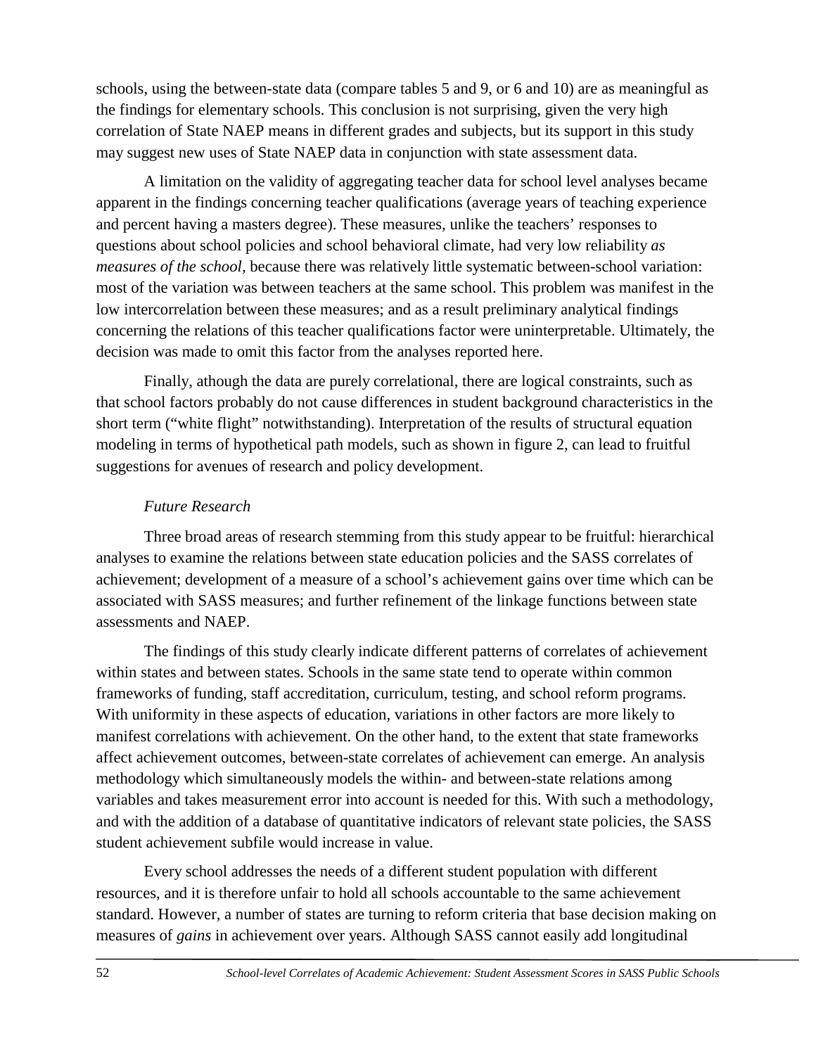schools, using the between-state data (compare tables 5 and 9, or 6 and 10) are as meaningful as the findings for elementary schools. This conclusion is not surprising, given the very high correlation of State NAEP means in different grades and subjects, but its support in this study may suggest new uses of State NAEP data in conjunction with state assessment data.

A limitation on the validity of aggregating teacher data for school level analyses became apparent in the findings concerning teacher qualifications (average years of teaching experience and percent having a masters degree). These measures, unlike the teachers' responses to questions about school policies and school behavioral climate, had very low reliability *as measures of the school*, because there was relatively little systematic between-school variation: most of the variation was between teachers at the same school. This problem was manifest in the low intercorrelation between these measures; and as a result preliminary analytical findings concerning the relations of this teacher qualifications factor were uninterpretable. Ultimately, the decision was made to omit this factor from the analyses reported here.

Finally, athough the data are purely correlational, there are logical constraints, such as that school factors probably do not cause differences in student background characteristics in the short term ("white flight" notwithstanding). Interpretation of the results of structural equation modeling in terms of hypothetical path models, such as shown in figure 2, can lead to fruitful suggestions for avenues of research and policy development.

*Future Research*

Three broad areas of research stemming from this study appear to be fruitful: hierarchical analyses to examine the relations between state education policies and the SASS correlates of achievement; development of a measure of a school's achievement gains over time which can be associated with SASS measures; and further refinement of the linkage functions between state assessments and NAEP.

The findings of this study clearly indicate different patterns of correlates of achievement within states and between states. Schools in the same state tend to operate within common frameworks of funding, staff accreditation, curriculum, testing, and school reform programs. With uniformity in these aspects of education, variations in other factors are more likely to manifest correlations with achievement. On the other hand, to the extent that state frameworks affect achievement outcomes, between-state correlates of achievement can emerge. An analysis methodology which simultaneously models the within- and between-state relations among variables and takes measurement error into account is needed for this. With such a methodology, and with the addition of a database of quantitative indicators of relevant state policies, the SASS student achievement subfile would increase in value.

Every school addresses the needs of a different student population with different resources, and it is therefore unfair to hold all schools accountable to the same achievement standard. However, a number of states are turning to reform criteria that base decision making on measures of *gains* in achievement over years. Although SASS cannot easily add longitudinal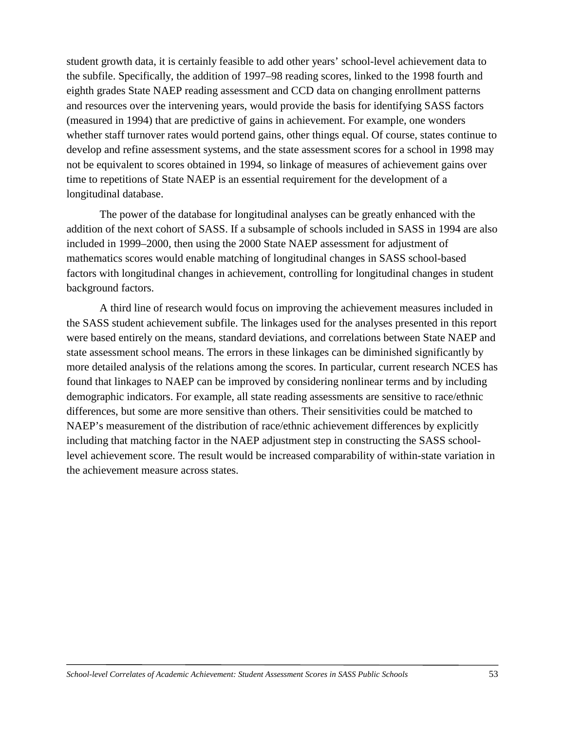student growth data, it is certainly feasible to add other years' school-level achievement data to the subfile. Specifically, the addition of 1997–98 reading scores, linked to the 1998 fourth and eighth grades State NAEP reading assessment and CCD data on changing enrollment patterns and resources over the intervening years, would provide the basis for identifying SASS factors (measured in 1994) that are predictive of gains in achievement. For example, one wonders whether staff turnover rates would portend gains, other things equal. Of course, states continue to develop and refine assessment systems, and the state assessment scores for a school in 1998 may not be equivalent to scores obtained in 1994, so linkage of measures of achievement gains over time to repetitions of State NAEP is an essential requirement for the development of a longitudinal database.

The power of the database for longitudinal analyses can be greatly enhanced with the addition of the next cohort of SASS. If a subsample of schools included in SASS in 1994 are also included in 1999–2000, then using the 2000 State NAEP assessment for adjustment of mathematics scores would enable matching of longitudinal changes in SASS school-based factors with longitudinal changes in achievement, controlling for longitudinal changes in student background factors.

A third line of research would focus on improving the achievement measures included in the SASS student achievement subfile. The linkages used for the analyses presented in this report were based entirely on the means, standard deviations, and correlations between State NAEP and state assessment school means. The errors in these linkages can be diminished significantly by more detailed analysis of the relations among the scores. In particular, current research NCES has found that linkages to NAEP can be improved by considering nonlinear terms and by including demographic indicators. For example, all state reading assessments are sensitive to race/ethnic differences, but some are more sensitive than others. Their sensitivities could be matched to NAEP's measurement of the distribution of race/ethnic achievement differences by explicitly including that matching factor in the NAEP adjustment step in constructing the SASS school-level achievement score. The result would be increased comparability of within-state variation in the achievement measure across states.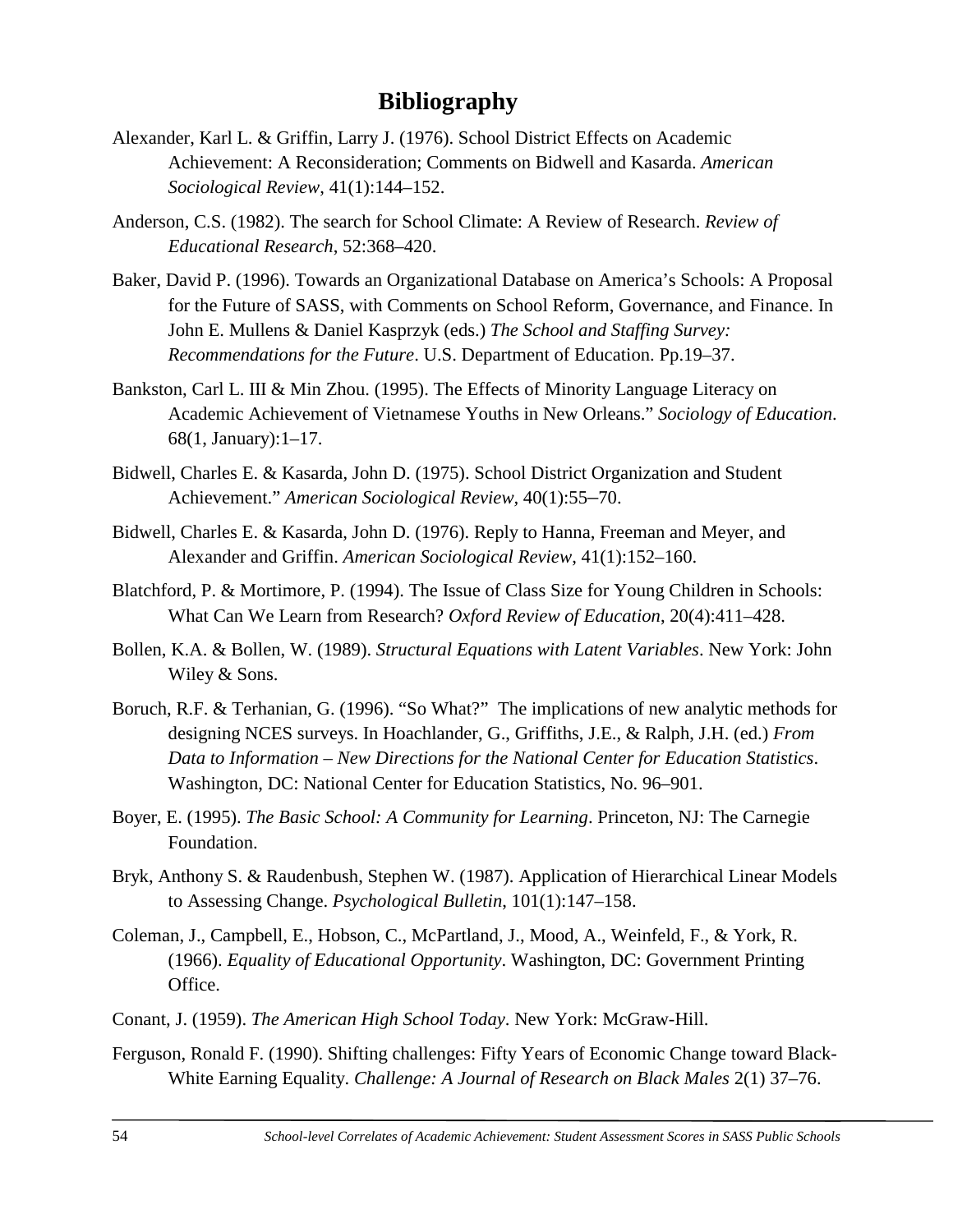# Bibliography

Alexander, Karl L. & Griffin, Larry J. (1976). School District Effects on Academic Achievement: A Reconsideration; Comments on Bidwell and Kasarda. *American Sociological Review*, 41(1):144–152.

Anderson, C.S. (1982). The search for School Climate: A Review of Research. *Review of Educational Research*, 52:368–420.

Baker, David P. (1996). Towards an Organizational Database on America's Schools: A Proposal for the Future of SASS, with Comments on School Reform, Governance, and Finance. In John E. Mullens & Daniel Kasprzyk (eds.) *The School and Staffing Survey: Recommendations for the Future*. U.S. Department of Education. Pp.19–37.

Bankston, Carl L. III & Min Zhou. (1995). The Effects of Minority Language Literacy on Academic Achievement of Vietnamese Youths in New Orleans." *Sociology of Education*. 68(1, January):1–17.

Bidwell, Charles E. & Kasarda, John D. (1975). School District Organization and Student Achievement." *American Sociological Review,* 40(1):55–70.

Bidwell, Charles E. & Kasarda, John D. (1976). Reply to Hanna, Freeman and Meyer, and Alexander and Griffin. *American Sociological Review*, 41(1):152–160.

Blatchford, P. & Mortimore, P. (1994). The Issue of Class Size for Young Children in Schools: What Can We Learn from Research? *Oxford Review of Education*, 20(4):411–428.

Bollen, K.A. & Bollen, W. (1989). *Structural Equations with Latent Variables*. New York: John Wiley & Sons.

Boruch, R.F. & Terhanian, G. (1996). "So What?" The implications of new analytic methods for designing NCES surveys. In Hoachlander, G., Griffiths, J.E., & Ralph, J.H. (ed.) *From Data to Information – New Directions for the National Center for Education Statistics*. Washington, DC: National Center for Education Statistics, No. 96–901.

Boyer, E. (1995). *The Basic School: A Community for Learning*. Princeton, NJ: The Carnegie Foundation.

Bryk, Anthony S. & Raudenbush, Stephen W. (1987). Application of Hierarchical Linear Models to Assessing Change. *Psychological Bulletin*, 101(1):147–158.

Coleman, J., Campbell, E., Hobson, C., McPartland, J., Mood, A., Weinfeld, F., & York, R. (1966). *Equality of Educational Opportunity*. Washington, DC: Government Printing Office.

Conant, J. (1959). *The American High School Today*. New York: McGraw-Hill.

Ferguson, Ronald F. (1990). Shifting challenges: Fifty Years of Economic Change toward Black-White Earning Equality. *Challenge: A Journal of Research on Black Males* 2(1) 37–76.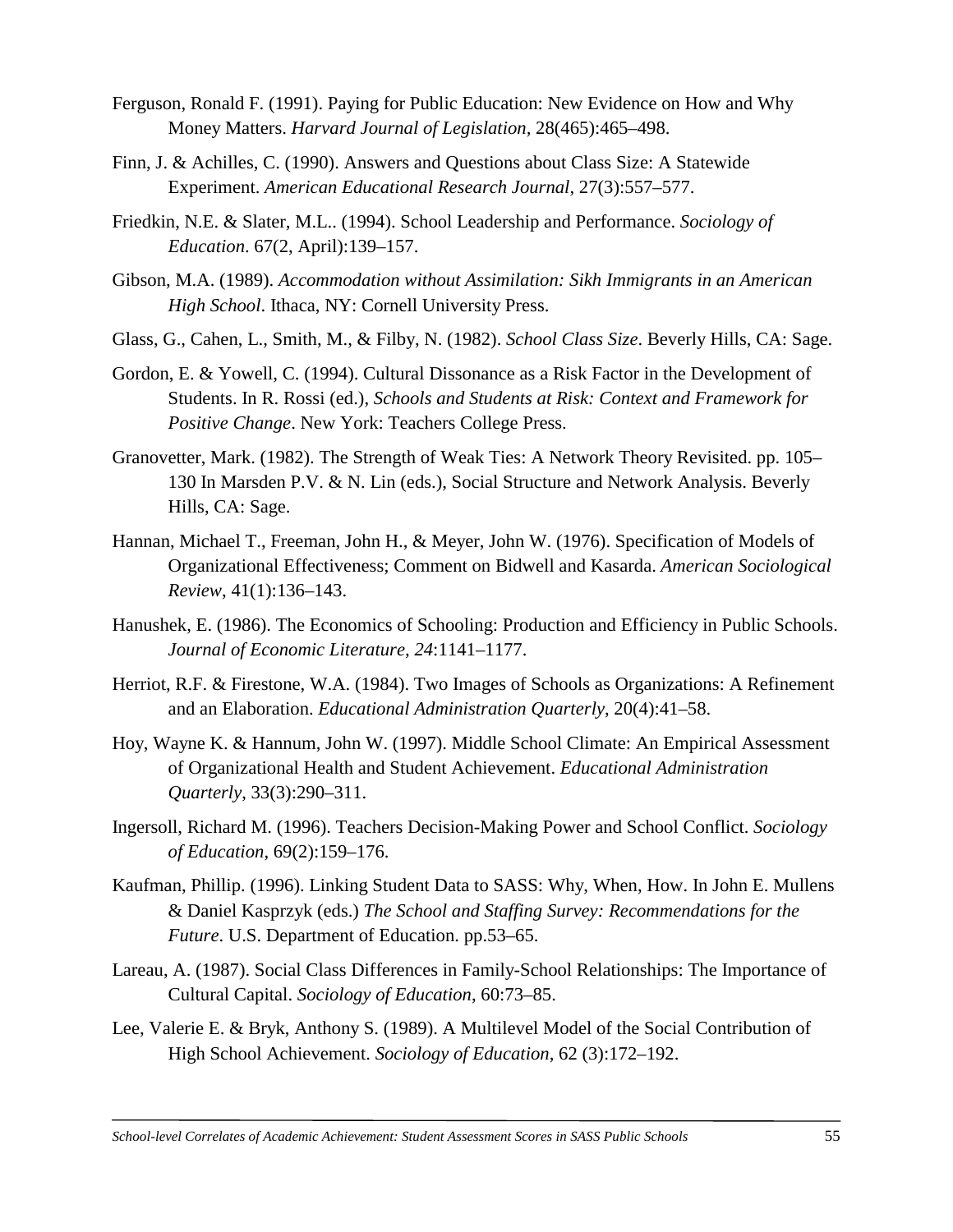Ferguson, Ronald F. (1991). Paying for Public Education: New Evidence on How and Why Money Matters. *Harvard Journal of Legislation,* 28(465):465–498.

Finn, J. & Achilles, C. (1990). Answers and Questions about Class Size: A Statewide Experiment. *American Educational Research Journal*, 27(3):557–577.

Friedkin, N.E. & Slater, M.L.. (1994). School Leadership and Performance. *Sociology of Education*. 67(2, April):139–157.

Gibson, M.A. (1989). *Accommodation without Assimilation: Sikh Immigrants in an American High School*. Ithaca, NY: Cornell University Press.

Glass, G., Cahen, L., Smith, M., & Filby, N. (1982). *School Class Size*. Beverly Hills, CA: Sage.

Gordon, E. & Yowell, C. (1994). Cultural Dissonance as a Risk Factor in the Development of Students. In R. Rossi (ed.), *Schools and Students at Risk: Context and Framework for Positive Change*. New York: Teachers College Press.

Granovetter, Mark. (1982). The Strength of Weak Ties: A Network Theory Revisited. pp. 105–130 In Marsden P.V. & N. Lin (eds.), Social Structure and Network Analysis. Beverly Hills, CA: Sage.

Hannan, Michael T., Freeman, John H., & Meyer, John W. (1976). Specification of Models of Organizational Effectiveness; Comment on Bidwell and Kasarda. *American Sociological Review*, 41(1):136–143.

Hanushek, E. (1986). The Economics of Schooling: Production and Efficiency in Public Schools. *Journal of Economic Literature, 24*:1141–1177.

Herriot, R.F. & Firestone, W.A. (1984). Two Images of Schools as Organizations: A Refinement and an Elaboration. *Educational Administration Quarterly*, 20(4):41–58.

Hoy, Wayne K. & Hannum, John W. (1997). Middle School Climate: An Empirical Assessment of Organizational Health and Student Achievement. *Educational Administration Quarterly*, 33(3):290–311.

Ingersoll, Richard M. (1996). Teachers Decision-Making Power and School Conflict. *Sociology of Education*, 69(2):159–176.

Kaufman, Phillip. (1996). Linking Student Data to SASS: Why, When, How. In John E. Mullens & Daniel Kasprzyk (eds.) *The School and Staffing Survey: Recommendations for the Future*. U.S. Department of Education. pp.53–65.

Lareau, A. (1987). Social Class Differences in Family-School Relationships: The Importance of Cultural Capital. *Sociology of Education*, 60:73–85.

Lee, Valerie E. & Bryk, Anthony S. (1989). A Multilevel Model of the Social Contribution of High School Achievement. *Sociology of Education*, 62 (3):172–192.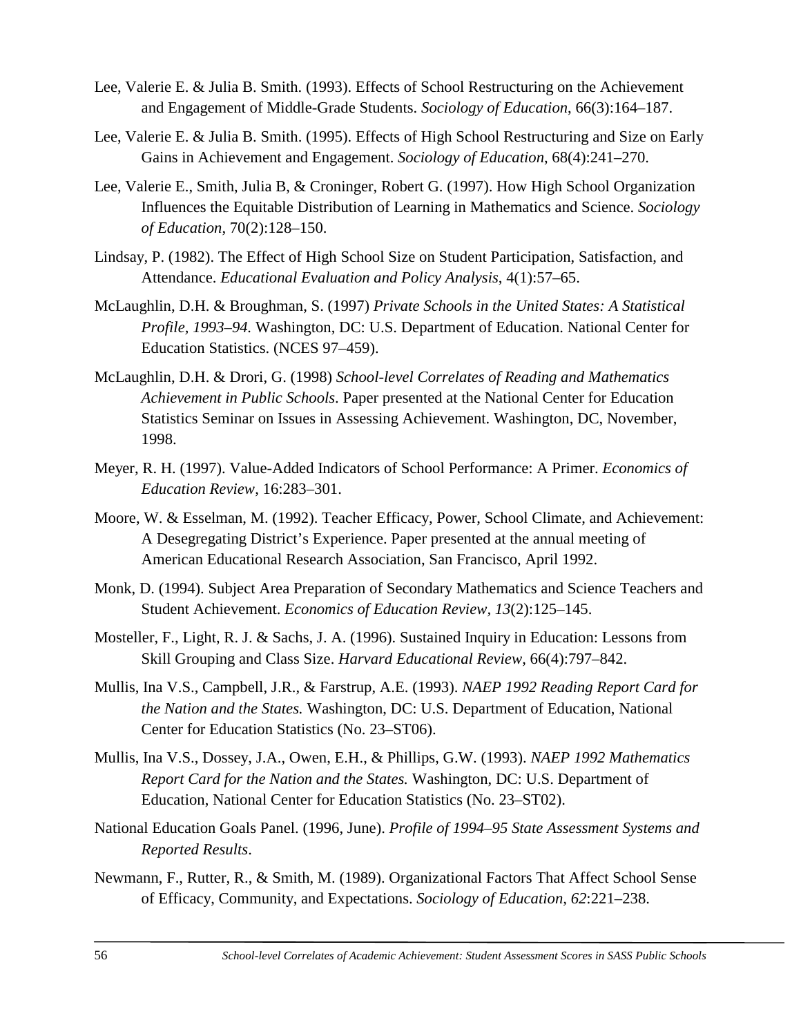Lee, Valerie E. & Julia B. Smith. (1993). Effects of School Restructuring on the Achievement and Engagement of Middle-Grade Students. *Sociology of Education*, 66(3):164–187.

Lee, Valerie E. & Julia B. Smith. (1995). Effects of High School Restructuring and Size on Early Gains in Achievement and Engagement. *Sociology of Education*, 68(4):241–270.

Lee, Valerie E., Smith, Julia B, & Croninger, Robert G. (1997). How High School Organization Influences the Equitable Distribution of Learning in Mathematics and Science. *Sociology of Education*, 70(2):128–150.

Lindsay, P. (1982). The Effect of High School Size on Student Participation, Satisfaction, and Attendance. *Educational Evaluation and Policy Analysis*, 4(1):57–65.

McLaughlin, D.H. & Broughman, S. (1997) *Private Schools in the United States: A Statistical Profile, 1993–94.* Washington, DC: U.S. Department of Education. National Center for Education Statistics. (NCES 97–459).

McLaughlin, D.H. & Drori, G. (1998) *School-level Correlates of Reading and Mathematics Achievement in Public Schools*. Paper presented at the National Center for Education Statistics Seminar on Issues in Assessing Achievement. Washington, DC, November, 1998.

Meyer, R. H. (1997). Value-Added Indicators of School Performance: A Primer. *Economics of Education Review*, 16:283–301.

Moore, W. & Esselman, M. (1992). Teacher Efficacy, Power, School Climate, and Achievement: A Desegregating District's Experience. Paper presented at the annual meeting of American Educational Research Association, San Francisco, April 1992.

Monk, D. (1994). Subject Area Preparation of Secondary Mathematics and Science Teachers and Student Achievement. *Economics of Education Review*, *13*(2):125–145.

Mosteller, F., Light, R. J. & Sachs, J. A. (1996). Sustained Inquiry in Education: Lessons from Skill Grouping and Class Size. *Harvard Educational Review*, 66(4):797–842.

Mullis, Ina V.S., Campbell, J.R., & Farstrup, A.E. (1993). *NAEP 1992 Reading Report Card for the Nation and the States.* Washington, DC: U.S. Department of Education, National Center for Education Statistics (No. 23–ST06).

Mullis, Ina V.S., Dossey, J.A., Owen, E.H., & Phillips, G.W. (1993). *NAEP 1992 Mathematics Report Card for the Nation and the States.* Washington, DC: U.S. Department of Education, National Center for Education Statistics (No. 23–ST02).

National Education Goals Panel. (1996, June). *Profile of 1994–95 State Assessment Systems and Reported Results*.

Newmann, F., Rutter, R., & Smith, M. (1989). Organizational Factors That Affect School Sense of Efficacy, Community, and Expectations. *Sociology of Education, 62*:221–238.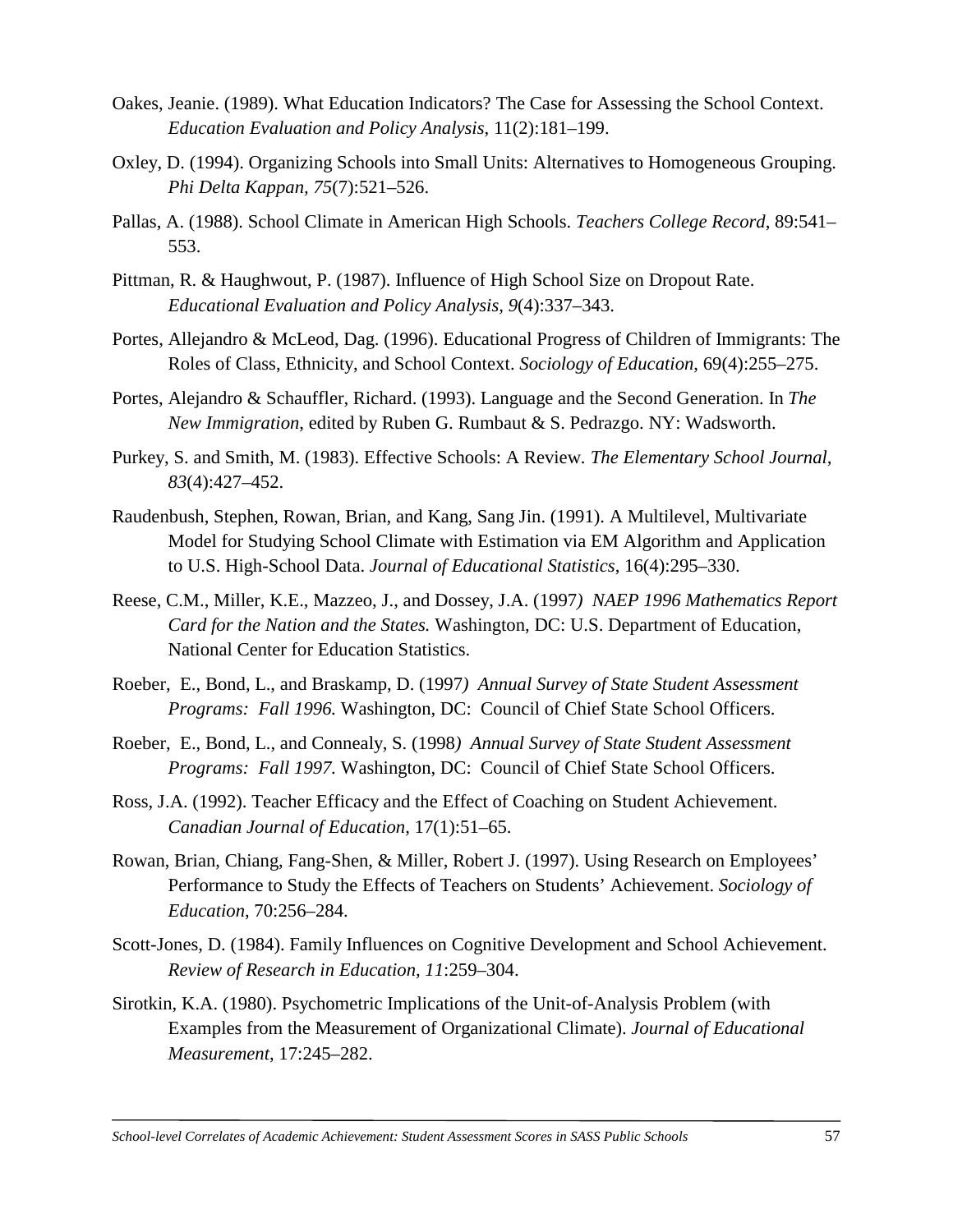Oakes, Jeanie. (1989). What Education Indicators? The Case for Assessing the School Context. *Education Evaluation and Policy Analysis*, 11(2):181–199.

Oxley, D. (1994). Organizing Schools into Small Units: Alternatives to Homogeneous Grouping. *Phi Delta Kappan, 75*(7):521–526.

Pallas, A. (1988). School Climate in American High Schools. *Teachers College Record*, 89:541–553.

Pittman, R. & Haughwout, P. (1987). Influence of High School Size on Dropout Rate. *Educational Evaluation and Policy Analysis, 9*(4):337–343.

Portes, Allejandro & McLeod, Dag. (1996). Educational Progress of Children of Immigrants: The Roles of Class, Ethnicity, and School Context. *Sociology of Education*, 69(4):255–275.

Portes, Alejandro & Schauffler, Richard. (1993). Language and the Second Generation. In *The New Immigration*, edited by Ruben G. Rumbaut & S. Pedrazgo. NY: Wadsworth.

Purkey, S. and Smith, M. (1983). Effective Schools: A Review. *The Elementary School Journal, 83*(4):427–452.

Raudenbush, Stephen, Rowan, Brian, and Kang, Sang Jin. (1991). A Multilevel, Multivariate Model for Studying School Climate with Estimation via EM Algorithm and Application to U.S. High-School Data. *Journal of Educational Statistics*, 16(4):295–330.

Reese, C.M., Miller, K.E., Mazzeo, J., and Dossey, J.A. (1997*) NAEP 1996 Mathematics Report Card for the Nation and the States.* Washington, DC: U.S. Department of Education, National Center for Education Statistics.

Roeber, E., Bond, L., and Braskamp, D. (1997*) Annual Survey of State Student Assessment Programs: Fall 1996.* Washington, DC: Council of Chief State School Officers.

Roeber, E., Bond, L., and Connealy, S. (1998*) Annual Survey of State Student Assessment Programs: Fall 1997.* Washington, DC: Council of Chief State School Officers.

Ross, J.A. (1992). Teacher Efficacy and the Effect of Coaching on Student Achievement. *Canadian Journal of Education*, 17(1):51–65.

Rowan, Brian, Chiang, Fang-Shen, & Miller, Robert J. (1997). Using Research on Employees' Performance to Study the Effects of Teachers on Students' Achievement. *Sociology of Education*, 70:256–284.

Scott-Jones, D. (1984). Family Influences on Cognitive Development and School Achievement. *Review of Research in Education, 11*:259–304.

Sirotkin, K.A. (1980). Psychometric Implications of the Unit-of-Analysis Problem (with Examples from the Measurement of Organizational Climate). *Journal of Educational Measurement*, 17:245–282.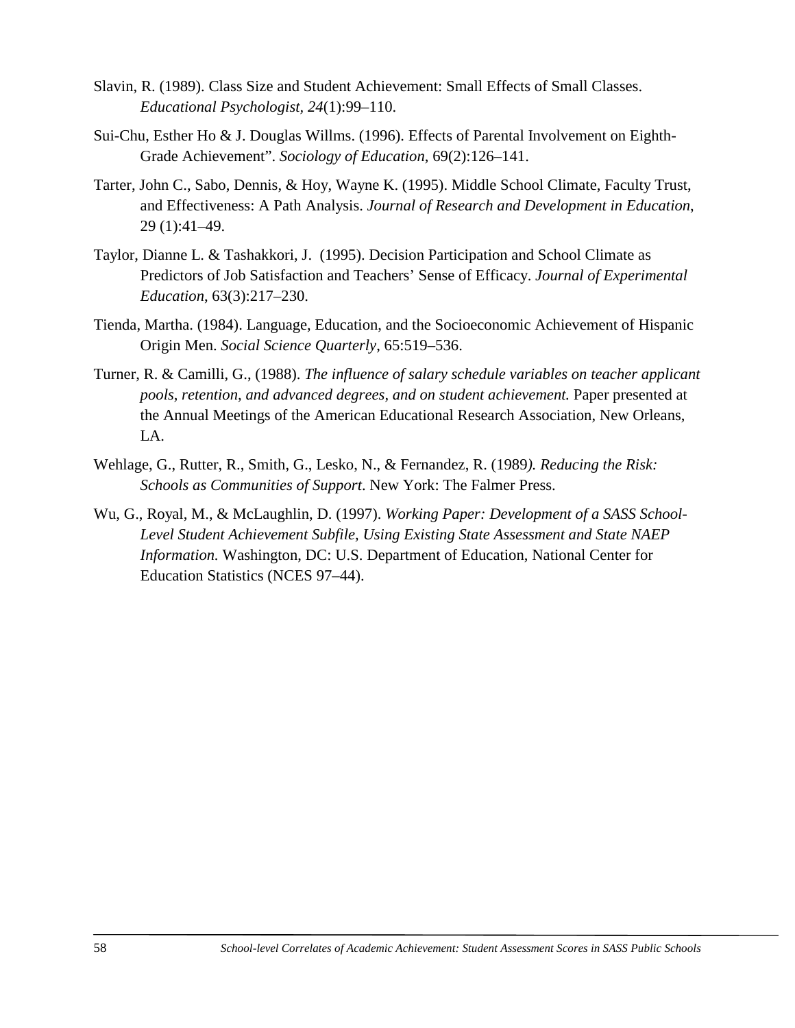Slavin, R. (1989). Class Size and Student Achievement: Small Effects of Small Classes. *Educational Psychologist*, *24*(1):99–110.

Sui-Chu, Esther Ho & J. Douglas Willms. (1996). Effects of Parental Involvement on Eighth-Grade Achievement". *Sociology of Education*, 69(2):126–141.

Tarter, John C., Sabo, Dennis, & Hoy, Wayne K. (1995). Middle School Climate, Faculty Trust, and Effectiveness: A Path Analysis. *Journal of Research and Development in Education*, 29 (1):41–49.

Taylor, Dianne L. & Tashakkori, J. (1995). Decision Participation and School Climate as Predictors of Job Satisfaction and Teachers' Sense of Efficacy. *Journal of Experimental Education*, 63(3):217–230.

Tienda, Martha. (1984). Language, Education, and the Socioeconomic Achievement of Hispanic Origin Men. *Social Science Quarterly*, 65:519–536.

Turner, R. & Camilli, G., (1988). *The influence of salary schedule variables on teacher applicant pools, retention, and advanced degrees, and on student achievement.* Paper presented at the Annual Meetings of the American Educational Research Association, New Orleans, LA.

Wehlage, G., Rutter, R., Smith, G., Lesko, N., & Fernandez, R. (1989*). Reducing the Risk: Schools as Communities of Support*. New York: The Falmer Press.

Wu, G., Royal, M., & McLaughlin, D. (1997). *Working Paper: Development of a SASS School-Level Student Achievement Subfile, Using Existing State Assessment and State NAEP Information.* Washington, DC: U.S. Department of Education, National Center for Education Statistics (NCES 97–44).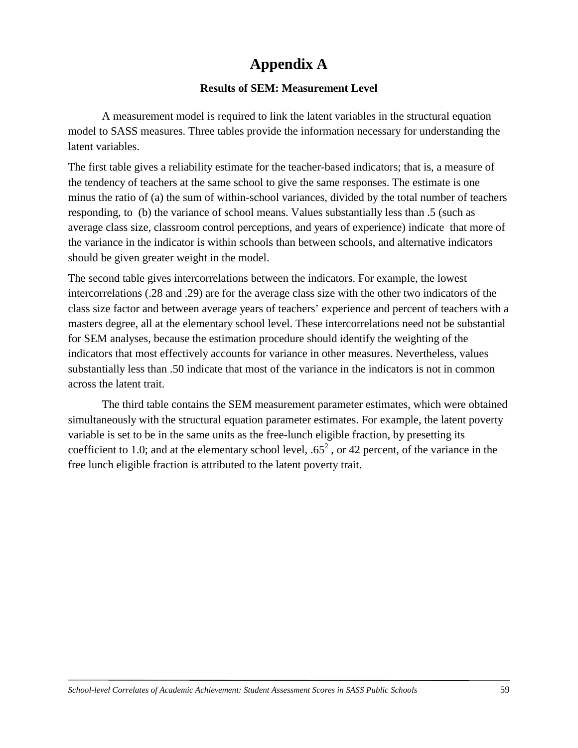# Appendix A

### Results of SEM: Measurement Level

A measurement model is required to link the latent variables in the structural equation model to SASS measures. Three tables provide the information necessary for understanding the latent variables.

The first table gives a reliability estimate for the teacher-based indicators; that is, a measure of the tendency of teachers at the same school to give the same responses. The estimate is one minus the ratio of (a) the sum of within-school variances, divided by the total number of teachers responding, to (b) the variance of school means. Values substantially less than .5 (such as average class size, classroom control perceptions, and years of experience) indicate that more of the variance in the indicator is within schools than between schools, and alternative indicators should be given greater weight in the model.

The second table gives intercorrelations between the indicators. For example, the lowest intercorrelations (.28 and .29) are for the average class size with the other two indicators of the class size factor and between average years of teachers' experience and percent of teachers with a masters degree, all at the elementary school level. These intercorrelations need not be substantial for SEM analyses, because the estimation procedure should identify the weighting of the indicators that most effectively accounts for variance in other measures. Nevertheless, values substantially less than .50 indicate that most of the variance in the indicators is not in common across the latent trait.

The third table contains the SEM measurement parameter estimates, which were obtained simultaneously with the structural equation parameter estimates. For example, the latent poverty variable is set to be in the same units as the free-lunch eligible fraction, by presetting its coefficient to 1.0; and at the elementary school level, $.65^2$ , or 42 percent, of the variance in the free lunch eligible fraction is attributed to the latent poverty trait.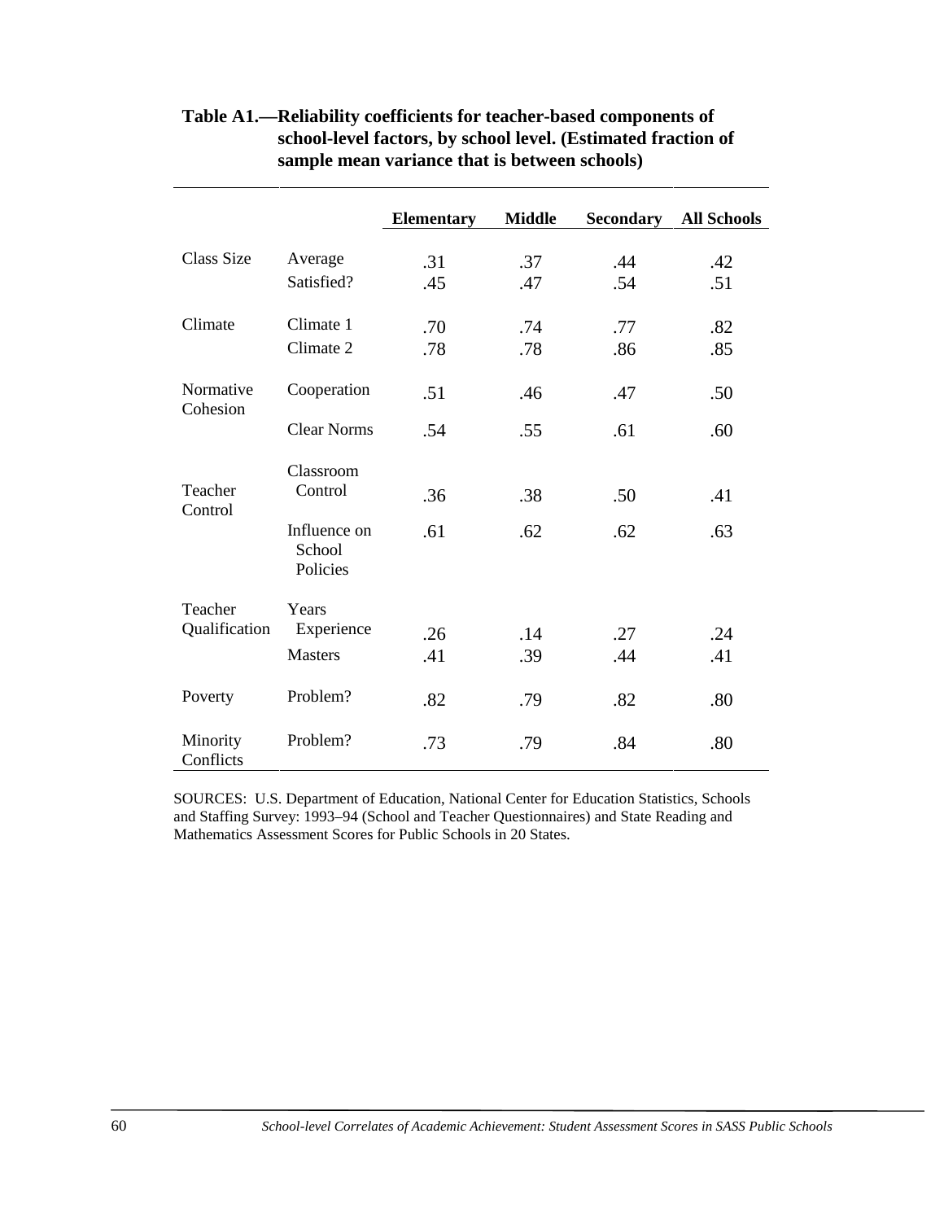**Table A1.—Reliability coefficients for teacher-based components of school-level factors, by school level. (Estimated fraction of sample mean variance that is between schools)**

| | | Elementary | Middle | Secondary | All Schools |
|---|---|---|---|---|---|
| Class Size | Average | .31 | .37 | .44 | .42 |
| | Satisfied? | .45 | .47 | .54 | .51 |
| Climate | Climate 1 | .70 | .74 | .77 | .82 |
| | Climate 2 | .78 | .78 | .86 | .85 |
| Normative Cohesion | Cooperation | .51 | .46 | .47 | .50 |
| | Clear Norms | .54 | .55 | .61 | .60 |
| Teacher Control | Classroom Control | .36 | .38 | .50 | .41 |
| | Influence on School Policies | .61 | .62 | .62 | .63 |
| Teacher Qualification | Years Experience | .26 | .14 | .27 | .24 |
| | Masters | .41 | .39 | .44 | .41 |
| Poverty | Problem? | .82 | .79 | .82 | .80 |
| Minority Conflicts | Problem? | .73 | .79 | .84 | .80 |

SOURCES: U.S. Department of Education, National Center for Education Statistics, Schools and Staffing Survey: 1993–94 (School and Teacher Questionnaires) and State Reading and Mathematics Assessment Scores for Public Schools in 20 States.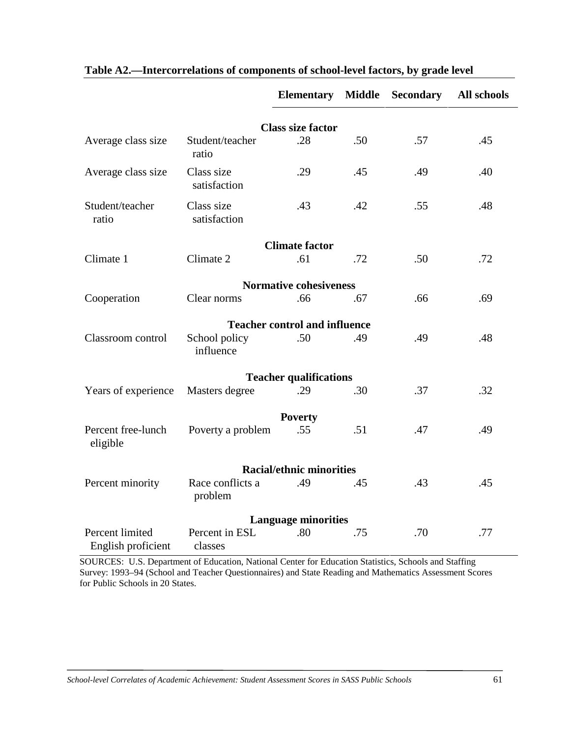**Table A2.—Intercorrelations of components of school-level factors, by grade level**

| | | Elementary | Middle | Secondary | All schools |
|---|---|---|---|---|---|
| **Class size factor** | | | | | |
| Average class size | Student/teacher ratio | .28 | .50 | .57 | .45 |
| Average class size | Class size satisfaction | .29 | .45 | .49 | .40 |
| Student/teacher ratio | Class size satisfaction | .43 | .42 | .55 | .48 |
| **Climate factor** | | | | | |
| Climate 1 | Climate 2 | .61 | .72 | .50 | .72 |
| **Normative cohesiveness** | | | | | |
| Cooperation | Clear norms | .66 | .67 | .66 | .69 |
| **Teacher control and influence** | | | | | |
| Classroom control | School policy influence | .50 | .49 | .49 | .48 |
| **Teacher qualifications** | | | | | |
| Years of experience | Masters degree | .29 | .30 | .37 | .32 |
| **Poverty** | | | | | |
| Percent free-lunch eligible | Poverty a problem | .55 | .51 | .47 | .49 |
| **Racial/ethnic minorities** | | | | | |
| Percent minority | Race conflicts a problem | .49 | .45 | .43 | .45 |
| **Language minorities** | | | | | |
| Percent limited English proficient | Percent in ESL classes | .80 | .75 | .70 | .77 |

SOURCES: U.S. Department of Education, National Center for Education Statistics, Schools and Staffing Survey: 1993–94 (School and Teacher Questionnaires) and State Reading and Mathematics Assessment Scores for Public Schools in 20 States.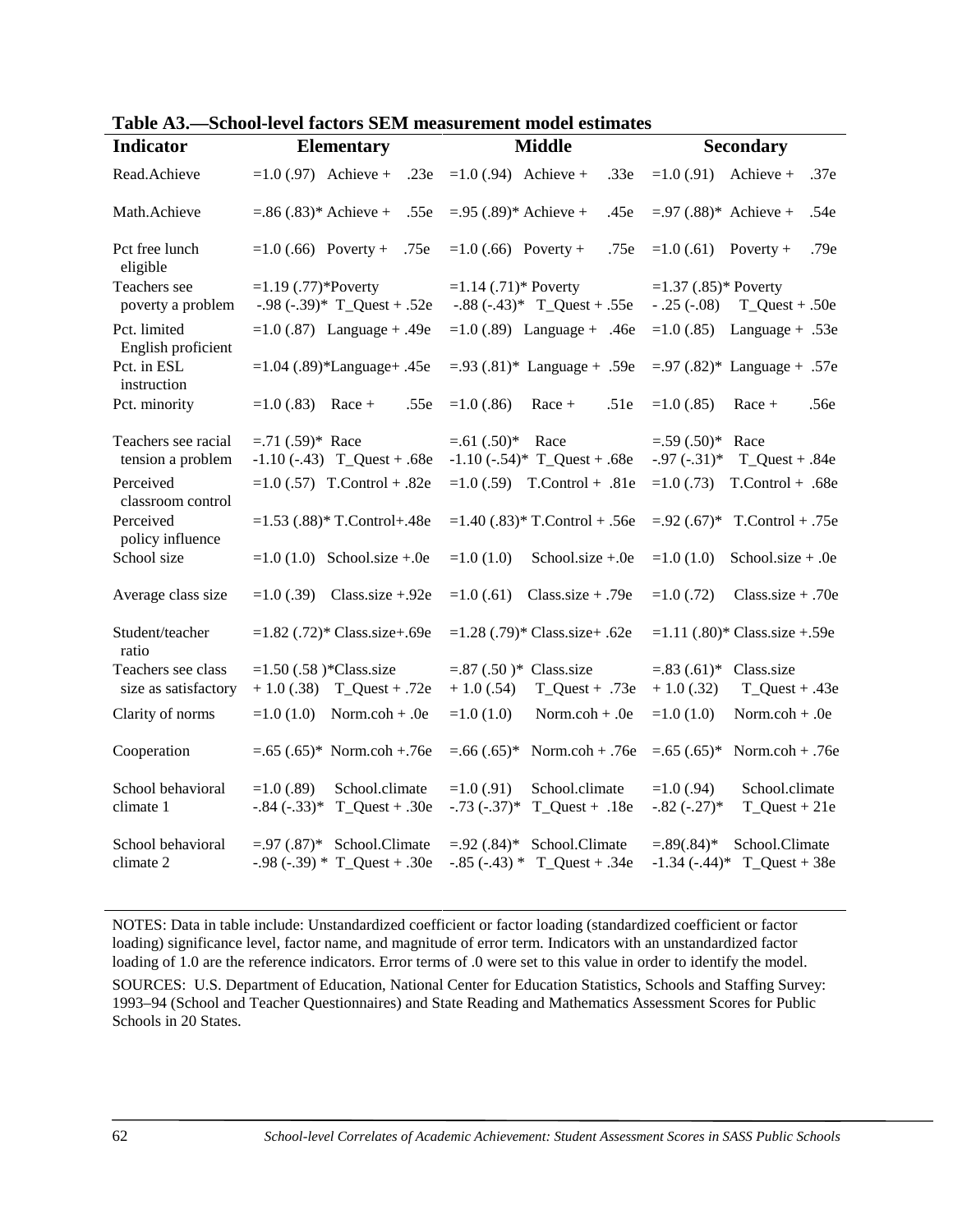**Table A3.—School-level factors SEM measurement model estimates**

| Indicator | Elementary | Middle | Secondary |
|---|---|---|---|
| Read.Achieve | =1.0 (.97) Achieve + .23e | =1.0 (.94) Achieve + .33e | =1.0 (.91) Achieve + .37e |
| Math.Achieve | =.86 (.83)* Achieve + .55e | =.95 (.89)* Achieve + .45e | =.97 (.88)* Achieve + .54e |
| Pct free lunch eligible | =1.0 (.66) Poverty + .75e | =1.0 (.66) Poverty + .75e | =1.0 (.61) Poverty + .79e |
| Teachers see poverty a problem | =1.19 (.77)*Poverty -.98 (-.39)* T_Quest + .52e | =1.14 (.71)* Poverty -.88 (-.43)* T_Quest + .55e | =1.37 (.85)* Poverty - .25 (-.08) T_Quest + .50e |
| Pct. limited English proficient | =1.0 (.87) Language + .49e | =1.0 (.89) Language + .46e | =1.0 (.85) Language + .53e |
| Pct. in ESL instruction | =1.04 (.89)*Language+ .45e | =.93 (.81)* Language + .59e | =.97 (.82)* Language + .57e |
| Pct. minority | =1.0 (.83) Race + .55e | =1.0 (.86) Race + .51e | =1.0 (.85) Race + .56e |
| Teachers see racial tension a problem | =.71 (.59)* Race -1.10 (-.43) T_Quest + .68e | =.61 (.50)* Race -1.10 (-.54)* T_Quest + .68e | =.59 (.50)* Race -.97 (-.31)* T_Quest + .84e |
| Perceived classroom control | =1.0 (.57) T.Control + .82e | =1.0 (.59) T.Control + .81e | =1.0 (.73) T.Control + .68e |
| Perceived policy influence | =1.53 (.88)* T.Control+.48e | =1.40 (.83)* T.Control + .56e | =.92 (.67)* T.Control + .75e |
| School size | =1.0 (1.0) School.size +.0e | =1.0 (1.0) School.size +.0e | =1.0 (1.0) School.size + .0e |
| Average class size | =1.0 (.39) Class.size +.92e | =1.0 (.61) Class.size + .79e | =1.0 (.72) Class.size + .70e |
| Student/teacher ratio | =1.82 (.72)* Class.size+.69e | =1.28 (.79)* Class.size+ .62e | =1.11 (.80)* Class.size +.59e |
| Teachers see class size as satisfactory | =1.50 (.58 )*Class.size + 1.0 (.38) T_Quest + .72e | =.87 (.50 )* Class.size + 1.0 (.54) T_Quest + .73e | =.83 (.61)* Class.size + 1.0 (.32) T_Quest + .43e |
| Clarity of norms | =1.0 (1.0) Norm.coh + .0e | =1.0 (1.0) Norm.coh + .0e | =1.0 (1.0) Norm.coh + .0e |
| Cooperation | =.65 (.65)* Norm.coh +.76e | =.66 (.65)* Norm.coh + .76e | =.65 (.65)* Norm.coh + .76e |
| School behavioral climate 1 | =1.0 (.89) School.climate -.84 (-.33)* T_Quest + .30e | =1.0 (.91) School.climate -.73 (-.37)* T_Quest + .18e | =1.0 (.94) School.climate -.82 (-.27)* T_Quest + 21e |
| School behavioral climate 2 | =.97 (.87)* School.Climate -.98 (-.39) * T_Quest + .30e | =.92 (.84)* School.Climate -.85 (-.43) * T_Quest + .34e | =.89(.84)* School.Climate -1.34 (-.44)* T_Quest + 38e |

NOTES: Data in table include: Unstandardized coefficient or factor loading (standardized coefficient or factor loading) significance level, factor name, and magnitude of error term. Indicators with an unstandardized factor loading of 1.0 are the reference indicators. Error terms of .0 were set to this value in order to identify the model.

SOURCES: U.S. Department of Education, National Center for Education Statistics, Schools and Staffing Survey: 1993–94 (School and Teacher Questionnaires) and State Reading and Mathematics Assessment Scores for Public Schools in 20 States.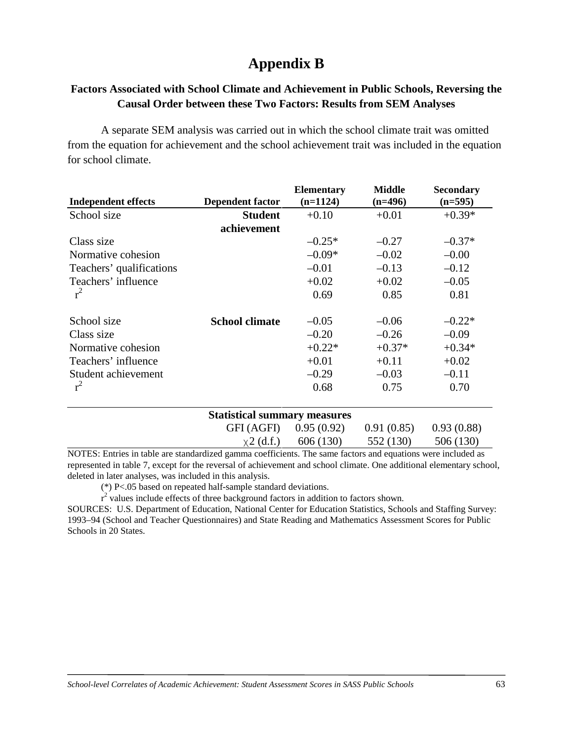# Appendix B

## Factors Associated with School Climate and Achievement in Public Schools, Reversing the Causal Order between these Two Factors: Results from SEM Analyses

A separate SEM analysis was carried out in which the school climate trait was omitted from the equation for achievement and the school achievement trait was included in the equation for school climate.

| Independent effects | Dependent factor | Elementary (n=1124) | Middle (n=496) | Secondary (n=595) |
|---|---|---|---|---|
| School size | **Student achievement** | +0.10 | +0.01 | +0.39* |
| Class size | | –0.25* | –0.27 | –0.37* |
| Normative cohesion | | –0.09* | –0.02 | –0.00 |
| Teachers' qualifications | | –0.01 | –0.13 | –0.12 |
| Teachers' influence | | +0.02 | +0.02 | –0.05 |
| $r^2$ | | 0.69 | 0.85 | 0.81 |
| School size | **School climate** | –0.05 | –0.06 | –0.22* |
| Class size | | –0.20 | –0.26 | –0.09 |
| Normative cohesion | | +0.22* | +0.37* | +0.34* |
| Teachers' influence | | +0.01 | +0.11 | +0.02 |
| Student achievement | | –0.29 | –0.03 | –0.11 |
| $r^2$ | | 0.68 | 0.75 | 0.70 |
| | **Statistical summary measures** | | | |
| | GFI (AGFI) | 0.95 (0.92) | 0.91 (0.85) | 0.93 (0.88) |
| | $\chi 2$ (d.f.) | 606 (130) | 552 (130) | 506 (130) |

NOTES: Entries in table are standardized gamma coefficients. The same factors and equations were included as represented in table 7, except for the reversal of achievement and school climate. One additional elementary school, deleted in later analyses, was included in this analysis.

(*) P<.05 based on repeated half-sample standard deviations.

$r^2$ values include effects of three background factors in addition to factors shown.

SOURCES: U.S. Department of Education, National Center for Education Statistics, Schools and Staffing Survey: 1993–94 (School and Teacher Questionnaires) and State Reading and Mathematics Assessment Scores for Public Schools in 20 States.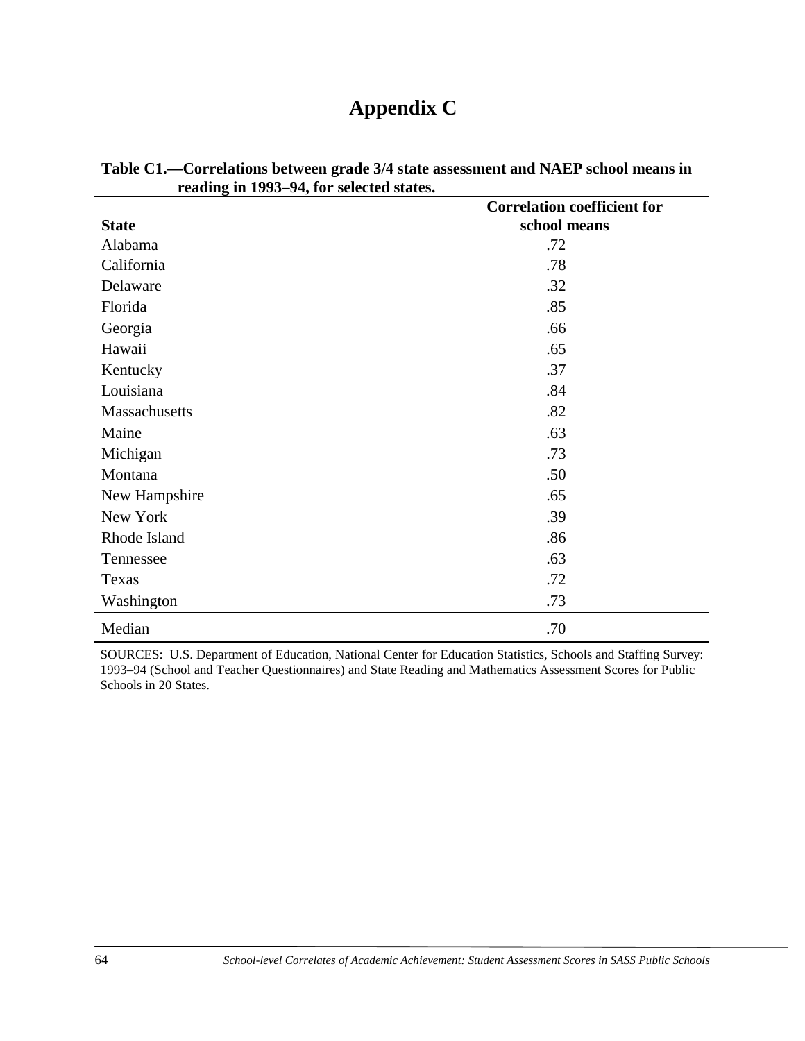# Appendix C

**Table C1.—Correlations between grade 3/4 state assessment and NAEP school means in reading in 1993–94, for selected states.**

| State | Correlation coefficient for school means |
|---|---|
| Alabama | .72 |
| California | .78 |
| Delaware | .32 |
| Florida | .85 |
| Georgia | .66 |
| Hawaii | .65 |
| Kentucky | .37 |
| Louisiana | .84 |
| Massachusetts | .82 |
| Maine | .63 |
| Michigan | .73 |
| Montana | .50 |
| New Hampshire | .65 |
| New York | .39 |
| Rhode Island | .86 |
| Tennessee | .63 |
| Texas | .72 |
| Washington | .73 |
| Median | .70 |

SOURCES: U.S. Department of Education, National Center for Education Statistics, Schools and Staffing Survey: 1993–94 (School and Teacher Questionnaires) and State Reading and Mathematics Assessment Scores for Public Schools in 20 States.